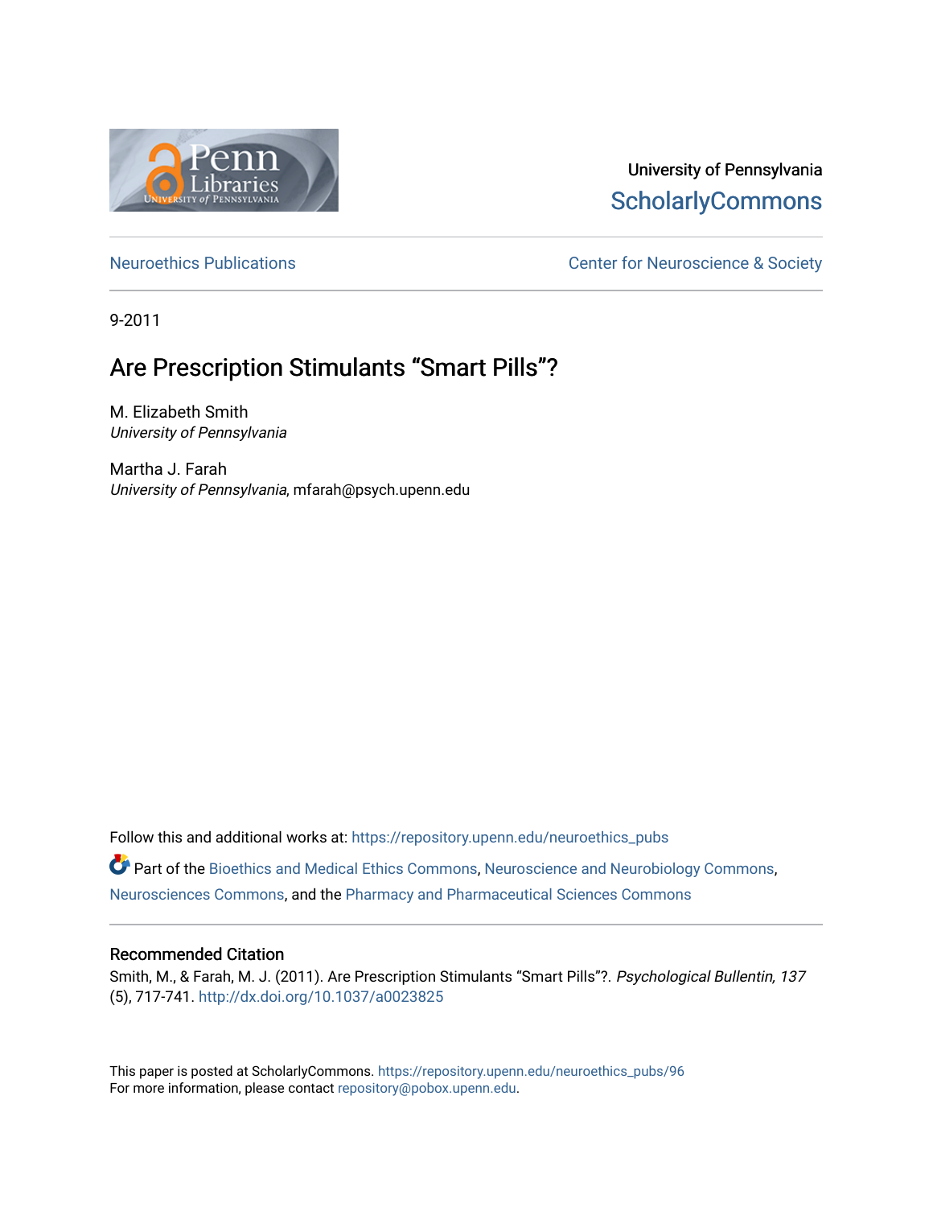University of Pennsylvania
ScholarlyCommons

Neuroethics Publications

Center for Neuroscience & Society

9-2011

# Are Prescription Stimulants "Smart Pills"?

M. Elizabeth Smith
*University of Pennsylvania*

Martha J. Farah
*University of Pennsylvania*, mfarah@psych.upenn.edu

Follow this and additional works at: https://repository.upenn.edu/neuroethics_pubs

Part of the Bioethics and Medical Ethics Commons, Neuroscience and Neurobiology Commons, Neurosciences Commons, and the Pharmacy and Pharmaceutical Sciences Commons

## Recommended Citation

Smith, M., & Farah, M. J. (2011). Are Prescription Stimulants "Smart Pills"?. *Psychological Bullentin, 137* (5), 717-741. http://dx.doi.org/10.1037/a0023825

This paper is posted at ScholarlyCommons. https://repository.upenn.edu/neuroethics_pubs/96
For more information, please contact repository@pobox.upenn.edu.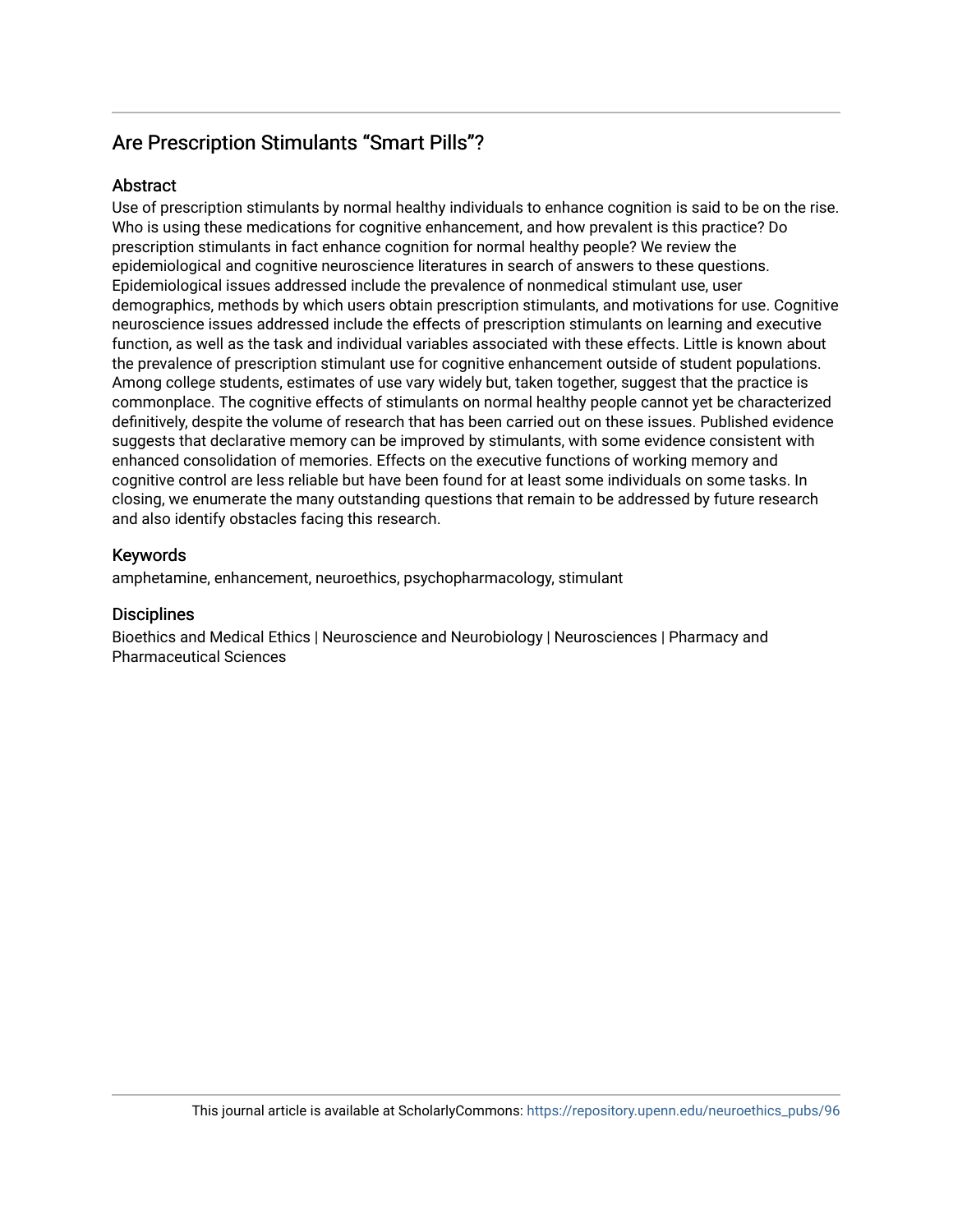## Are Prescription Stimulants "Smart Pills"?

### Abstract

Use of prescription stimulants by normal healthy individuals to enhance cognition is said to be on the rise. Who is using these medications for cognitive enhancement, and how prevalent is this practice? Do prescription stimulants in fact enhance cognition for normal healthy people? We review the epidemiological and cognitive neuroscience literatures in search of answers to these questions. Epidemiological issues addressed include the prevalence of nonmedical stimulant use, user demographics, methods by which users obtain prescription stimulants, and motivations for use. Cognitive neuroscience issues addressed include the effects of prescription stimulants on learning and executive function, as well as the task and individual variables associated with these effects. Little is known about the prevalence of prescription stimulant use for cognitive enhancement outside of student populations. Among college students, estimates of use vary widely but, taken together, suggest that the practice is commonplace. The cognitive effects of stimulants on normal healthy people cannot yet be characterized definitively, despite the volume of research that has been carried out on these issues. Published evidence suggests that declarative memory can be improved by stimulants, with some evidence consistent with enhanced consolidation of memories. Effects on the executive functions of working memory and cognitive control are less reliable but have been found for at least some individuals on some tasks. In closing, we enumerate the many outstanding questions that remain to be addressed by future research and also identify obstacles facing this research.

### Keywords

amphetamine, enhancement, neuroethics, psychopharmacology, stimulant

### Disciplines

Bioethics and Medical Ethics | Neuroscience and Neurobiology | Neurosciences | Pharmacy and Pharmaceutical Sciences

This journal article is available at ScholarlyCommons: https://repository.upenn.edu/neuroethics_pubs/96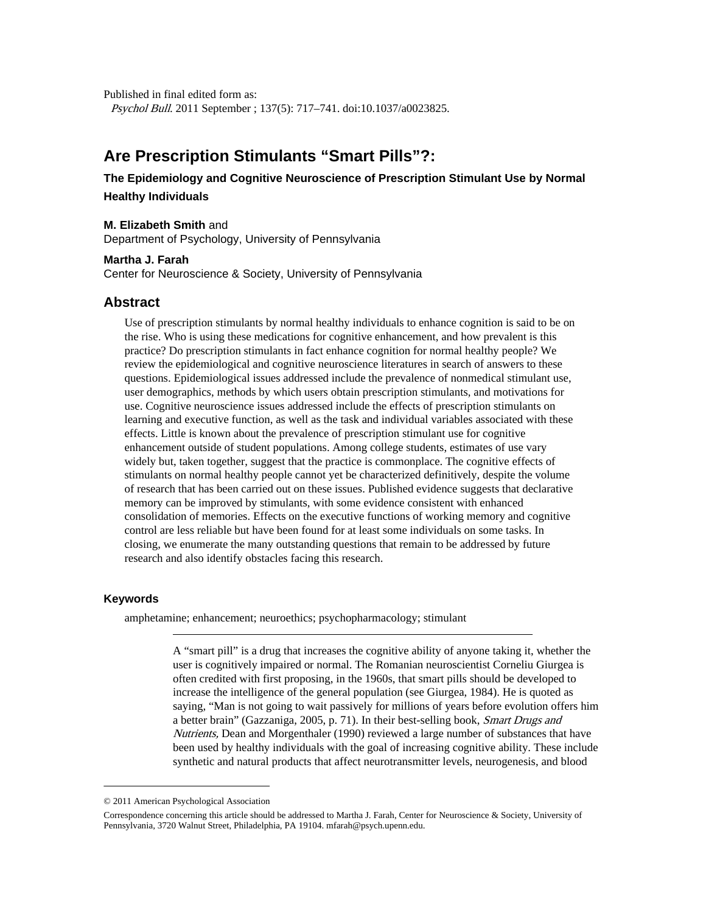Published in final edited form as:

*Psychol Bull*. 2011 September ; 137(5): 717–741. doi:10.1037/a0023825.

# Are Prescription Stimulants "Smart Pills"?:

### The Epidemiology and Cognitive Neuroscience of Prescription Stimulant Use by Normal Healthy Individuals

**M. Elizabeth Smith** and
Department of Psychology, University of Pennsylvania

**Martha J. Farah**
Center for Neuroscience & Society, University of Pennsylvania

## Abstract

Use of prescription stimulants by normal healthy individuals to enhance cognition is said to be on the rise. Who is using these medications for cognitive enhancement, and how prevalent is this practice? Do prescription stimulants in fact enhance cognition for normal healthy people? We review the epidemiological and cognitive neuroscience literatures in search of answers to these questions. Epidemiological issues addressed include the prevalence of nonmedical stimulant use, user demographics, methods by which users obtain prescription stimulants, and motivations for use. Cognitive neuroscience issues addressed include the effects of prescription stimulants on learning and executive function, as well as the task and individual variables associated with these effects. Little is known about the prevalence of prescription stimulant use for cognitive enhancement outside of student populations. Among college students, estimates of use vary widely but, taken together, suggest that the practice is commonplace. The cognitive effects of stimulants on normal healthy people cannot yet be characterized definitively, despite the volume of research that has been carried out on these issues. Published evidence suggests that declarative memory can be improved by stimulants, with some evidence consistent with enhanced consolidation of memories. Effects on the executive functions of working memory and cognitive control are less reliable but have been found for at least some individuals on some tasks. In closing, we enumerate the many outstanding questions that remain to be addressed by future research and also identify obstacles facing this research.

### Keywords

amphetamine; enhancement; neuroethics; psychopharmacology; stimulant

---

A "smart pill" is a drug that increases the cognitive ability of anyone taking it, whether the user is cognitively impaired or normal. The Romanian neuroscientist Corneliu Giurgea is often credited with first proposing, in the 1960s, that smart pills should be developed to increase the intelligence of the general population (see Giurgea, 1984). He is quoted as saying, "Man is not going to wait passively for millions of years before evolution offers him a better brain" (Gazzaniga, 2005, p. 71). In their best-selling book, *Smart Drugs and Nutrients,* Dean and Morgenthaler (1990) reviewed a large number of substances that have been used by healthy individuals with the goal of increasing cognitive ability. These include synthetic and natural products that affect neurotransmitter levels, neurogenesis, and blood

---

© 2011 American Psychological Association

Correspondence concerning this article should be addressed to Martha J. Farah, Center for Neuroscience & Society, University of Pennsylvania, 3720 Walnut Street, Philadelphia, PA 19104. mfarah@psych.upenn.edu.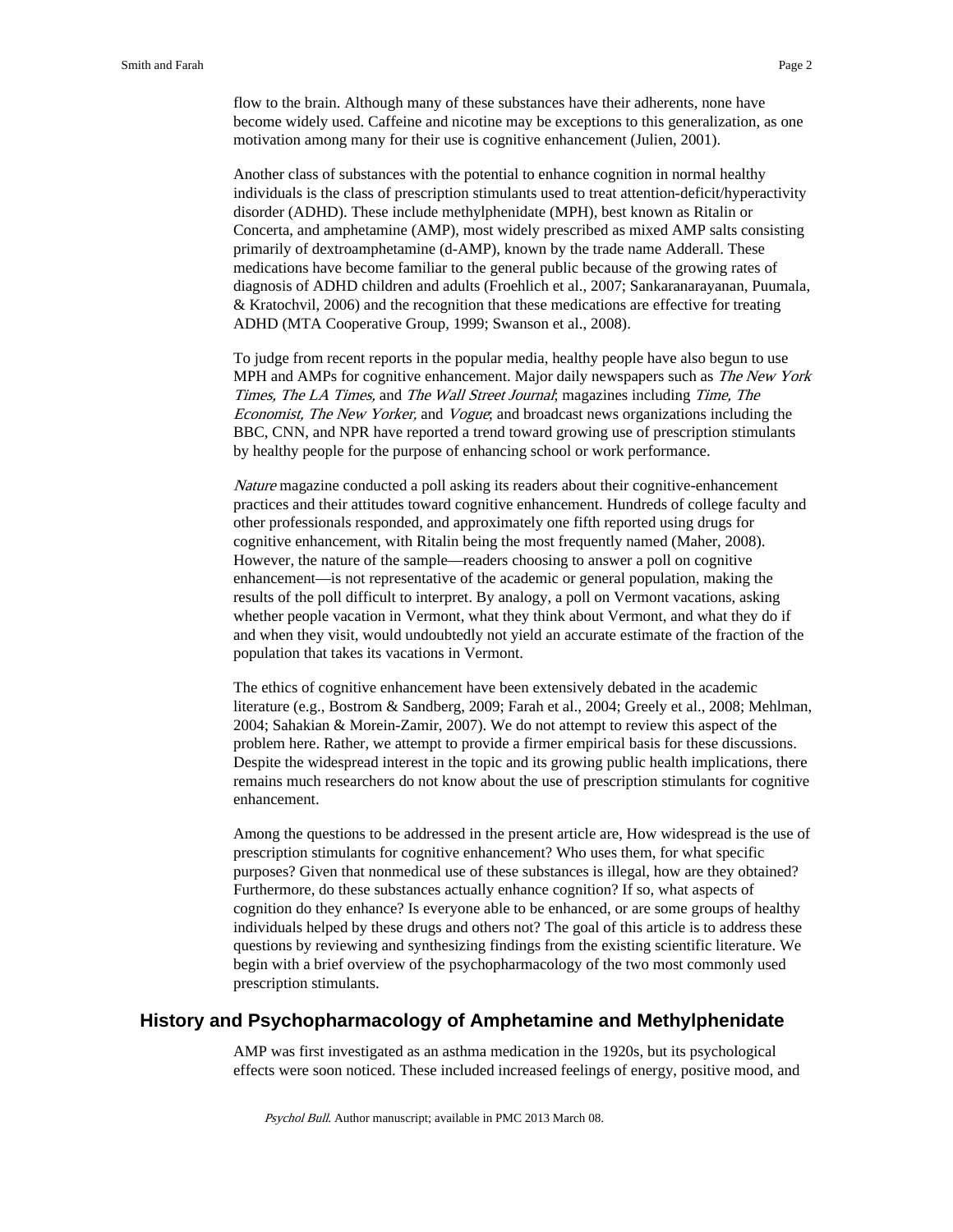flow to the brain. Although many of these substances have their adherents, none have become widely used. Caffeine and nicotine may be exceptions to this generalization, as one motivation among many for their use is cognitive enhancement (Julien, 2001).

Another class of substances with the potential to enhance cognition in normal healthy individuals is the class of prescription stimulants used to treat attention-deficit/hyperactivity disorder (ADHD). These include methylphenidate (MPH), best known as Ritalin or Concerta, and amphetamine (AMP), most widely prescribed as mixed AMP salts consisting primarily of dextroamphetamine (d-AMP), known by the trade name Adderall. These medications have become familiar to the general public because of the growing rates of diagnosis of ADHD children and adults (Froehlich et al., 2007; Sankaranarayanan, Puumala, & Kratochvil, 2006) and the recognition that these medications are effective for treating ADHD (MTA Cooperative Group, 1999; Swanson et al., 2008).

To judge from recent reports in the popular media, healthy people have also begun to use MPH and AMPs for cognitive enhancement. Major daily newspapers such as *The New York Times, The LA Times,* and *The Wall Street Journal*; magazines including *Time, The Economist, The New Yorker,* and *Vogue*; and broadcast news organizations including the BBC, CNN, and NPR have reported a trend toward growing use of prescription stimulants by healthy people for the purpose of enhancing school or work performance.

*Nature* magazine conducted a poll asking its readers about their cognitive-enhancement practices and their attitudes toward cognitive enhancement. Hundreds of college faculty and other professionals responded, and approximately one fifth reported using drugs for cognitive enhancement, with Ritalin being the most frequently named (Maher, 2008). However, the nature of the sample—readers choosing to answer a poll on cognitive enhancement—is not representative of the academic or general population, making the results of the poll difficult to interpret. By analogy, a poll on Vermont vacations, asking whether people vacation in Vermont, what they think about Vermont, and what they do if and when they visit, would undoubtedly not yield an accurate estimate of the fraction of the population that takes its vacations in Vermont.

The ethics of cognitive enhancement have been extensively debated in the academic literature (e.g., Bostrom & Sandberg, 2009; Farah et al., 2004; Greely et al., 2008; Mehlman, 2004; Sahakian & Morein-Zamir, 2007). We do not attempt to review this aspect of the problem here. Rather, we attempt to provide a firmer empirical basis for these discussions. Despite the widespread interest in the topic and its growing public health implications, there remains much researchers do not know about the use of prescription stimulants for cognitive enhancement.

Among the questions to be addressed in the present article are, How widespread is the use of prescription stimulants for cognitive enhancement? Who uses them, for what specific purposes? Given that nonmedical use of these substances is illegal, how are they obtained? Furthermore, do these substances actually enhance cognition? If so, what aspects of cognition do they enhance? Is everyone able to be enhanced, or are some groups of healthy individuals helped by these drugs and others not? The goal of this article is to address these questions by reviewing and synthesizing findings from the existing scientific literature. We begin with a brief overview of the psychopharmacology of the two most commonly used prescription stimulants.

## History and Psychopharmacology of Amphetamine and Methylphenidate

AMP was first investigated as an asthma medication in the 1920s, but its psychological effects were soon noticed. These included increased feelings of energy, positive mood, and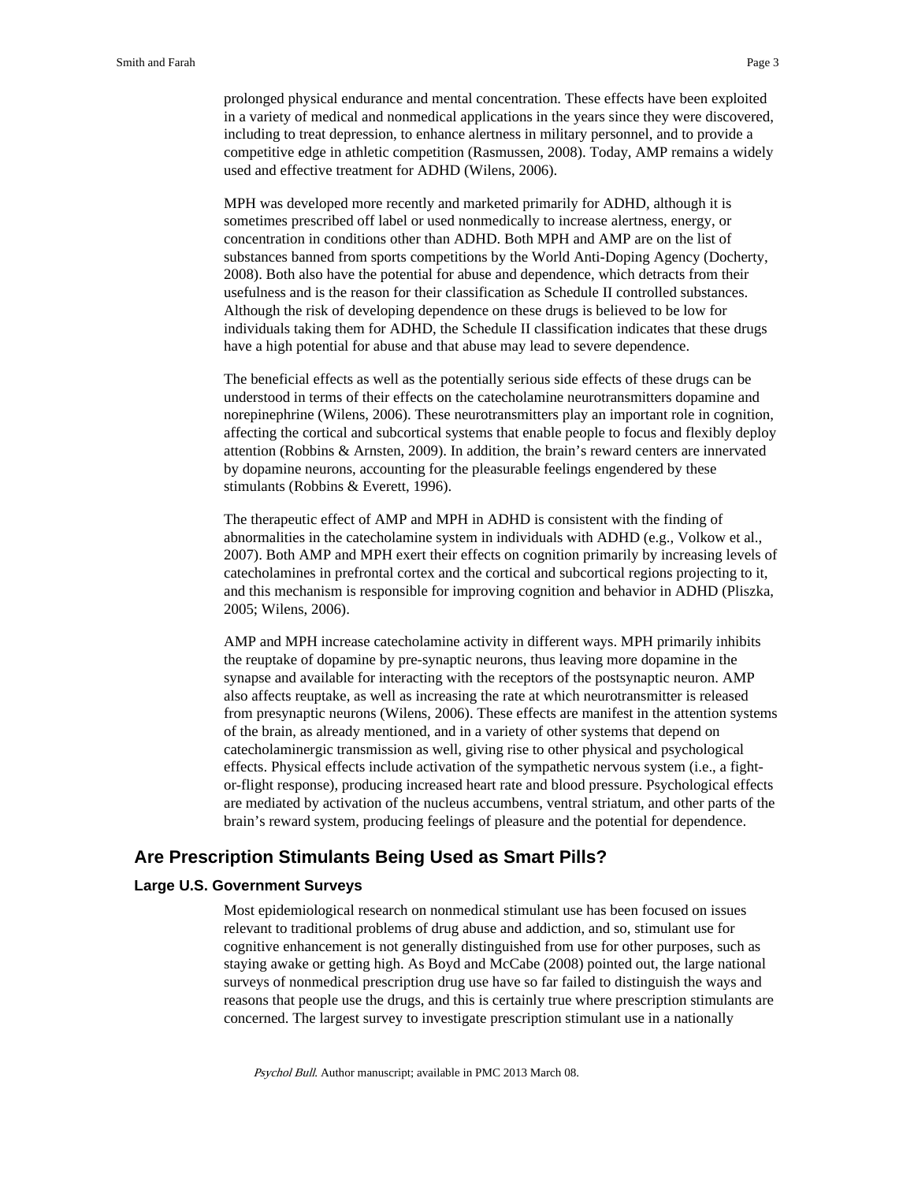prolonged physical endurance and mental concentration. These effects have been exploited in a variety of medical and nonmedical applications in the years since they were discovered, including to treat depression, to enhance alertness in military personnel, and to provide a competitive edge in athletic competition (Rasmussen, 2008). Today, AMP remains a widely used and effective treatment for ADHD (Wilens, 2006).

MPH was developed more recently and marketed primarily for ADHD, although it is sometimes prescribed off label or used nonmedically to increase alertness, energy, or concentration in conditions other than ADHD. Both MPH and AMP are on the list of substances banned from sports competitions by the World Anti-Doping Agency (Docherty, 2008). Both also have the potential for abuse and dependence, which detracts from their usefulness and is the reason for their classification as Schedule II controlled substances. Although the risk of developing dependence on these drugs is believed to be low for individuals taking them for ADHD, the Schedule II classification indicates that these drugs have a high potential for abuse and that abuse may lead to severe dependence.

The beneficial effects as well as the potentially serious side effects of these drugs can be understood in terms of their effects on the catecholamine neurotransmitters dopamine and norepinephrine (Wilens, 2006). These neurotransmitters play an important role in cognition, affecting the cortical and subcortical systems that enable people to focus and flexibly deploy attention (Robbins & Arnsten, 2009). In addition, the brain's reward centers are innervated by dopamine neurons, accounting for the pleasurable feelings engendered by these stimulants (Robbins & Everett, 1996).

The therapeutic effect of AMP and MPH in ADHD is consistent with the finding of abnormalities in the catecholamine system in individuals with ADHD (e.g., Volkow et al., 2007). Both AMP and MPH exert their effects on cognition primarily by increasing levels of catecholamines in prefrontal cortex and the cortical and subcortical regions projecting to it, and this mechanism is responsible for improving cognition and behavior in ADHD (Pliszka, 2005; Wilens, 2006).

AMP and MPH increase catecholamine activity in different ways. MPH primarily inhibits the reuptake of dopamine by pre-synaptic neurons, thus leaving more dopamine in the synapse and available for interacting with the receptors of the postsynaptic neuron. AMP also affects reuptake, as well as increasing the rate at which neurotransmitter is released from presynaptic neurons (Wilens, 2006). These effects are manifest in the attention systems of the brain, as already mentioned, and in a variety of other systems that depend on catecholaminergic transmission as well, giving rise to other physical and psychological effects. Physical effects include activation of the sympathetic nervous system (i.e., a fight-or-flight response), producing increased heart rate and blood pressure. Psychological effects are mediated by activation of the nucleus accumbens, ventral striatum, and other parts of the brain's reward system, producing feelings of pleasure and the potential for dependence.

## Are Prescription Stimulants Being Used as Smart Pills?

### Large U.S. Government Surveys

Most epidemiological research on nonmedical stimulant use has been focused on issues relevant to traditional problems of drug abuse and addiction, and so, stimulant use for cognitive enhancement is not generally distinguished from use for other purposes, such as staying awake or getting high. As Boyd and McCabe (2008) pointed out, the large national surveys of nonmedical prescription drug use have so far failed to distinguish the ways and reasons that people use the drugs, and this is certainly true where prescription stimulants are concerned. The largest survey to investigate prescription stimulant use in a nationally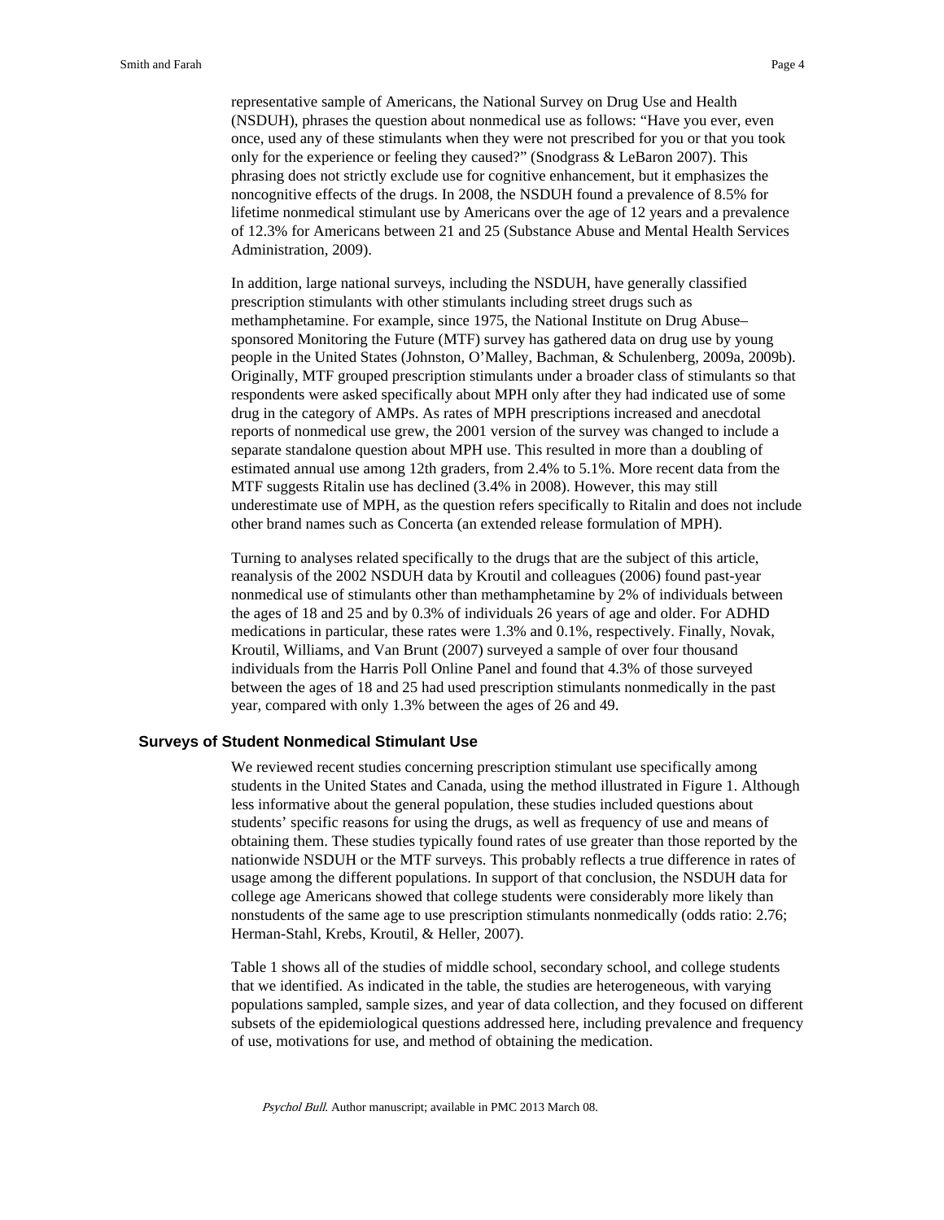representative sample of Americans, the National Survey on Drug Use and Health (NSDUH), phrases the question about nonmedical use as follows: "Have you ever, even once, used any of these stimulants when they were not prescribed for you or that you took only for the experience or feeling they caused?" (Snodgrass & LeBaron 2007). This phrasing does not strictly exclude use for cognitive enhancement, but it emphasizes the noncognitive effects of the drugs. In 2008, the NSDUH found a prevalence of 8.5% for lifetime nonmedical stimulant use by Americans over the age of 12 years and a prevalence of 12.3% for Americans between 21 and 25 (Substance Abuse and Mental Health Services Administration, 2009).

In addition, large national surveys, including the NSDUH, have generally classified prescription stimulants with other stimulants including street drugs such as methamphetamine. For example, since 1975, the National Institute on Drug Abuse–sponsored Monitoring the Future (MTF) survey has gathered data on drug use by young people in the United States (Johnston, O'Malley, Bachman, & Schulenberg, 2009a, 2009b). Originally, MTF grouped prescription stimulants under a broader class of stimulants so that respondents were asked specifically about MPH only after they had indicated use of some drug in the category of AMPs. As rates of MPH prescriptions increased and anecdotal reports of nonmedical use grew, the 2001 version of the survey was changed to include a separate standalone question about MPH use. This resulted in more than a doubling of estimated annual use among 12th graders, from 2.4% to 5.1%. More recent data from the MTF suggests Ritalin use has declined (3.4% in 2008). However, this may still underestimate use of MPH, as the question refers specifically to Ritalin and does not include other brand names such as Concerta (an extended release formulation of MPH).

Turning to analyses related specifically to the drugs that are the subject of this article, reanalysis of the 2002 NSDUH data by Kroutil and colleagues (2006) found past-year nonmedical use of stimulants other than methamphetamine by 2% of individuals between the ages of 18 and 25 and by 0.3% of individuals 26 years of age and older. For ADHD medications in particular, these rates were 1.3% and 0.1%, respectively. Finally, Novak, Kroutil, Williams, and Van Brunt (2007) surveyed a sample of over four thousand individuals from the Harris Poll Online Panel and found that 4.3% of those surveyed between the ages of 18 and 25 had used prescription stimulants nonmedically in the past year, compared with only 1.3% between the ages of 26 and 49.

## Surveys of Student Nonmedical Stimulant Use

We reviewed recent studies concerning prescription stimulant use specifically among students in the United States and Canada, using the method illustrated in Figure 1. Although less informative about the general population, these studies included questions about students' specific reasons for using the drugs, as well as frequency of use and means of obtaining them. These studies typically found rates of use greater than those reported by the nationwide NSDUH or the MTF surveys. This probably reflects a true difference in rates of usage among the different populations. In support of that conclusion, the NSDUH data for college age Americans showed that college students were considerably more likely than nonstudents of the same age to use prescription stimulants nonmedically (odds ratio: 2.76; Herman-Stahl, Krebs, Kroutil, & Heller, 2007).

Table 1 shows all of the studies of middle school, secondary school, and college students that we identified. As indicated in the table, the studies are heterogeneous, with varying populations sampled, sample sizes, and year of data collection, and they focused on different subsets of the epidemiological questions addressed here, including prevalence and frequency of use, motivations for use, and method of obtaining the medication.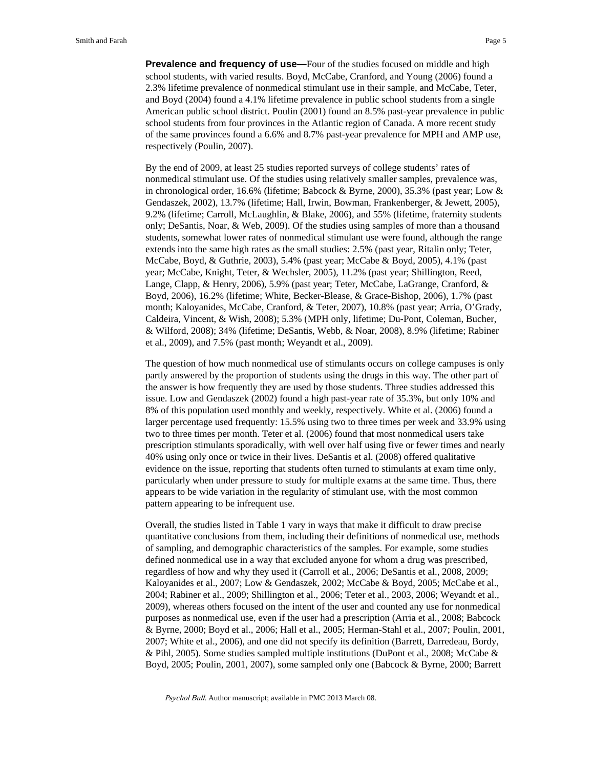**Prevalence and frequency of use—**Four of the studies focused on middle and high school students, with varied results. Boyd, McCabe, Cranford, and Young (2006) found a 2.3% lifetime prevalence of nonmedical stimulant use in their sample, and McCabe, Teter, and Boyd (2004) found a 4.1% lifetime prevalence in public school students from a single American public school district. Poulin (2001) found an 8.5% past-year prevalence in public school students from four provinces in the Atlantic region of Canada. A more recent study of the same provinces found a 6.6% and 8.7% past-year prevalence for MPH and AMP use, respectively (Poulin, 2007).

By the end of 2009, at least 25 studies reported surveys of college students' rates of nonmedical stimulant use. Of the studies using relatively smaller samples, prevalence was, in chronological order, 16.6% (lifetime; Babcock & Byrne, 2000), 35.3% (past year; Low & Gendaszek, 2002), 13.7% (lifetime; Hall, Irwin, Bowman, Frankenberger, & Jewett, 2005), 9.2% (lifetime; Carroll, McLaughlin, & Blake, 2006), and 55% (lifetime, fraternity students only; DeSantis, Noar, & Web, 2009). Of the studies using samples of more than a thousand students, somewhat lower rates of nonmedical stimulant use were found, although the range extends into the same high rates as the small studies: 2.5% (past year, Ritalin only; Teter, McCabe, Boyd, & Guthrie, 2003), 5.4% (past year; McCabe & Boyd, 2005), 4.1% (past year; McCabe, Knight, Teter, & Wechsler, 2005), 11.2% (past year; Shillington, Reed, Lange, Clapp, & Henry, 2006), 5.9% (past year; Teter, McCabe, LaGrange, Cranford, & Boyd, 2006), 16.2% (lifetime; White, Becker-Blease, & Grace-Bishop, 2006), 1.7% (past month; Kaloyanides, McCabe, Cranford, & Teter, 2007), 10.8% (past year; Arria, O'Grady, Caldeira, Vincent, & Wish, 2008); 5.3% (MPH only, lifetime; Du-Pont, Coleman, Bucher, & Wilford, 2008); 34% (lifetime; DeSantis, Webb, & Noar, 2008), 8.9% (lifetime; Rabiner et al., 2009), and 7.5% (past month; Weyandt et al., 2009).

The question of how much nonmedical use of stimulants occurs on college campuses is only partly answered by the proportion of students using the drugs in this way. The other part of the answer is how frequently they are used by those students. Three studies addressed this issue. Low and Gendaszek (2002) found a high past-year rate of 35.3%, but only 10% and 8% of this population used monthly and weekly, respectively. White et al. (2006) found a larger percentage used frequently: 15.5% using two to three times per week and 33.9% using two to three times per month. Teter et al. (2006) found that most nonmedical users take prescription stimulants sporadically, with well over half using five or fewer times and nearly 40% using only once or twice in their lives. DeSantis et al. (2008) offered qualitative evidence on the issue, reporting that students often turned to stimulants at exam time only, particularly when under pressure to study for multiple exams at the same time. Thus, there appears to be wide variation in the regularity of stimulant use, with the most common pattern appearing to be infrequent use.

Overall, the studies listed in Table 1 vary in ways that make it difficult to draw precise quantitative conclusions from them, including their definitions of nonmedical use, methods of sampling, and demographic characteristics of the samples. For example, some studies defined nonmedical use in a way that excluded anyone for whom a drug was prescribed, regardless of how and why they used it (Carroll et al., 2006; DeSantis et al., 2008, 2009; Kaloyanides et al., 2007; Low & Gendaszek, 2002; McCabe & Boyd, 2005; McCabe et al., 2004; Rabiner et al., 2009; Shillington et al., 2006; Teter et al., 2003, 2006; Weyandt et al., 2009), whereas others focused on the intent of the user and counted any use for nonmedical purposes as nonmedical use, even if the user had a prescription (Arria et al., 2008; Babcock & Byrne, 2000; Boyd et al., 2006; Hall et al., 2005; Herman-Stahl et al., 2007; Poulin, 2001, 2007; White et al., 2006), and one did not specify its definition (Barrett, Darredeau, Bordy, & Pihl, 2005). Some studies sampled multiple institutions (DuPont et al., 2008; McCabe & Boyd, 2005; Poulin, 2001, 2007), some sampled only one (Babcock & Byrne, 2000; Barrett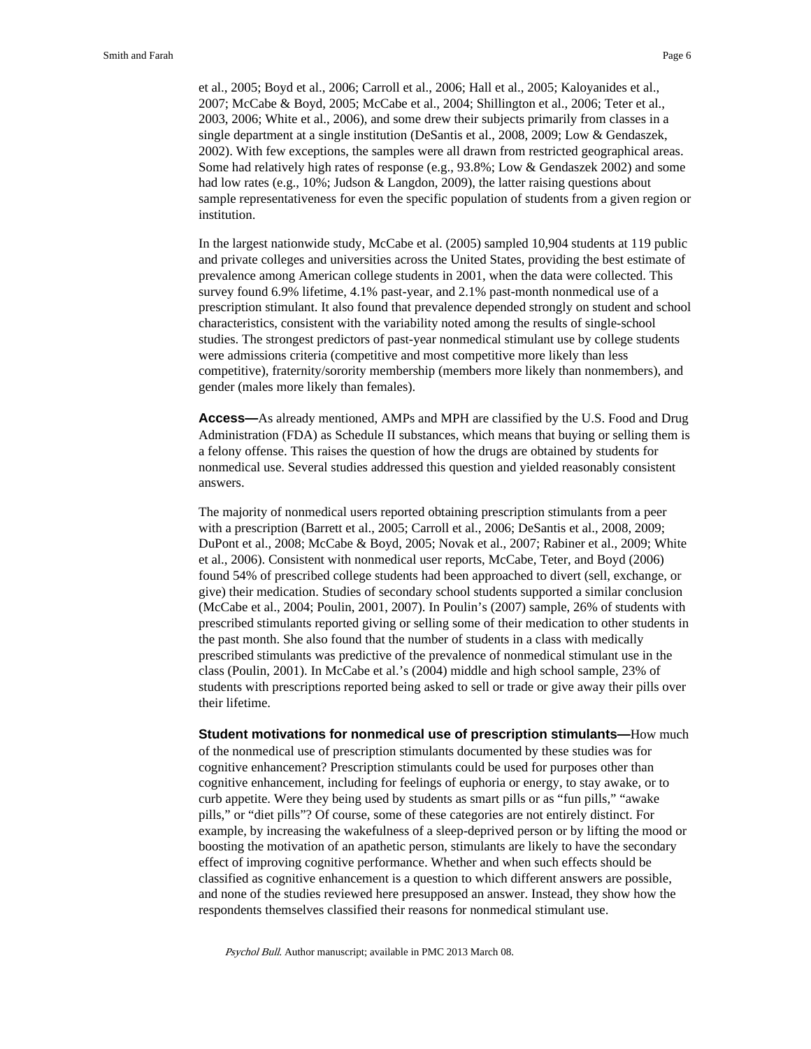et al., 2005; Boyd et al., 2006; Carroll et al., 2006; Hall et al., 2005; Kaloyanides et al., 2007; McCabe & Boyd, 2005; McCabe et al., 2004; Shillington et al., 2006; Teter et al., 2003, 2006; White et al., 2006), and some drew their subjects primarily from classes in a single department at a single institution (DeSantis et al., 2008, 2009; Low & Gendaszek, 2002). With few exceptions, the samples were all drawn from restricted geographical areas. Some had relatively high rates of response (e.g., 93.8%; Low & Gendaszek 2002) and some had low rates (e.g., 10%; Judson & Langdon, 2009), the latter raising questions about sample representativeness for even the specific population of students from a given region or institution.

In the largest nationwide study, McCabe et al. (2005) sampled 10,904 students at 119 public and private colleges and universities across the United States, providing the best estimate of prevalence among American college students in 2001, when the data were collected. This survey found 6.9% lifetime, 4.1% past-year, and 2.1% past-month nonmedical use of a prescription stimulant. It also found that prevalence depended strongly on student and school characteristics, consistent with the variability noted among the results of single-school studies. The strongest predictors of past-year nonmedical stimulant use by college students were admissions criteria (competitive and most competitive more likely than less competitive), fraternity/sorority membership (members more likely than nonmembers), and gender (males more likely than females).

**Access—**As already mentioned, AMPs and MPH are classified by the U.S. Food and Drug Administration (FDA) as Schedule II substances, which means that buying or selling them is a felony offense. This raises the question of how the drugs are obtained by students for nonmedical use. Several studies addressed this question and yielded reasonably consistent answers.

The majority of nonmedical users reported obtaining prescription stimulants from a peer with a prescription (Barrett et al., 2005; Carroll et al., 2006; DeSantis et al., 2008, 2009; DuPont et al., 2008; McCabe & Boyd, 2005; Novak et al., 2007; Rabiner et al., 2009; White et al., 2006). Consistent with nonmedical user reports, McCabe, Teter, and Boyd (2006) found 54% of prescribed college students had been approached to divert (sell, exchange, or give) their medication. Studies of secondary school students supported a similar conclusion (McCabe et al., 2004; Poulin, 2001, 2007). In Poulin's (2007) sample, 26% of students with prescribed stimulants reported giving or selling some of their medication to other students in the past month. She also found that the number of students in a class with medically prescribed stimulants was predictive of the prevalence of nonmedical stimulant use in the class (Poulin, 2001). In McCabe et al.'s (2004) middle and high school sample, 23% of students with prescriptions reported being asked to sell or trade or give away their pills over their lifetime.

**Student motivations for nonmedical use of prescription stimulants—**How much of the nonmedical use of prescription stimulants documented by these studies was for cognitive enhancement? Prescription stimulants could be used for purposes other than cognitive enhancement, including for feelings of euphoria or energy, to stay awake, or to curb appetite. Were they being used by students as smart pills or as "fun pills," "awake pills," or "diet pills"? Of course, some of these categories are not entirely distinct. For example, by increasing the wakefulness of a sleep-deprived person or by lifting the mood or boosting the motivation of an apathetic person, stimulants are likely to have the secondary effect of improving cognitive performance. Whether and when such effects should be classified as cognitive enhancement is a question to which different answers are possible, and none of the studies reviewed here presupposed an answer. Instead, they show how the respondents themselves classified their reasons for nonmedical stimulant use.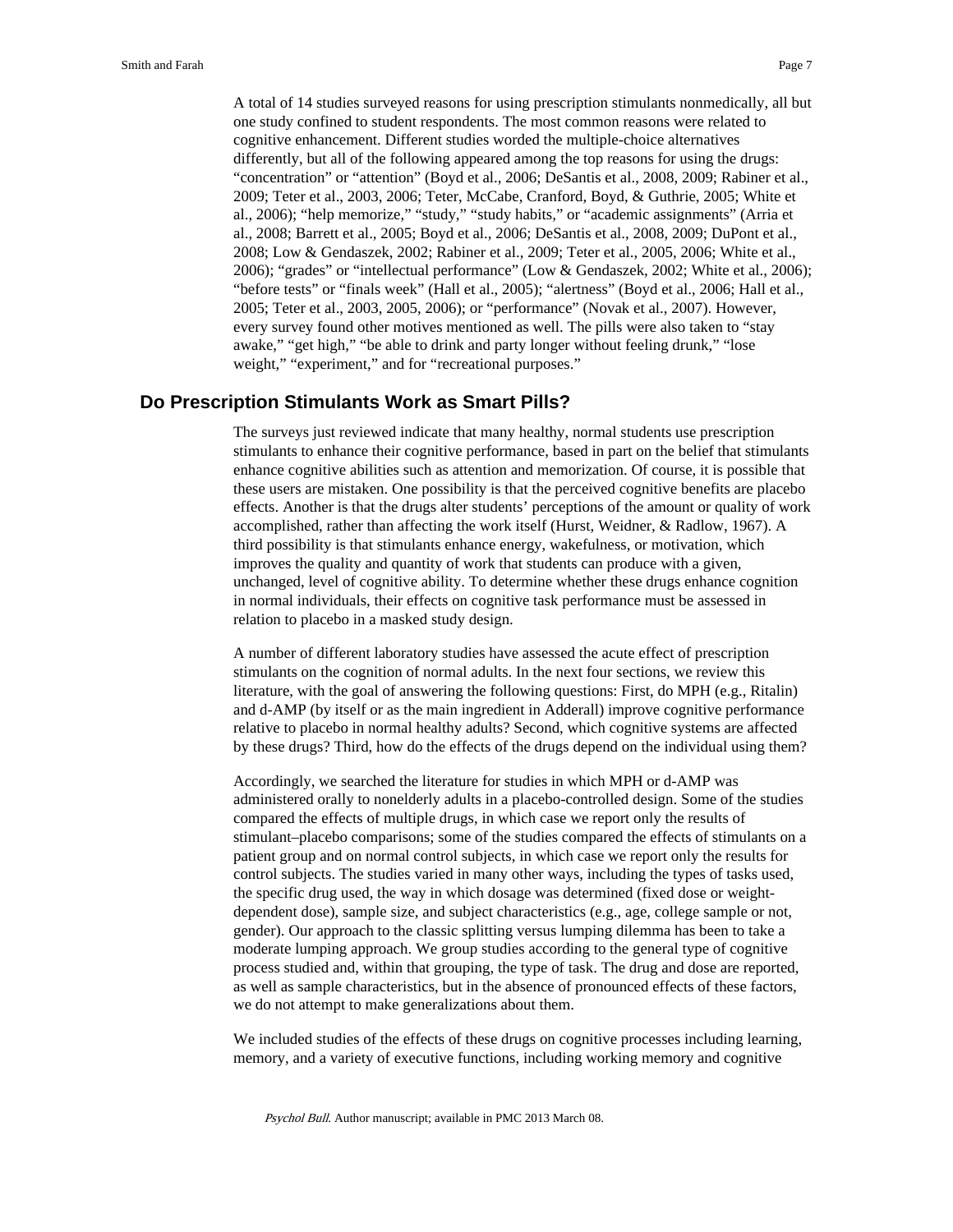A total of 14 studies surveyed reasons for using prescription stimulants nonmedically, all but one study confined to student respondents. The most common reasons were related to cognitive enhancement. Different studies worded the multiple-choice alternatives differently, but all of the following appeared among the top reasons for using the drugs: "concentration" or "attention" (Boyd et al., 2006; DeSantis et al., 2008, 2009; Rabiner et al., 2009; Teter et al., 2003, 2006; Teter, McCabe, Cranford, Boyd, & Guthrie, 2005; White et al., 2006); "help memorize," "study," "study habits," or "academic assignments" (Arria et al., 2008; Barrett et al., 2005; Boyd et al., 2006; DeSantis et al., 2008, 2009; DuPont et al., 2008; Low & Gendaszek, 2002; Rabiner et al., 2009; Teter et al., 2005, 2006; White et al., 2006); "grades" or "intellectual performance" (Low & Gendaszek, 2002; White et al., 2006); "before tests" or "finals week" (Hall et al., 2005); "alertness" (Boyd et al., 2006; Hall et al., 2005; Teter et al., 2003, 2005, 2006); or "performance" (Novak et al., 2007). However, every survey found other motives mentioned as well. The pills were also taken to "stay awake," "get high," "be able to drink and party longer without feeling drunk," "lose weight," "experiment," and for "recreational purposes."

## Do Prescription Stimulants Work as Smart Pills?

The surveys just reviewed indicate that many healthy, normal students use prescription stimulants to enhance their cognitive performance, based in part on the belief that stimulants enhance cognitive abilities such as attention and memorization. Of course, it is possible that these users are mistaken. One possibility is that the perceived cognitive benefits are placebo effects. Another is that the drugs alter students' perceptions of the amount or quality of work accomplished, rather than affecting the work itself (Hurst, Weidner, & Radlow, 1967). A third possibility is that stimulants enhance energy, wakefulness, or motivation, which improves the quality and quantity of work that students can produce with a given, unchanged, level of cognitive ability. To determine whether these drugs enhance cognition in normal individuals, their effects on cognitive task performance must be assessed in relation to placebo in a masked study design.

A number of different laboratory studies have assessed the acute effect of prescription stimulants on the cognition of normal adults. In the next four sections, we review this literature, with the goal of answering the following questions: First, do MPH (e.g., Ritalin) and d-AMP (by itself or as the main ingredient in Adderall) improve cognitive performance relative to placebo in normal healthy adults? Second, which cognitive systems are affected by these drugs? Third, how do the effects of the drugs depend on the individual using them?

Accordingly, we searched the literature for studies in which MPH or d-AMP was administered orally to nonelderly adults in a placebo-controlled design. Some of the studies compared the effects of multiple drugs, in which case we report only the results of stimulant–placebo comparisons; some of the studies compared the effects of stimulants on a patient group and on normal control subjects, in which case we report only the results for control subjects. The studies varied in many other ways, including the types of tasks used, the specific drug used, the way in which dosage was determined (fixed dose or weight-dependent dose), sample size, and subject characteristics (e.g., age, college sample or not, gender). Our approach to the classic splitting versus lumping dilemma has been to take a moderate lumping approach. We group studies according to the general type of cognitive process studied and, within that grouping, the type of task. The drug and dose are reported, as well as sample characteristics, but in the absence of pronounced effects of these factors, we do not attempt to make generalizations about them.

We included studies of the effects of these drugs on cognitive processes including learning, memory, and a variety of executive functions, including working memory and cognitive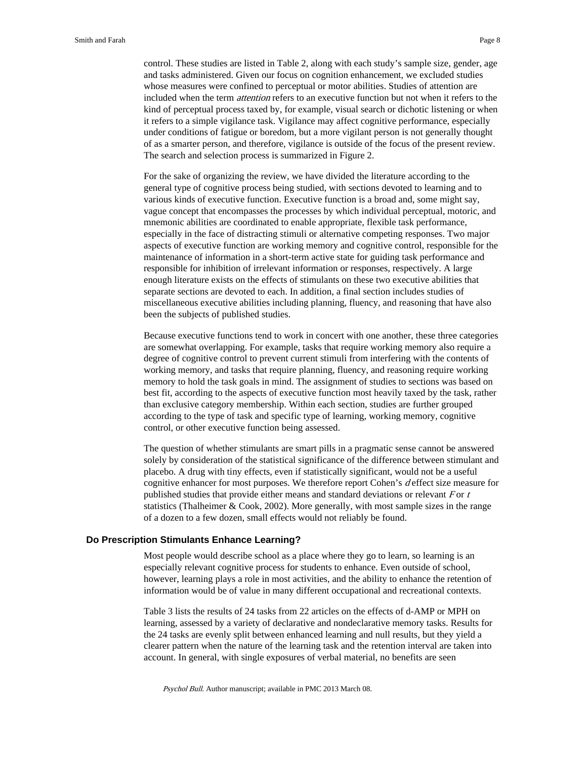control. These studies are listed in Table 2, along with each study's sample size, gender, age and tasks administered. Given our focus on cognition enhancement, we excluded studies whose measures were confined to perceptual or motor abilities. Studies of attention are included when the term *attention* refers to an executive function but not when it refers to the kind of perceptual process taxed by, for example, visual search or dichotic listening or when it refers to a simple vigilance task. Vigilance may affect cognitive performance, especially under conditions of fatigue or boredom, but a more vigilant person is not generally thought of as a smarter person, and therefore, vigilance is outside of the focus of the present review. The search and selection process is summarized in Figure 2.

For the sake of organizing the review, we have divided the literature according to the general type of cognitive process being studied, with sections devoted to learning and to various kinds of executive function. Executive function is a broad and, some might say, vague concept that encompasses the processes by which individual perceptual, motoric, and mnemonic abilities are coordinated to enable appropriate, flexible task performance, especially in the face of distracting stimuli or alternative competing responses. Two major aspects of executive function are working memory and cognitive control, responsible for the maintenance of information in a short-term active state for guiding task performance and responsible for inhibition of irrelevant information or responses, respectively. A large enough literature exists on the effects of stimulants on these two executive abilities that separate sections are devoted to each. In addition, a final section includes studies of miscellaneous executive abilities including planning, fluency, and reasoning that have also been the subjects of published studies.

Because executive functions tend to work in concert with one another, these three categories are somewhat overlapping. For example, tasks that require working memory also require a degree of cognitive control to prevent current stimuli from interfering with the contents of working memory, and tasks that require planning, fluency, and reasoning require working memory to hold the task goals in mind. The assignment of studies to sections was based on best fit, according to the aspects of executive function most heavily taxed by the task, rather than exclusive category membership. Within each section, studies are further grouped according to the type of task and specific type of learning, working memory, cognitive control, or other executive function being assessed.

The question of whether stimulants are smart pills in a pragmatic sense cannot be answered solely by consideration of the statistical significance of the difference between stimulant and placebo. A drug with tiny effects, even if statistically significant, would not be a useful cognitive enhancer for most purposes. We therefore report Cohen's $d$ effect size measure for published studies that provide either means and standard deviations or relevant $F$ or $t$ statistics (Thalheimer & Cook, 2002). More generally, with most sample sizes in the range of a dozen to a few dozen, small effects would not reliably be found.

## Do Prescription Stimulants Enhance Learning?

Most people would describe school as a place where they go to learn, so learning is an especially relevant cognitive process for students to enhance. Even outside of school, however, learning plays a role in most activities, and the ability to enhance the retention of information would be of value in many different occupational and recreational contexts.

Table 3 lists the results of 24 tasks from 22 articles on the effects of d-AMP or MPH on learning, assessed by a variety of declarative and nondeclarative memory tasks. Results for the 24 tasks are evenly split between enhanced learning and null results, but they yield a clearer pattern when the nature of the learning task and the retention interval are taken into account. In general, with single exposures of verbal material, no benefits are seen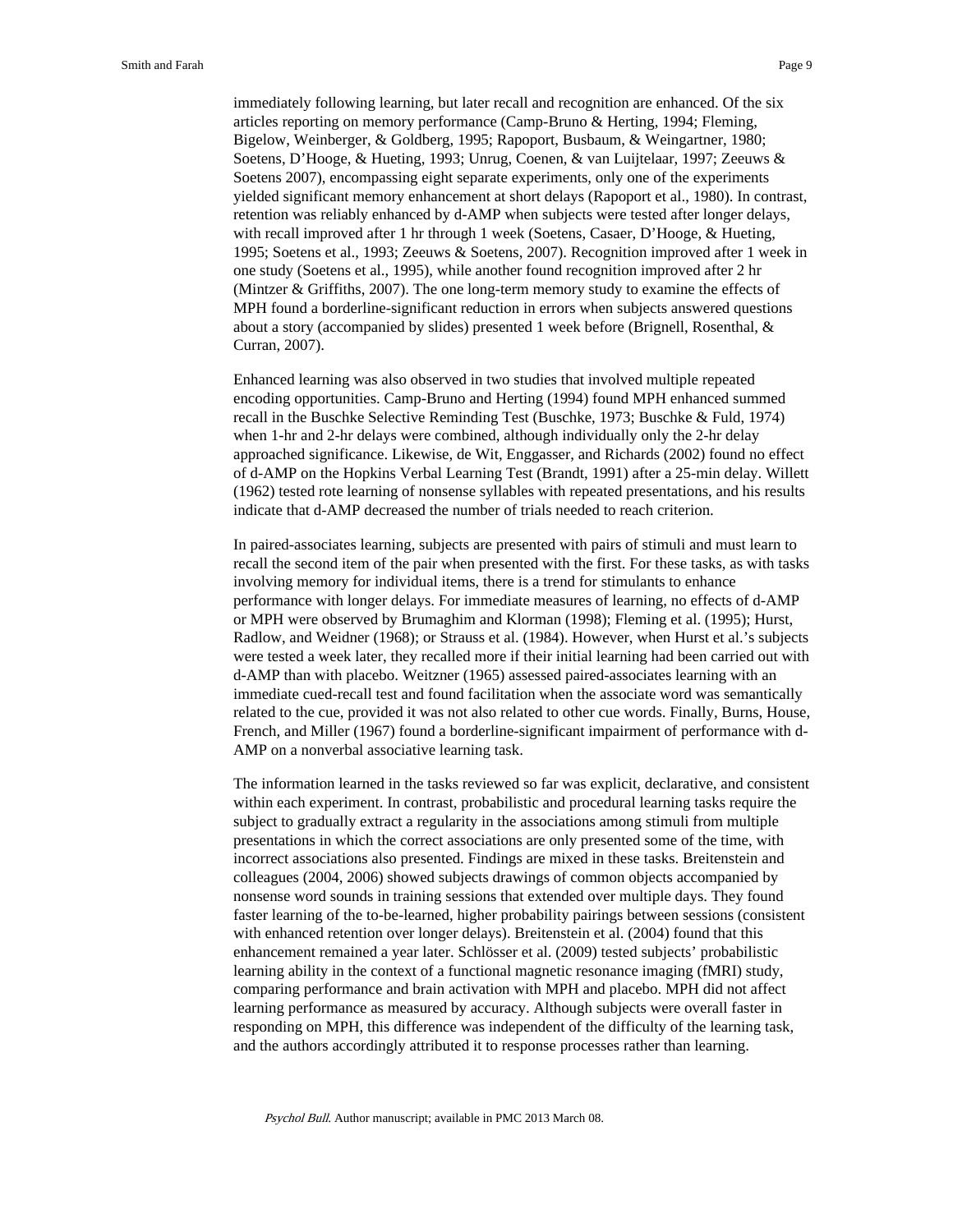immediately following learning, but later recall and recognition are enhanced. Of the six articles reporting on memory performance (Camp-Bruno & Herting, 1994; Fleming, Bigelow, Weinberger, & Goldberg, 1995; Rapoport, Busbaum, & Weingartner, 1980; Soetens, D'Hooge, & Hueting, 1993; Unrug, Coenen, & van Luijtelaar, 1997; Zeeuws & Soetens 2007), encompassing eight separate experiments, only one of the experiments yielded significant memory enhancement at short delays (Rapoport et al., 1980). In contrast, retention was reliably enhanced by d-AMP when subjects were tested after longer delays, with recall improved after 1 hr through 1 week (Soetens, Casaer, D'Hooge, & Hueting, 1995; Soetens et al., 1993; Zeeuws & Soetens, 2007). Recognition improved after 1 week in one study (Soetens et al., 1995), while another found recognition improved after 2 hr (Mintzer & Griffiths, 2007). The one long-term memory study to examine the effects of MPH found a borderline-significant reduction in errors when subjects answered questions about a story (accompanied by slides) presented 1 week before (Brignell, Rosenthal, & Curran, 2007).

Enhanced learning was also observed in two studies that involved multiple repeated encoding opportunities. Camp-Bruno and Herting (1994) found MPH enhanced summed recall in the Buschke Selective Reminding Test (Buschke, 1973; Buschke & Fuld, 1974) when 1-hr and 2-hr delays were combined, although individually only the 2-hr delay approached significance. Likewise, de Wit, Enggasser, and Richards (2002) found no effect of d-AMP on the Hopkins Verbal Learning Test (Brandt, 1991) after a 25-min delay. Willett (1962) tested rote learning of nonsense syllables with repeated presentations, and his results indicate that d-AMP decreased the number of trials needed to reach criterion.

In paired-associates learning, subjects are presented with pairs of stimuli and must learn to recall the second item of the pair when presented with the first. For these tasks, as with tasks involving memory for individual items, there is a trend for stimulants to enhance performance with longer delays. For immediate measures of learning, no effects of d-AMP or MPH were observed by Brumaghim and Klorman (1998); Fleming et al. (1995); Hurst, Radlow, and Weidner (1968); or Strauss et al. (1984). However, when Hurst et al.'s subjects were tested a week later, they recalled more if their initial learning had been carried out with d-AMP than with placebo. Weitzner (1965) assessed paired-associates learning with an immediate cued-recall test and found facilitation when the associate word was semantically related to the cue, provided it was not also related to other cue words. Finally, Burns, House, French, and Miller (1967) found a borderline-significant impairment of performance with d-AMP on a nonverbal associative learning task.

The information learned in the tasks reviewed so far was explicit, declarative, and consistent within each experiment. In contrast, probabilistic and procedural learning tasks require the subject to gradually extract a regularity in the associations among stimuli from multiple presentations in which the correct associations are only presented some of the time, with incorrect associations also presented. Findings are mixed in these tasks. Breitenstein and colleagues (2004, 2006) showed subjects drawings of common objects accompanied by nonsense word sounds in training sessions that extended over multiple days. They found faster learning of the to-be-learned, higher probability pairings between sessions (consistent with enhanced retention over longer delays). Breitenstein et al. (2004) found that this enhancement remained a year later. Schlösser et al. (2009) tested subjects' probabilistic learning ability in the context of a functional magnetic resonance imaging (fMRI) study, comparing performance and brain activation with MPH and placebo. MPH did not affect learning performance as measured by accuracy. Although subjects were overall faster in responding on MPH, this difference was independent of the difficulty of the learning task, and the authors accordingly attributed it to response processes rather than learning.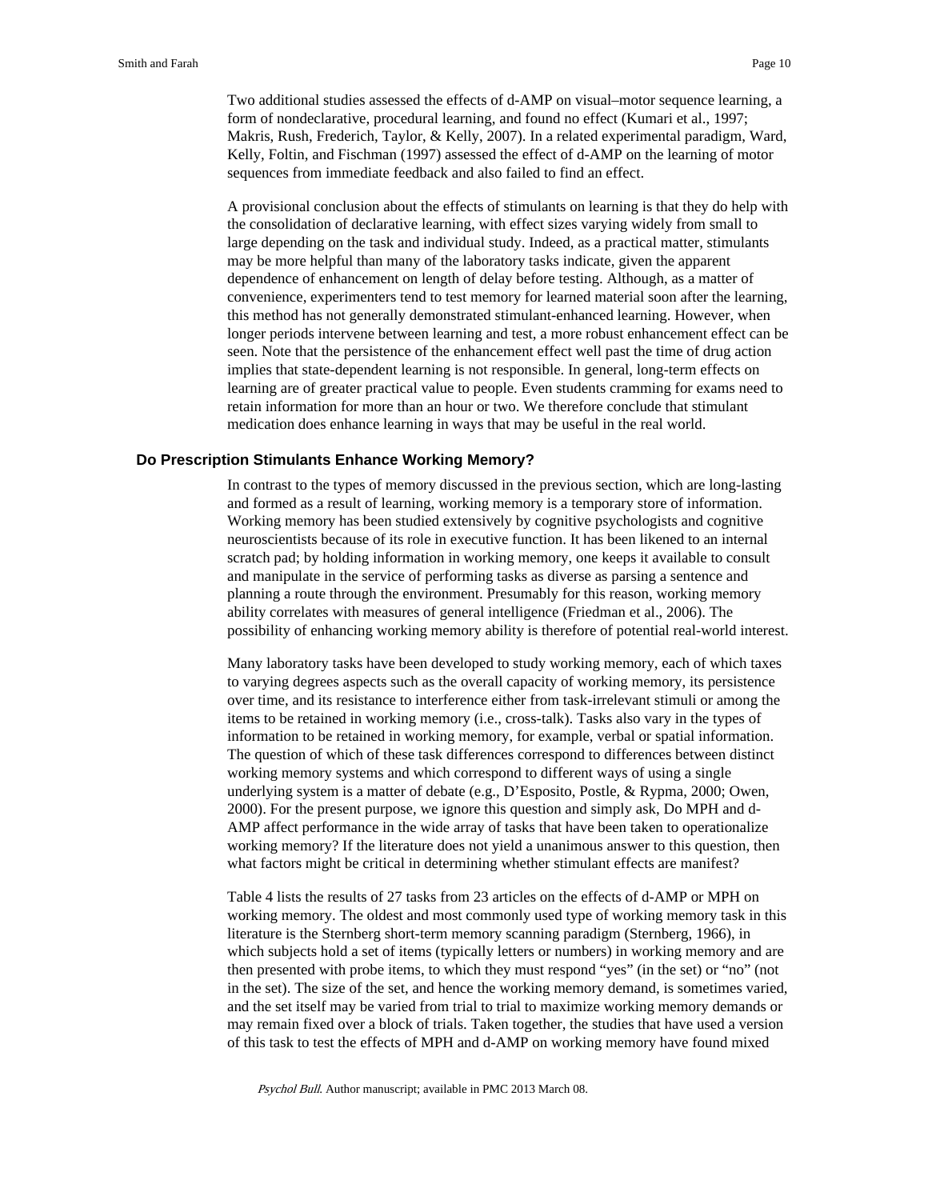Two additional studies assessed the effects of d-AMP on visual–motor sequence learning, a form of nondeclarative, procedural learning, and found no effect (Kumari et al., 1997; Makris, Rush, Frederich, Taylor, & Kelly, 2007). In a related experimental paradigm, Ward, Kelly, Foltin, and Fischman (1997) assessed the effect of d-AMP on the learning of motor sequences from immediate feedback and also failed to find an effect.

A provisional conclusion about the effects of stimulants on learning is that they do help with the consolidation of declarative learning, with effect sizes varying widely from small to large depending on the task and individual study. Indeed, as a practical matter, stimulants may be more helpful than many of the laboratory tasks indicate, given the apparent dependence of enhancement on length of delay before testing. Although, as a matter of convenience, experimenters tend to test memory for learned material soon after the learning, this method has not generally demonstrated stimulant-enhanced learning. However, when longer periods intervene between learning and test, a more robust enhancement effect can be seen. Note that the persistence of the enhancement effect well past the time of drug action implies that state-dependent learning is not responsible. In general, long-term effects on learning are of greater practical value to people. Even students cramming for exams need to retain information for more than an hour or two. We therefore conclude that stimulant medication does enhance learning in ways that may be useful in the real world.

## Do Prescription Stimulants Enhance Working Memory?

In contrast to the types of memory discussed in the previous section, which are long-lasting and formed as a result of learning, working memory is a temporary store of information. Working memory has been studied extensively by cognitive psychologists and cognitive neuroscientists because of its role in executive function. It has been likened to an internal scratch pad; by holding information in working memory, one keeps it available to consult and manipulate in the service of performing tasks as diverse as parsing a sentence and planning a route through the environment. Presumably for this reason, working memory ability correlates with measures of general intelligence (Friedman et al., 2006). The possibility of enhancing working memory ability is therefore of potential real-world interest.

Many laboratory tasks have been developed to study working memory, each of which taxes to varying degrees aspects such as the overall capacity of working memory, its persistence over time, and its resistance to interference either from task-irrelevant stimuli or among the items to be retained in working memory (i.e., cross-talk). Tasks also vary in the types of information to be retained in working memory, for example, verbal or spatial information. The question of which of these task differences correspond to differences between distinct working memory systems and which correspond to different ways of using a single underlying system is a matter of debate (e.g., D'Esposito, Postle, & Rypma, 2000; Owen, 2000). For the present purpose, we ignore this question and simply ask, Do MPH and d-AMP affect performance in the wide array of tasks that have been taken to operationalize working memory? If the literature does not yield a unanimous answer to this question, then what factors might be critical in determining whether stimulant effects are manifest?

Table 4 lists the results of 27 tasks from 23 articles on the effects of d-AMP or MPH on working memory. The oldest and most commonly used type of working memory task in this literature is the Sternberg short-term memory scanning paradigm (Sternberg, 1966), in which subjects hold a set of items (typically letters or numbers) in working memory and are then presented with probe items, to which they must respond "yes" (in the set) or "no" (not in the set). The size of the set, and hence the working memory demand, is sometimes varied, and the set itself may be varied from trial to trial to maximize working memory demands or may remain fixed over a block of trials. Taken together, the studies that have used a version of this task to test the effects of MPH and d-AMP on working memory have found mixed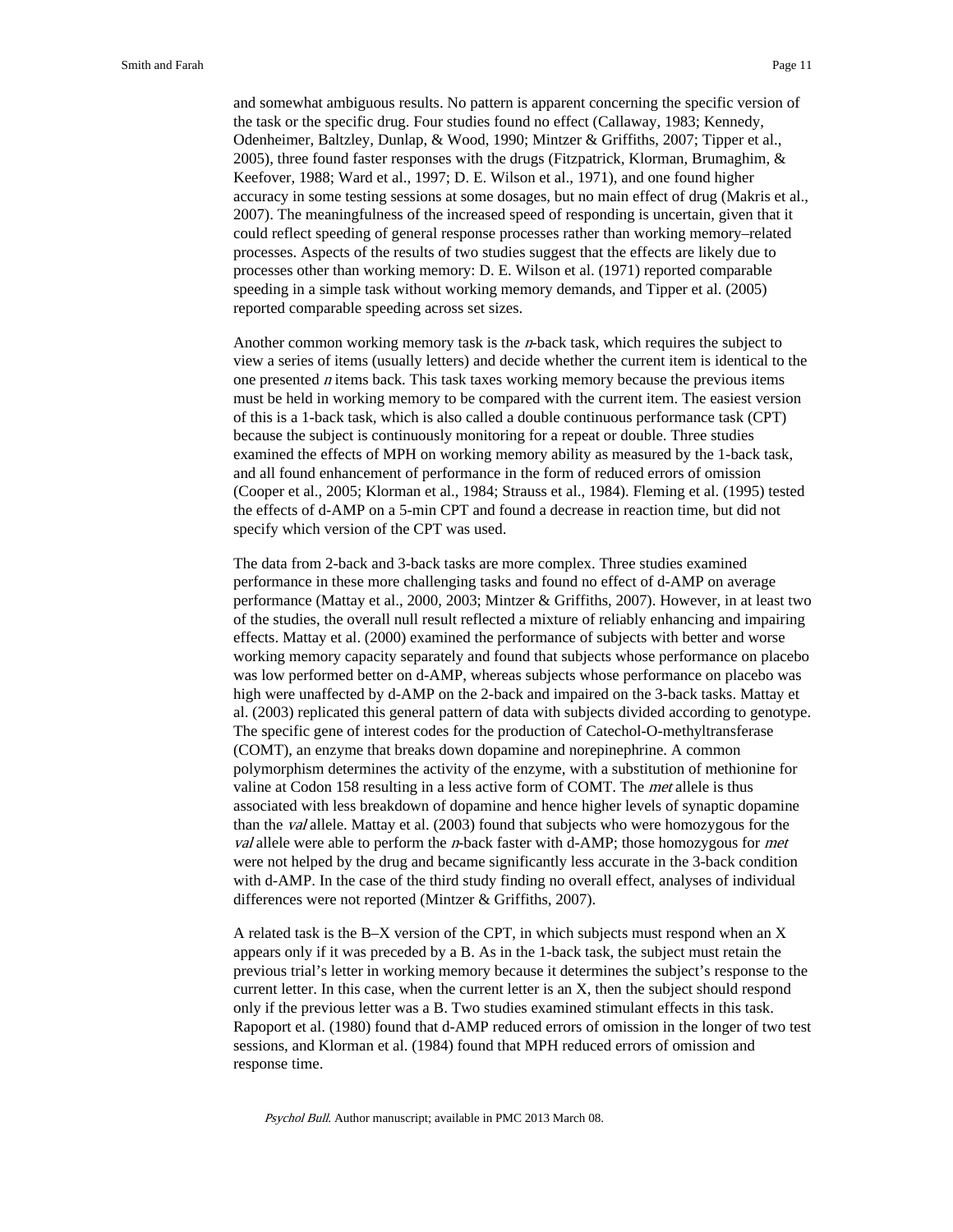and somewhat ambiguous results. No pattern is apparent concerning the specific version of the task or the specific drug. Four studies found no effect (Callaway, 1983; Kennedy, Odenheimer, Baltzley, Dunlap, & Wood, 1990; Mintzer & Griffiths, 2007; Tipper et al., 2005), three found faster responses with the drugs (Fitzpatrick, Klorman, Brumaghim, & Keefover, 1988; Ward et al., 1997; D. E. Wilson et al., 1971), and one found higher accuracy in some testing sessions at some dosages, but no main effect of drug (Makris et al., 2007). The meaningfulness of the increased speed of responding is uncertain, given that it could reflect speeding of general response processes rather than working memory–related processes. Aspects of the results of two studies suggest that the effects are likely due to processes other than working memory: D. E. Wilson et al. (1971) reported comparable speeding in a simple task without working memory demands, and Tipper et al. (2005) reported comparable speeding across set sizes.

Another common working memory task is the *n*-back task, which requires the subject to view a series of items (usually letters) and decide whether the current item is identical to the one presented *n* items back. This task taxes working memory because the previous items must be held in working memory to be compared with the current item. The easiest version of this is a 1-back task, which is also called a double continuous performance task (CPT) because the subject is continuously monitoring for a repeat or double. Three studies examined the effects of MPH on working memory ability as measured by the 1-back task, and all found enhancement of performance in the form of reduced errors of omission (Cooper et al., 2005; Klorman et al., 1984; Strauss et al., 1984). Fleming et al. (1995) tested the effects of d-AMP on a 5-min CPT and found a decrease in reaction time, but did not specify which version of the CPT was used.

The data from 2-back and 3-back tasks are more complex. Three studies examined performance in these more challenging tasks and found no effect of d-AMP on average performance (Mattay et al., 2000, 2003; Mintzer & Griffiths, 2007). However, in at least two of the studies, the overall null result reflected a mixture of reliably enhancing and impairing effects. Mattay et al. (2000) examined the performance of subjects with better and worse working memory capacity separately and found that subjects whose performance on placebo was low performed better on d-AMP, whereas subjects whose performance on placebo was high were unaffected by d-AMP on the 2-back and impaired on the 3-back tasks. Mattay et al. (2003) replicated this general pattern of data with subjects divided according to genotype. The specific gene of interest codes for the production of Catechol-O-methyltransferase (COMT), an enzyme that breaks down dopamine and norepinephrine. A common polymorphism determines the activity of the enzyme, with a substitution of methionine for valine at Codon 158 resulting in a less active form of COMT. The *met* allele is thus associated with less breakdown of dopamine and hence higher levels of synaptic dopamine than the *val* allele. Mattay et al. (2003) found that subjects who were homozygous for the *val* allele were able to perform the *n*-back faster with d-AMP; those homozygous for *met* were not helped by the drug and became significantly less accurate in the 3-back condition with d-AMP. In the case of the third study finding no overall effect, analyses of individual differences were not reported (Mintzer & Griffiths, 2007).

A related task is the B–X version of the CPT, in which subjects must respond when an X appears only if it was preceded by a B. As in the 1-back task, the subject must retain the previous trial's letter in working memory because it determines the subject's response to the current letter. In this case, when the current letter is an X, then the subject should respond only if the previous letter was a B. Two studies examined stimulant effects in this task. Rapoport et al. (1980) found that d-AMP reduced errors of omission in the longer of two test sessions, and Klorman et al. (1984) found that MPH reduced errors of omission and response time.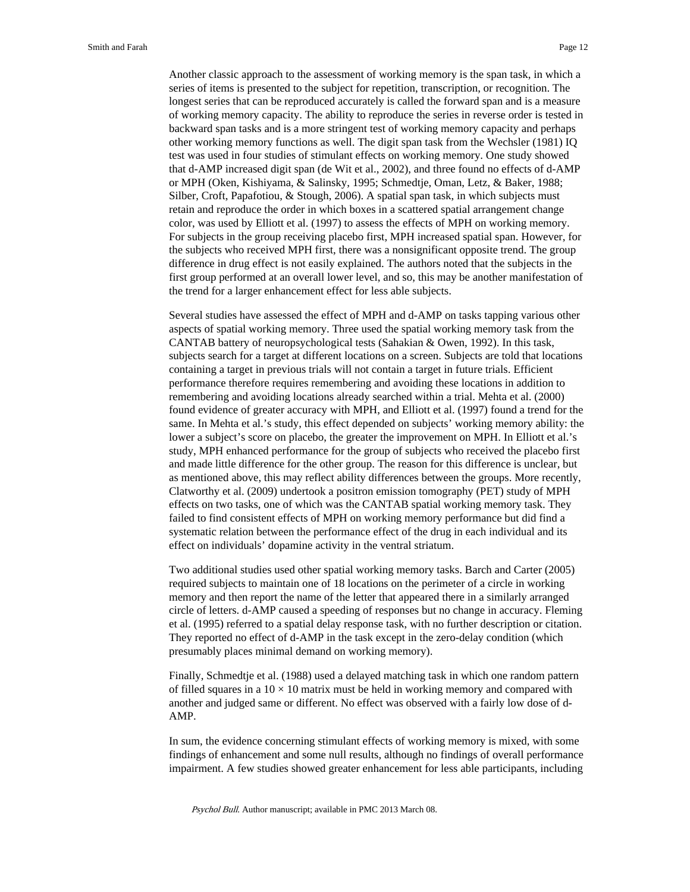Another classic approach to the assessment of working memory is the span task, in which a series of items is presented to the subject for repetition, transcription, or recognition. The longest series that can be reproduced accurately is called the forward span and is a measure of working memory capacity. The ability to reproduce the series in reverse order is tested in backward span tasks and is a more stringent test of working memory capacity and perhaps other working memory functions as well. The digit span task from the Wechsler (1981) IQ test was used in four studies of stimulant effects on working memory. One study showed that d-AMP increased digit span (de Wit et al., 2002), and three found no effects of d-AMP or MPH (Oken, Kishiyama, & Salinsky, 1995; Schmedtje, Oman, Letz, & Baker, 1988; Silber, Croft, Papafotiou, & Stough, 2006). A spatial span task, in which subjects must retain and reproduce the order in which boxes in a scattered spatial arrangement change color, was used by Elliott et al. (1997) to assess the effects of MPH on working memory. For subjects in the group receiving placebo first, MPH increased spatial span. However, for the subjects who received MPH first, there was a nonsignificant opposite trend. The group difference in drug effect is not easily explained. The authors noted that the subjects in the first group performed at an overall lower level, and so, this may be another manifestation of the trend for a larger enhancement effect for less able subjects.

Several studies have assessed the effect of MPH and d-AMP on tasks tapping various other aspects of spatial working memory. Three used the spatial working memory task from the CANTAB battery of neuropsychological tests (Sahakian & Owen, 1992). In this task, subjects search for a target at different locations on a screen. Subjects are told that locations containing a target in previous trials will not contain a target in future trials. Efficient performance therefore requires remembering and avoiding these locations in addition to remembering and avoiding locations already searched within a trial. Mehta et al. (2000) found evidence of greater accuracy with MPH, and Elliott et al. (1997) found a trend for the same. In Mehta et al.'s study, this effect depended on subjects' working memory ability: the lower a subject's score on placebo, the greater the improvement on MPH. In Elliott et al.'s study, MPH enhanced performance for the group of subjects who received the placebo first and made little difference for the other group. The reason for this difference is unclear, but as mentioned above, this may reflect ability differences between the groups. More recently, Clatworthy et al. (2009) undertook a positron emission tomography (PET) study of MPH effects on two tasks, one of which was the CANTAB spatial working memory task. They failed to find consistent effects of MPH on working memory performance but did find a systematic relation between the performance effect of the drug in each individual and its effect on individuals' dopamine activity in the ventral striatum.

Two additional studies used other spatial working memory tasks. Barch and Carter (2005) required subjects to maintain one of 18 locations on the perimeter of a circle in working memory and then report the name of the letter that appeared there in a similarly arranged circle of letters. d-AMP caused a speeding of responses but no change in accuracy. Fleming et al. (1995) referred to a spatial delay response task, with no further description or citation. They reported no effect of d-AMP in the task except in the zero-delay condition (which presumably places minimal demand on working memory).

Finally, Schmedtje et al. (1988) used a delayed matching task in which one random pattern of filled squares in a $10 \times 10$ matrix must be held in working memory and compared with another and judged same or different. No effect was observed with a fairly low dose of d-AMP.

In sum, the evidence concerning stimulant effects of working memory is mixed, with some findings of enhancement and some null results, although no findings of overall performance impairment. A few studies showed greater enhancement for less able participants, including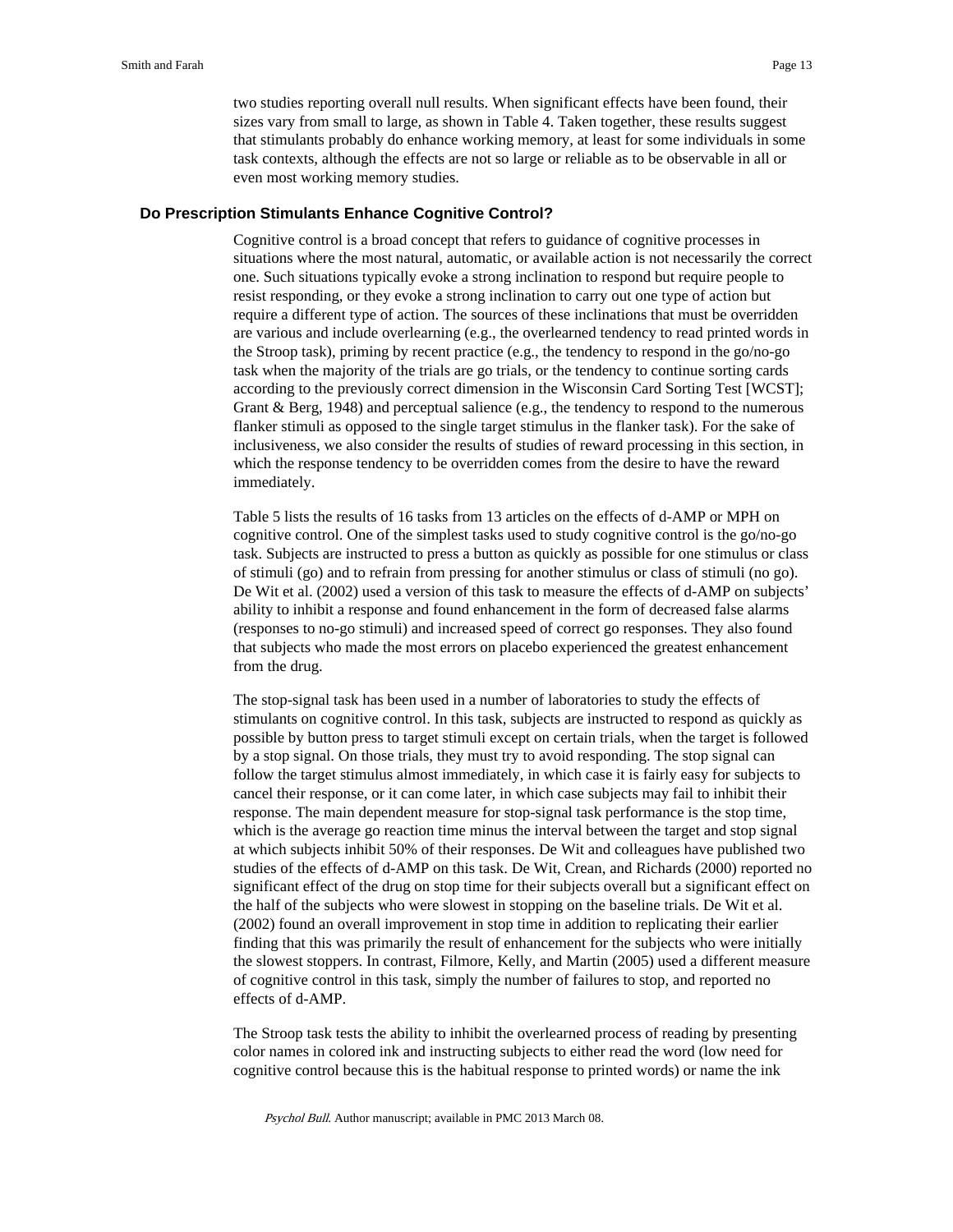two studies reporting overall null results. When significant effects have been found, their sizes vary from small to large, as shown in Table 4. Taken together, these results suggest that stimulants probably do enhance working memory, at least for some individuals in some task contexts, although the effects are not so large or reliable as to be observable in all or even most working memory studies.

## Do Prescription Stimulants Enhance Cognitive Control?

Cognitive control is a broad concept that refers to guidance of cognitive processes in situations where the most natural, automatic, or available action is not necessarily the correct one. Such situations typically evoke a strong inclination to respond but require people to resist responding, or they evoke a strong inclination to carry out one type of action but require a different type of action. The sources of these inclinations that must be overridden are various and include overlearning (e.g., the overlearned tendency to read printed words in the Stroop task), priming by recent practice (e.g., the tendency to respond in the go/no-go task when the majority of the trials are go trials, or the tendency to continue sorting cards according to the previously correct dimension in the Wisconsin Card Sorting Test [WCST]; Grant & Berg, 1948) and perceptual salience (e.g., the tendency to respond to the numerous flanker stimuli as opposed to the single target stimulus in the flanker task). For the sake of inclusiveness, we also consider the results of studies of reward processing in this section, in which the response tendency to be overridden comes from the desire to have the reward immediately.

Table 5 lists the results of 16 tasks from 13 articles on the effects of d-AMP or MPH on cognitive control. One of the simplest tasks used to study cognitive control is the go/no-go task. Subjects are instructed to press a button as quickly as possible for one stimulus or class of stimuli (go) and to refrain from pressing for another stimulus or class of stimuli (no go). De Wit et al. (2002) used a version of this task to measure the effects of d-AMP on subjects' ability to inhibit a response and found enhancement in the form of decreased false alarms (responses to no-go stimuli) and increased speed of correct go responses. They also found that subjects who made the most errors on placebo experienced the greatest enhancement from the drug.

The stop-signal task has been used in a number of laboratories to study the effects of stimulants on cognitive control. In this task, subjects are instructed to respond as quickly as possible by button press to target stimuli except on certain trials, when the target is followed by a stop signal. On those trials, they must try to avoid responding. The stop signal can follow the target stimulus almost immediately, in which case it is fairly easy for subjects to cancel their response, or it can come later, in which case subjects may fail to inhibit their response. The main dependent measure for stop-signal task performance is the stop time, which is the average go reaction time minus the interval between the target and stop signal at which subjects inhibit 50% of their responses. De Wit and colleagues have published two studies of the effects of d-AMP on this task. De Wit, Crean, and Richards (2000) reported no significant effect of the drug on stop time for their subjects overall but a significant effect on the half of the subjects who were slowest in stopping on the baseline trials. De Wit et al. (2002) found an overall improvement in stop time in addition to replicating their earlier finding that this was primarily the result of enhancement for the subjects who were initially the slowest stoppers. In contrast, Filmore, Kelly, and Martin (2005) used a different measure of cognitive control in this task, simply the number of failures to stop, and reported no effects of d-AMP.

The Stroop task tests the ability to inhibit the overlearned process of reading by presenting color names in colored ink and instructing subjects to either read the word (low need for cognitive control because this is the habitual response to printed words) or name the ink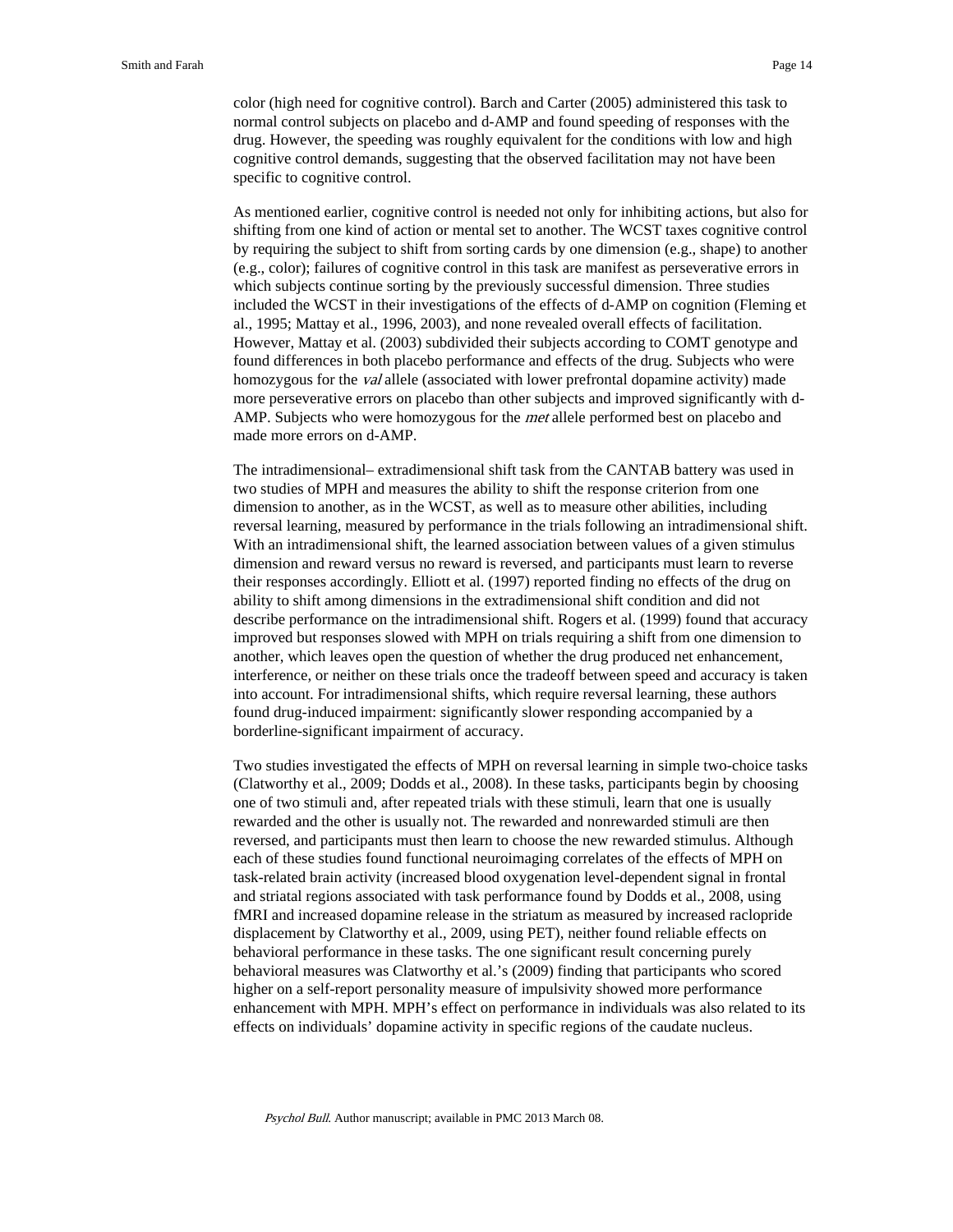color (high need for cognitive control). Barch and Carter (2005) administered this task to normal control subjects on placebo and d-AMP and found speeding of responses with the drug. However, the speeding was roughly equivalent for the conditions with low and high cognitive control demands, suggesting that the observed facilitation may not have been specific to cognitive control.

As mentioned earlier, cognitive control is needed not only for inhibiting actions, but also for shifting from one kind of action or mental set to another. The WCST taxes cognitive control by requiring the subject to shift from sorting cards by one dimension (e.g., shape) to another (e.g., color); failures of cognitive control in this task are manifest as perseverative errors in which subjects continue sorting by the previously successful dimension. Three studies included the WCST in their investigations of the effects of d-AMP on cognition (Fleming et al., 1995; Mattay et al., 1996, 2003), and none revealed overall effects of facilitation. However, Mattay et al. (2003) subdivided their subjects according to COMT genotype and found differences in both placebo performance and effects of the drug. Subjects who were homozygous for the *val* allele (associated with lower prefrontal dopamine activity) made more perseverative errors on placebo than other subjects and improved significantly with d-AMP. Subjects who were homozygous for the *met* allele performed best on placebo and made more errors on d-AMP.

The intradimensional– extradimensional shift task from the CANTAB battery was used in two studies of MPH and measures the ability to shift the response criterion from one dimension to another, as in the WCST, as well as to measure other abilities, including reversal learning, measured by performance in the trials following an intradimensional shift. With an intradimensional shift, the learned association between values of a given stimulus dimension and reward versus no reward is reversed, and participants must learn to reverse their responses accordingly. Elliott et al. (1997) reported finding no effects of the drug on ability to shift among dimensions in the extradimensional shift condition and did not describe performance on the intradimensional shift. Rogers et al. (1999) found that accuracy improved but responses slowed with MPH on trials requiring a shift from one dimension to another, which leaves open the question of whether the drug produced net enhancement, interference, or neither on these trials once the tradeoff between speed and accuracy is taken into account. For intradimensional shifts, which require reversal learning, these authors found drug-induced impairment: significantly slower responding accompanied by a borderline-significant impairment of accuracy.

Two studies investigated the effects of MPH on reversal learning in simple two-choice tasks (Clatworthy et al., 2009; Dodds et al., 2008). In these tasks, participants begin by choosing one of two stimuli and, after repeated trials with these stimuli, learn that one is usually rewarded and the other is usually not. The rewarded and nonrewarded stimuli are then reversed, and participants must then learn to choose the new rewarded stimulus. Although each of these studies found functional neuroimaging correlates of the effects of MPH on task-related brain activity (increased blood oxygenation level-dependent signal in frontal and striatal regions associated with task performance found by Dodds et al., 2008, using fMRI and increased dopamine release in the striatum as measured by increased raclopride displacement by Clatworthy et al., 2009, using PET), neither found reliable effects on behavioral performance in these tasks. The one significant result concerning purely behavioral measures was Clatworthy et al.'s (2009) finding that participants who scored higher on a self-report personality measure of impulsivity showed more performance enhancement with MPH. MPH's effect on performance in individuals was also related to its effects on individuals' dopamine activity in specific regions of the caudate nucleus.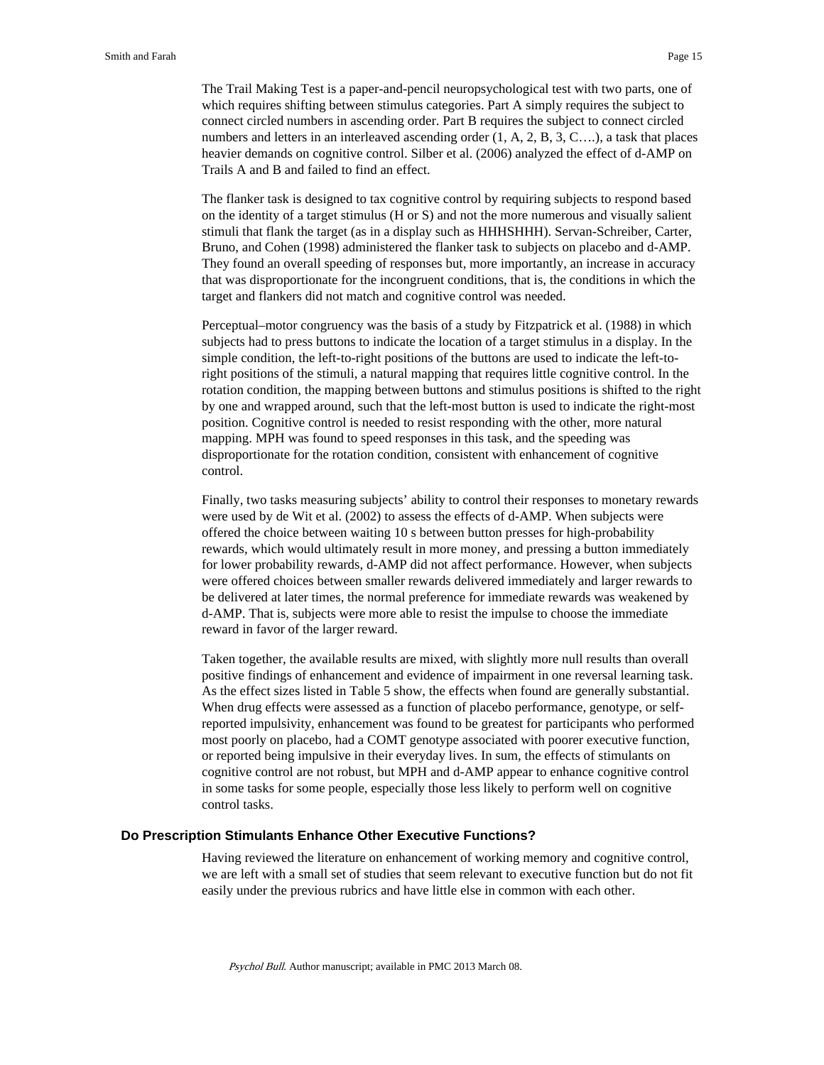The Trail Making Test is a paper-and-pencil neuropsychological test with two parts, one of which requires shifting between stimulus categories. Part A simply requires the subject to connect circled numbers in ascending order. Part B requires the subject to connect circled numbers and letters in an interleaved ascending order (1, A, 2, B, 3, C….), a task that places heavier demands on cognitive control. Silber et al. (2006) analyzed the effect of d-AMP on Trails A and B and failed to find an effect.

The flanker task is designed to tax cognitive control by requiring subjects to respond based on the identity of a target stimulus (H or S) and not the more numerous and visually salient stimuli that flank the target (as in a display such as HHHSHHH). Servan-Schreiber, Carter, Bruno, and Cohen (1998) administered the flanker task to subjects on placebo and d-AMP. They found an overall speeding of responses but, more importantly, an increase in accuracy that was disproportionate for the incongruent conditions, that is, the conditions in which the target and flankers did not match and cognitive control was needed.

Perceptual–motor congruency was the basis of a study by Fitzpatrick et al. (1988) in which subjects had to press buttons to indicate the location of a target stimulus in a display. In the simple condition, the left-to-right positions of the buttons are used to indicate the left-to-right positions of the stimuli, a natural mapping that requires little cognitive control. In the rotation condition, the mapping between buttons and stimulus positions is shifted to the right by one and wrapped around, such that the left-most button is used to indicate the right-most position. Cognitive control is needed to resist responding with the other, more natural mapping. MPH was found to speed responses in this task, and the speeding was disproportionate for the rotation condition, consistent with enhancement of cognitive control.

Finally, two tasks measuring subjects' ability to control their responses to monetary rewards were used by de Wit et al. (2002) to assess the effects of d-AMP. When subjects were offered the choice between waiting 10 s between button presses for high-probability rewards, which would ultimately result in more money, and pressing a button immediately for lower probability rewards, d-AMP did not affect performance. However, when subjects were offered choices between smaller rewards delivered immediately and larger rewards to be delivered at later times, the normal preference for immediate rewards was weakened by d-AMP. That is, subjects were more able to resist the impulse to choose the immediate reward in favor of the larger reward.

Taken together, the available results are mixed, with slightly more null results than overall positive findings of enhancement and evidence of impairment in one reversal learning task. As the effect sizes listed in Table 5 show, the effects when found are generally substantial. When drug effects were assessed as a function of placebo performance, genotype, or self-reported impulsivity, enhancement was found to be greatest for participants who performed most poorly on placebo, had a COMT genotype associated with poorer executive function, or reported being impulsive in their everyday lives. In sum, the effects of stimulants on cognitive control are not robust, but MPH and d-AMP appear to enhance cognitive control in some tasks for some people, especially those less likely to perform well on cognitive control tasks.

## Do Prescription Stimulants Enhance Other Executive Functions?

Having reviewed the literature on enhancement of working memory and cognitive control, we are left with a small set of studies that seem relevant to executive function but do not fit easily under the previous rubrics and have little else in common with each other.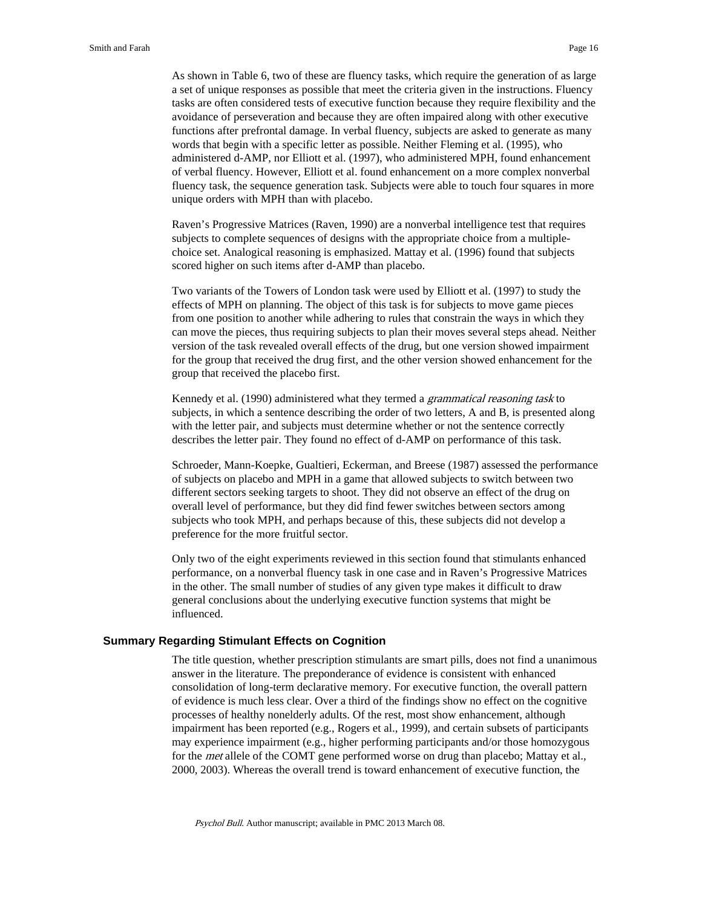As shown in Table 6, two of these are fluency tasks, which require the generation of as large a set of unique responses as possible that meet the criteria given in the instructions. Fluency tasks are often considered tests of executive function because they require flexibility and the avoidance of perseveration and because they are often impaired along with other executive functions after prefrontal damage. In verbal fluency, subjects are asked to generate as many words that begin with a specific letter as possible. Neither Fleming et al. (1995), who administered d-AMP, nor Elliott et al. (1997), who administered MPH, found enhancement of verbal fluency. However, Elliott et al. found enhancement on a more complex nonverbal fluency task, the sequence generation task. Subjects were able to touch four squares in more unique orders with MPH than with placebo.

Raven's Progressive Matrices (Raven, 1990) are a nonverbal intelligence test that requires subjects to complete sequences of designs with the appropriate choice from a multiple-choice set. Analogical reasoning is emphasized. Mattay et al. (1996) found that subjects scored higher on such items after d-AMP than placebo.

Two variants of the Towers of London task were used by Elliott et al. (1997) to study the effects of MPH on planning. The object of this task is for subjects to move game pieces from one position to another while adhering to rules that constrain the ways in which they can move the pieces, thus requiring subjects to plan their moves several steps ahead. Neither version of the task revealed overall effects of the drug, but one version showed impairment for the group that received the drug first, and the other version showed enhancement for the group that received the placebo first.

Kennedy et al. (1990) administered what they termed a *grammatical reasoning task* to subjects, in which a sentence describing the order of two letters, A and B, is presented along with the letter pair, and subjects must determine whether or not the sentence correctly describes the letter pair. They found no effect of d-AMP on performance of this task.

Schroeder, Mann-Koepke, Gualtieri, Eckerman, and Breese (1987) assessed the performance of subjects on placebo and MPH in a game that allowed subjects to switch between two different sectors seeking targets to shoot. They did not observe an effect of the drug on overall level of performance, but they did find fewer switches between sectors among subjects who took MPH, and perhaps because of this, these subjects did not develop a preference for the more fruitful sector.

Only two of the eight experiments reviewed in this section found that stimulants enhanced performance, on a nonverbal fluency task in one case and in Raven's Progressive Matrices in the other. The small number of studies of any given type makes it difficult to draw general conclusions about the underlying executive function systems that might be influenced.

## Summary Regarding Stimulant Effects on Cognition

The title question, whether prescription stimulants are smart pills, does not find a unanimous answer in the literature. The preponderance of evidence is consistent with enhanced consolidation of long-term declarative memory. For executive function, the overall pattern of evidence is much less clear. Over a third of the findings show no effect on the cognitive processes of healthy nonelderly adults. Of the rest, most show enhancement, although impairment has been reported (e.g., Rogers et al., 1999), and certain subsets of participants may experience impairment (e.g., higher performing participants and/or those homozygous for the *met* allele of the COMT gene performed worse on drug than placebo; Mattay et al., 2000, 2003). Whereas the overall trend is toward enhancement of executive function, the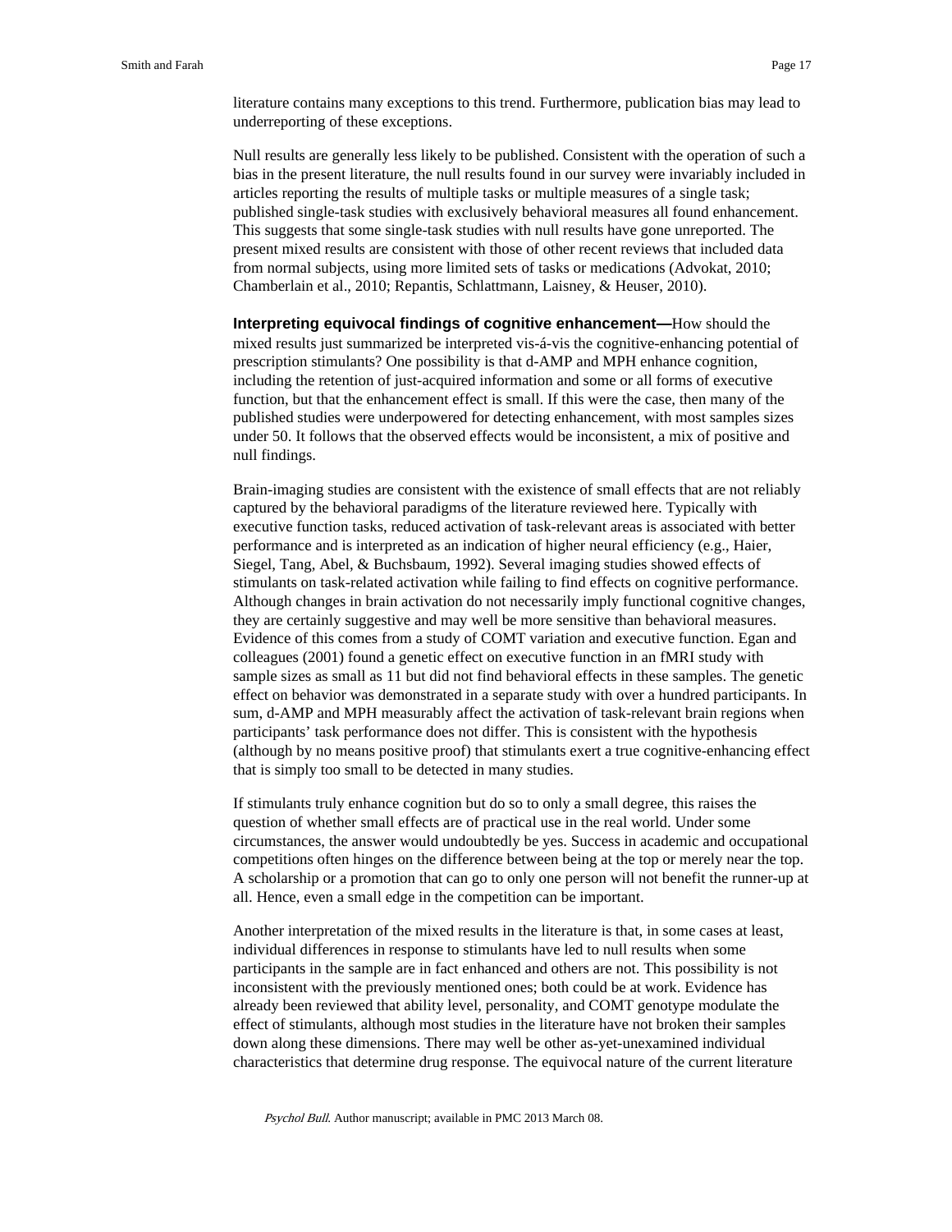literature contains many exceptions to this trend. Furthermore, publication bias may lead to underreporting of these exceptions.

Null results are generally less likely to be published. Consistent with the operation of such a bias in the present literature, the null results found in our survey were invariably included in articles reporting the results of multiple tasks or multiple measures of a single task; published single-task studies with exclusively behavioral measures all found enhancement. This suggests that some single-task studies with null results have gone unreported. The present mixed results are consistent with those of other recent reviews that included data from normal subjects, using more limited sets of tasks or medications (Advokat, 2010; Chamberlain et al., 2010; Repantis, Schlattmann, Laisney, & Heuser, 2010).

**Interpreting equivocal findings of cognitive enhancement—**How should the mixed results just summarized be interpreted vis-á-vis the cognitive-enhancing potential of prescription stimulants? One possibility is that d-AMP and MPH enhance cognition, including the retention of just-acquired information and some or all forms of executive function, but that the enhancement effect is small. If this were the case, then many of the published studies were underpowered for detecting enhancement, with most samples sizes under 50. It follows that the observed effects would be inconsistent, a mix of positive and null findings.

Brain-imaging studies are consistent with the existence of small effects that are not reliably captured by the behavioral paradigms of the literature reviewed here. Typically with executive function tasks, reduced activation of task-relevant areas is associated with better performance and is interpreted as an indication of higher neural efficiency (e.g., Haier, Siegel, Tang, Abel, & Buchsbaum, 1992). Several imaging studies showed effects of stimulants on task-related activation while failing to find effects on cognitive performance. Although changes in brain activation do not necessarily imply functional cognitive changes, they are certainly suggestive and may well be more sensitive than behavioral measures. Evidence of this comes from a study of COMT variation and executive function. Egan and colleagues (2001) found a genetic effect on executive function in an fMRI study with sample sizes as small as 11 but did not find behavioral effects in these samples. The genetic effect on behavior was demonstrated in a separate study with over a hundred participants. In sum, d-AMP and MPH measurably affect the activation of task-relevant brain regions when participants' task performance does not differ. This is consistent with the hypothesis (although by no means positive proof) that stimulants exert a true cognitive-enhancing effect that is simply too small to be detected in many studies.

If stimulants truly enhance cognition but do so to only a small degree, this raises the question of whether small effects are of practical use in the real world. Under some circumstances, the answer would undoubtedly be yes. Success in academic and occupational competitions often hinges on the difference between being at the top or merely near the top. A scholarship or a promotion that can go to only one person will not benefit the runner-up at all. Hence, even a small edge in the competition can be important.

Another interpretation of the mixed results in the literature is that, in some cases at least, individual differences in response to stimulants have led to null results when some participants in the sample are in fact enhanced and others are not. This possibility is not inconsistent with the previously mentioned ones; both could be at work. Evidence has already been reviewed that ability level, personality, and COMT genotype modulate the effect of stimulants, although most studies in the literature have not broken their samples down along these dimensions. There may well be other as-yet-unexamined individual characteristics that determine drug response. The equivocal nature of the current literature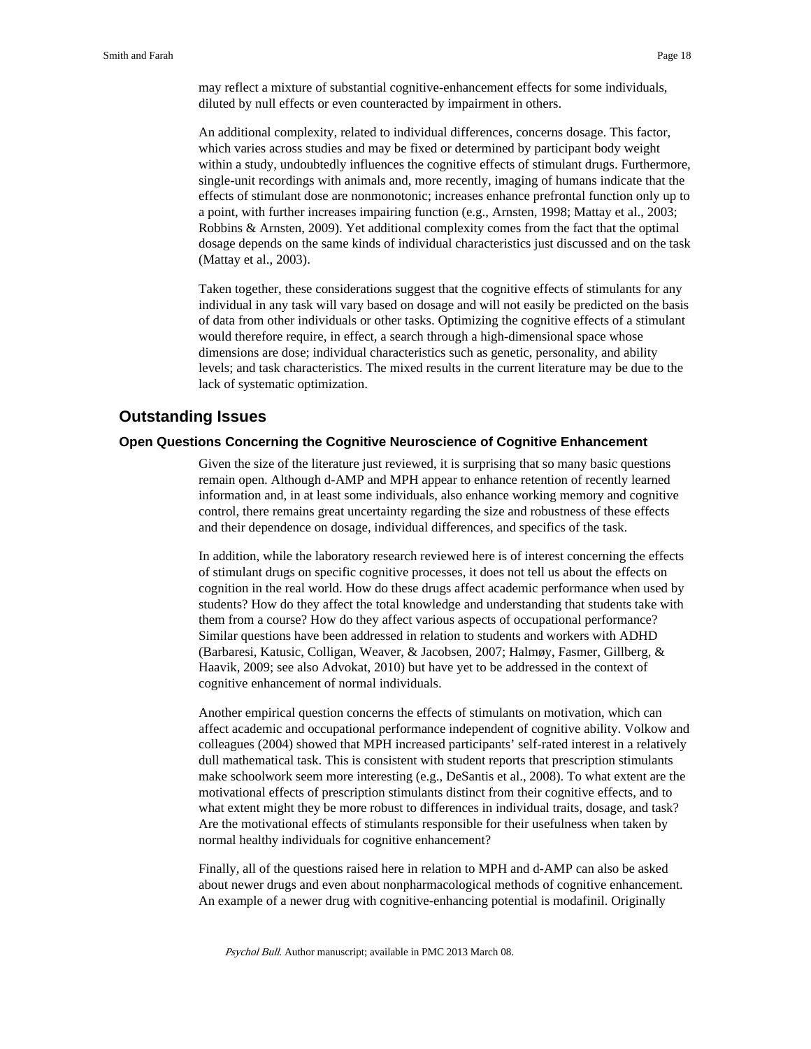may reflect a mixture of substantial cognitive-enhancement effects for some individuals, diluted by null effects or even counteracted by impairment in others.

An additional complexity, related to individual differences, concerns dosage. This factor, which varies across studies and may be fixed or determined by participant body weight within a study, undoubtedly influences the cognitive effects of stimulant drugs. Furthermore, single-unit recordings with animals and, more recently, imaging of humans indicate that the effects of stimulant dose are nonmonotonic; increases enhance prefrontal function only up to a point, with further increases impairing function (e.g., Arnsten, 1998; Mattay et al., 2003; Robbins & Arnsten, 2009). Yet additional complexity comes from the fact that the optimal dosage depends on the same kinds of individual characteristics just discussed and on the task (Mattay et al., 2003).

Taken together, these considerations suggest that the cognitive effects of stimulants for any individual in any task will vary based on dosage and will not easily be predicted on the basis of data from other individuals or other tasks. Optimizing the cognitive effects of a stimulant would therefore require, in effect, a search through a high-dimensional space whose dimensions are dose; individual characteristics such as genetic, personality, and ability levels; and task characteristics. The mixed results in the current literature may be due to the lack of systematic optimization.

## Outstanding Issues

### Open Questions Concerning the Cognitive Neuroscience of Cognitive Enhancement

Given the size of the literature just reviewed, it is surprising that so many basic questions remain open. Although d-AMP and MPH appear to enhance retention of recently learned information and, in at least some individuals, also enhance working memory and cognitive control, there remains great uncertainty regarding the size and robustness of these effects and their dependence on dosage, individual differences, and specifics of the task.

In addition, while the laboratory research reviewed here is of interest concerning the effects of stimulant drugs on specific cognitive processes, it does not tell us about the effects on cognition in the real world. How do these drugs affect academic performance when used by students? How do they affect the total knowledge and understanding that students take with them from a course? How do they affect various aspects of occupational performance? Similar questions have been addressed in relation to students and workers with ADHD (Barbaresi, Katusic, Colligan, Weaver, & Jacobsen, 2007; Halmøy, Fasmer, Gillberg, & Haavik, 2009; see also Advokat, 2010) but have yet to be addressed in the context of cognitive enhancement of normal individuals.

Another empirical question concerns the effects of stimulants on motivation, which can affect academic and occupational performance independent of cognitive ability. Volkow and colleagues (2004) showed that MPH increased participants' self-rated interest in a relatively dull mathematical task. This is consistent with student reports that prescription stimulants make schoolwork seem more interesting (e.g., DeSantis et al., 2008). To what extent are the motivational effects of prescription stimulants distinct from their cognitive effects, and to what extent might they be more robust to differences in individual traits, dosage, and task? Are the motivational effects of stimulants responsible for their usefulness when taken by normal healthy individuals for cognitive enhancement?

Finally, all of the questions raised here in relation to MPH and d-AMP can also be asked about newer drugs and even about nonpharmacological methods of cognitive enhancement. An example of a newer drug with cognitive-enhancing potential is modafinil. Originally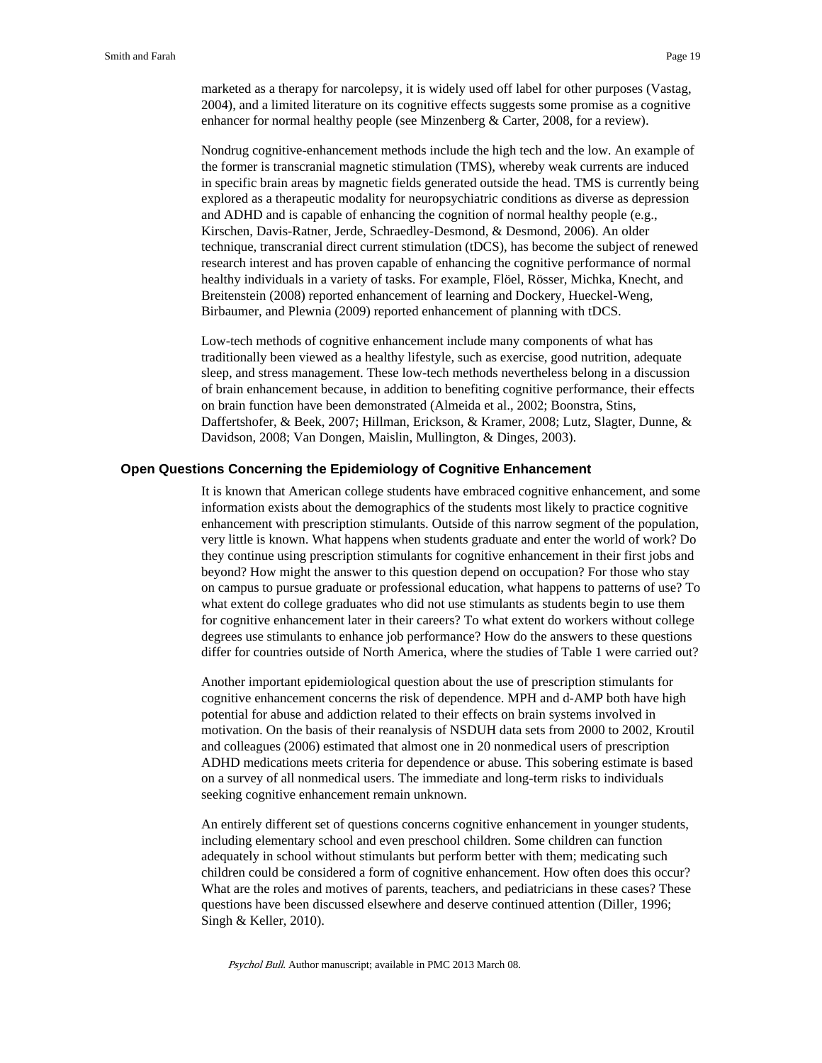marketed as a therapy for narcolepsy, it is widely used off label for other purposes (Vastag, 2004), and a limited literature on its cognitive effects suggests some promise as a cognitive enhancer for normal healthy people (see Minzenberg & Carter, 2008, for a review).

Nondrug cognitive-enhancement methods include the high tech and the low. An example of the former is transcranial magnetic stimulation (TMS), whereby weak currents are induced in specific brain areas by magnetic fields generated outside the head. TMS is currently being explored as a therapeutic modality for neuropsychiatric conditions as diverse as depression and ADHD and is capable of enhancing the cognition of normal healthy people (e.g., Kirschen, Davis-Ratner, Jerde, Schraedley-Desmond, & Desmond, 2006). An older technique, transcranial direct current stimulation (tDCS), has become the subject of renewed research interest and has proven capable of enhancing the cognitive performance of normal healthy individuals in a variety of tasks. For example, Flöel, Rösser, Michka, Knecht, and Breitenstein (2008) reported enhancement of learning and Dockery, Hueckel-Weng, Birbaumer, and Plewnia (2009) reported enhancement of planning with tDCS.

Low-tech methods of cognitive enhancement include many components of what has traditionally been viewed as a healthy lifestyle, such as exercise, good nutrition, adequate sleep, and stress management. These low-tech methods nevertheless belong in a discussion of brain enhancement because, in addition to benefiting cognitive performance, their effects on brain function have been demonstrated (Almeida et al., 2002; Boonstra, Stins, Daffertshofer, & Beek, 2007; Hillman, Erickson, & Kramer, 2008; Lutz, Slagter, Dunne, & Davidson, 2008; Van Dongen, Maislin, Mullington, & Dinges, 2003).

## Open Questions Concerning the Epidemiology of Cognitive Enhancement

It is known that American college students have embraced cognitive enhancement, and some information exists about the demographics of the students most likely to practice cognitive enhancement with prescription stimulants. Outside of this narrow segment of the population, very little is known. What happens when students graduate and enter the world of work? Do they continue using prescription stimulants for cognitive enhancement in their first jobs and beyond? How might the answer to this question depend on occupation? For those who stay on campus to pursue graduate or professional education, what happens to patterns of use? To what extent do college graduates who did not use stimulants as students begin to use them for cognitive enhancement later in their careers? To what extent do workers without college degrees use stimulants to enhance job performance? How do the answers to these questions differ for countries outside of North America, where the studies of Table 1 were carried out?

Another important epidemiological question about the use of prescription stimulants for cognitive enhancement concerns the risk of dependence. MPH and d-AMP both have high potential for abuse and addiction related to their effects on brain systems involved in motivation. On the basis of their reanalysis of NSDUH data sets from 2000 to 2002, Kroutil and colleagues (2006) estimated that almost one in 20 nonmedical users of prescription ADHD medications meets criteria for dependence or abuse. This sobering estimate is based on a survey of all nonmedical users. The immediate and long-term risks to individuals seeking cognitive enhancement remain unknown.

An entirely different set of questions concerns cognitive enhancement in younger students, including elementary school and even preschool children. Some children can function adequately in school without stimulants but perform better with them; medicating such children could be considered a form of cognitive enhancement. How often does this occur? What are the roles and motives of parents, teachers, and pediatricians in these cases? These questions have been discussed elsewhere and deserve continued attention (Diller, 1996; Singh & Keller, 2010).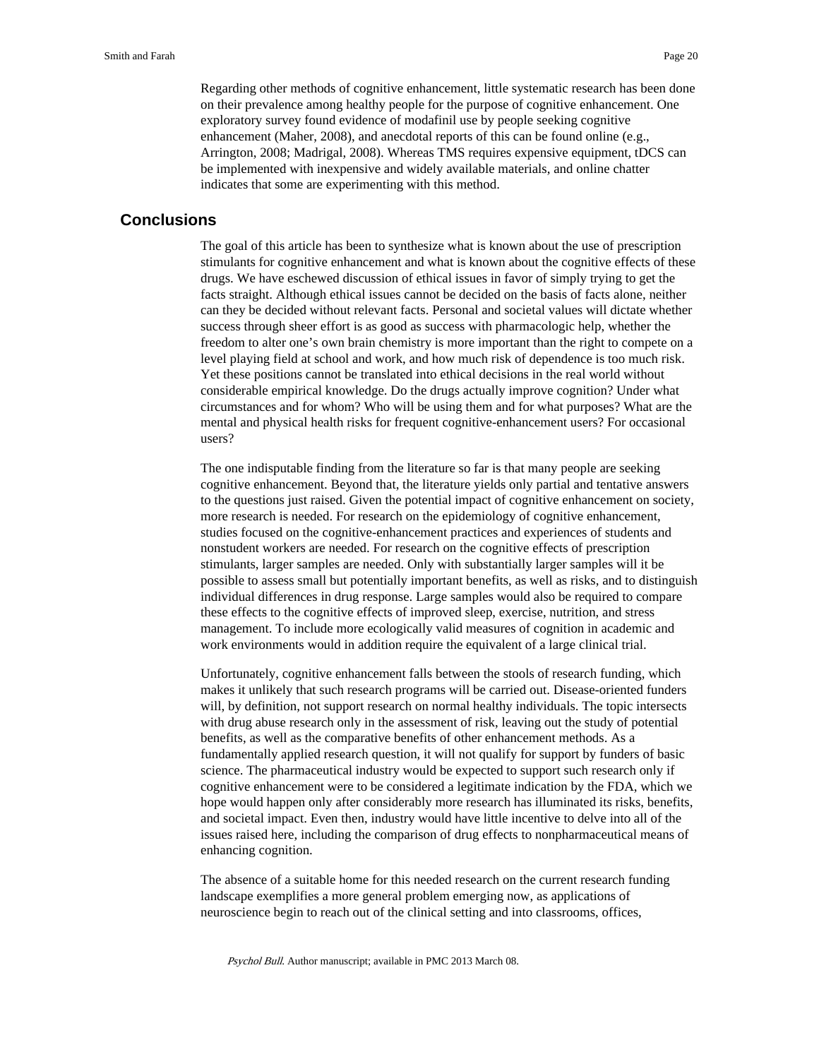Regarding other methods of cognitive enhancement, little systematic research has been done on their prevalence among healthy people for the purpose of cognitive enhancement. One exploratory survey found evidence of modafinil use by people seeking cognitive enhancement (Maher, 2008), and anecdotal reports of this can be found online (e.g., Arrington, 2008; Madrigal, 2008). Whereas TMS requires expensive equipment, tDCS can be implemented with inexpensive and widely available materials, and online chatter indicates that some are experimenting with this method.

## Conclusions

The goal of this article has been to synthesize what is known about the use of prescription stimulants for cognitive enhancement and what is known about the cognitive effects of these drugs. We have eschewed discussion of ethical issues in favor of simply trying to get the facts straight. Although ethical issues cannot be decided on the basis of facts alone, neither can they be decided without relevant facts. Personal and societal values will dictate whether success through sheer effort is as good as success with pharmacologic help, whether the freedom to alter one's own brain chemistry is more important than the right to compete on a level playing field at school and work, and how much risk of dependence is too much risk. Yet these positions cannot be translated into ethical decisions in the real world without considerable empirical knowledge. Do the drugs actually improve cognition? Under what circumstances and for whom? Who will be using them and for what purposes? What are the mental and physical health risks for frequent cognitive-enhancement users? For occasional users?

The one indisputable finding from the literature so far is that many people are seeking cognitive enhancement. Beyond that, the literature yields only partial and tentative answers to the questions just raised. Given the potential impact of cognitive enhancement on society, more research is needed. For research on the epidemiology of cognitive enhancement, studies focused on the cognitive-enhancement practices and experiences of students and nonstudent workers are needed. For research on the cognitive effects of prescription stimulants, larger samples are needed. Only with substantially larger samples will it be possible to assess small but potentially important benefits, as well as risks, and to distinguish individual differences in drug response. Large samples would also be required to compare these effects to the cognitive effects of improved sleep, exercise, nutrition, and stress management. To include more ecologically valid measures of cognition in academic and work environments would in addition require the equivalent of a large clinical trial.

Unfortunately, cognitive enhancement falls between the stools of research funding, which makes it unlikely that such research programs will be carried out. Disease-oriented funders will, by definition, not support research on normal healthy individuals. The topic intersects with drug abuse research only in the assessment of risk, leaving out the study of potential benefits, as well as the comparative benefits of other enhancement methods. As a fundamentally applied research question, it will not qualify for support by funders of basic science. The pharmaceutical industry would be expected to support such research only if cognitive enhancement were to be considered a legitimate indication by the FDA, which we hope would happen only after considerably more research has illuminated its risks, benefits, and societal impact. Even then, industry would have little incentive to delve into all of the issues raised here, including the comparison of drug effects to nonpharmaceutical means of enhancing cognition.

The absence of a suitable home for this needed research on the current research funding landscape exemplifies a more general problem emerging now, as applications of neuroscience begin to reach out of the clinical setting and into classrooms, offices,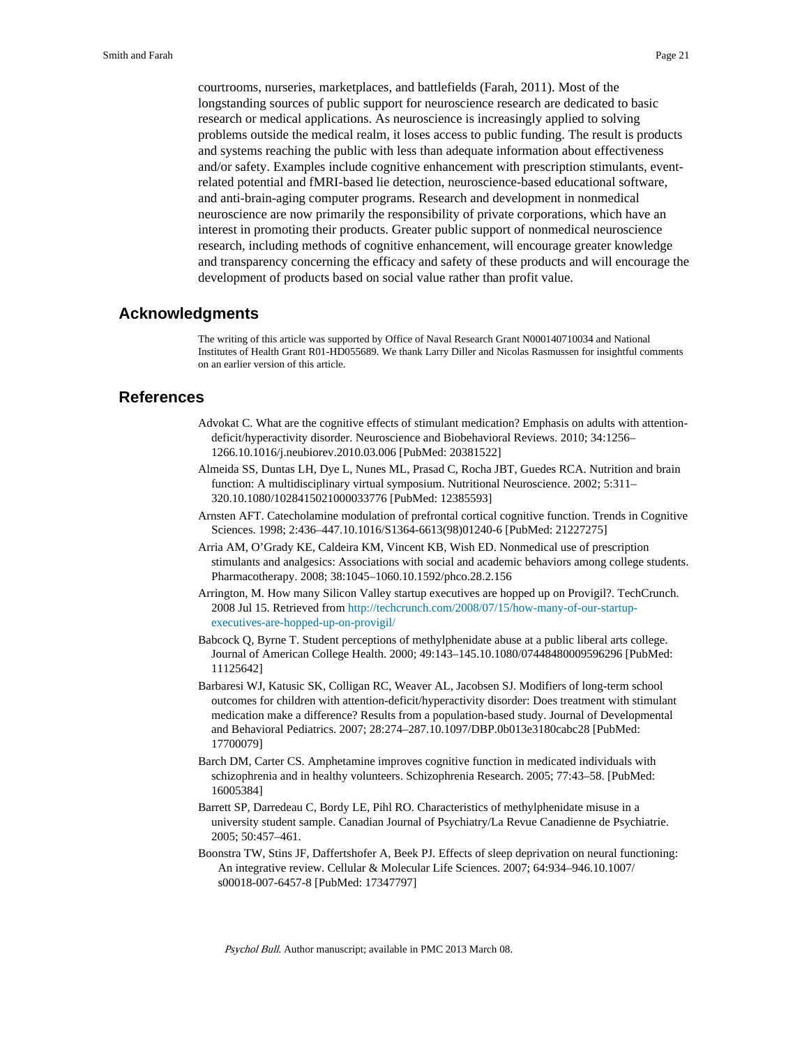courtrooms, nurseries, marketplaces, and battlefields (Farah, 2011). Most of the longstanding sources of public support for neuroscience research are dedicated to basic research or medical applications. As neuroscience is increasingly applied to solving problems outside the medical realm, it loses access to public funding. The result is products and systems reaching the public with less than adequate information about effectiveness and/or safety. Examples include cognitive enhancement with prescription stimulants, event-related potential and fMRI-based lie detection, neuroscience-based educational software, and anti-brain-aging computer programs. Research and development in nonmedical neuroscience are now primarily the responsibility of private corporations, which have an interest in promoting their products. Greater public support of nonmedical neuroscience research, including methods of cognitive enhancement, will encourage greater knowledge and transparency concerning the efficacy and safety of these products and will encourage the development of products based on social value rather than profit value.

## Acknowledgments

The writing of this article was supported by Office of Naval Research Grant N000140710034 and National Institutes of Health Grant R01-HD055689. We thank Larry Diller and Nicolas Rasmussen for insightful comments on an earlier version of this article.

## References

Advokat C. What are the cognitive effects of stimulant medication? Emphasis on adults with attention-deficit/hyperactivity disorder. Neuroscience and Biobehavioral Reviews. 2010; 34:1256–1266.10.1016/j.neubiorev.2010.03.006 [PubMed: 20381522]

Almeida SS, Duntas LH, Dye L, Nunes ML, Prasad C, Rocha JBT, Guedes RCA. Nutrition and brain function: A multidisciplinary virtual symposium. Nutritional Neuroscience. 2002; 5:311–320.10.1080/1028415021000033776 [PubMed: 12385593]

Arnsten AFT. Catecholamine modulation of prefrontal cortical cognitive function. Trends in Cognitive Sciences. 1998; 2:436–447.10.1016/S1364-6613(98)01240-6 [PubMed: 21227275]

Arria AM, O'Grady KE, Caldeira KM, Vincent KB, Wish ED. Nonmedical use of prescription stimulants and analgesics: Associations with social and academic behaviors among college students. Pharmacotherapy. 2008; 38:1045–1060.10.1592/phco.28.2.156

Arrington, M. How many Silicon Valley startup executives are hopped up on Provigil?. TechCrunch. 2008 Jul 15. Retrieved from http://techcrunch.com/2008/07/15/how-many-of-our-startup-executives-are-hopped-up-on-provigil/

Babcock Q, Byrne T. Student perceptions of methylphenidate abuse at a public liberal arts college. Journal of American College Health. 2000; 49:143–145.10.1080/07448480009596296 [PubMed: 11125642]

Barbaresi WJ, Katusic SK, Colligan RC, Weaver AL, Jacobsen SJ. Modifiers of long-term school outcomes for children with attention-deficit/hyperactivity disorder: Does treatment with stimulant medication make a difference? Results from a population-based study. Journal of Developmental and Behavioral Pediatrics. 2007; 28:274–287.10.1097/DBP.0b013e3180cabc28 [PubMed: 17700079]

Barch DM, Carter CS. Amphetamine improves cognitive function in medicated individuals with schizophrenia and in healthy volunteers. Schizophrenia Research. 2005; 77:43–58. [PubMed: 16005384]

Barrett SP, Darredeau C, Bordy LE, Pihl RO. Characteristics of methylphenidate misuse in a university student sample. Canadian Journal of Psychiatry/La Revue Canadienne de Psychiatrie. 2005; 50:457–461.

Boonstra TW, Stins JF, Daffertshofer A, Beek PJ. Effects of sleep deprivation on neural functioning: An integrative review. Cellular & Molecular Life Sciences. 2007; 64:934–946.10.1007/s00018-007-6457-8 [PubMed: 17347797]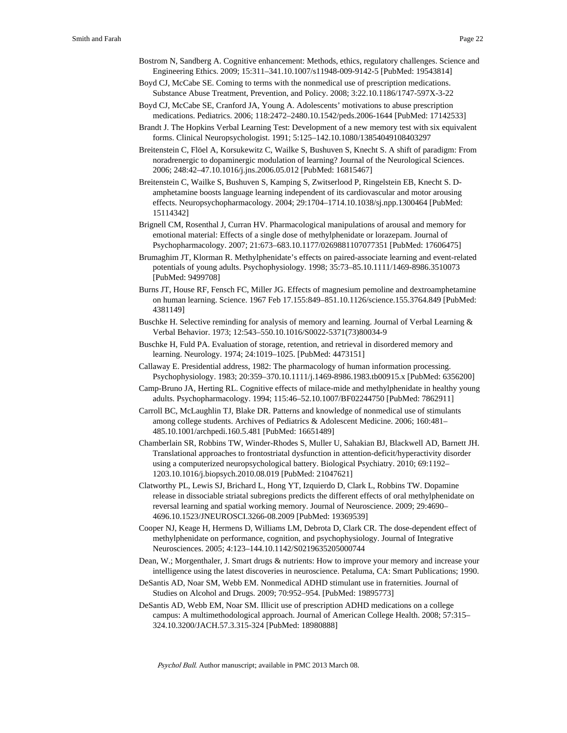Bostrom N, Sandberg A. Cognitive enhancement: Methods, ethics, regulatory challenges. Science and Engineering Ethics. 2009; 15:311–341.10.1007/s11948-009-9142-5 [PubMed: 19543814]

Boyd CJ, McCabe SE. Coming to terms with the nonmedical use of prescription medications. Substance Abuse Treatment, Prevention, and Policy. 2008; 3:22.10.1186/1747-597X-3-22

Boyd CJ, McCabe SE, Cranford JA, Young A. Adolescents' motivations to abuse prescription medications. Pediatrics. 2006; 118:2472–2480.10.1542/peds.2006-1644 [PubMed: 17142533]

Brandt J. The Hopkins Verbal Learning Test: Development of a new memory test with six equivalent forms. Clinical Neuropsychologist. 1991; 5:125–142.10.1080/13854049108403297

Breitenstein C, Flöel A, Korsukewitz C, Wailke S, Bushuven S, Knecht S. A shift of paradigm: From noradrenergic to dopaminergic modulation of learning? Journal of the Neurological Sciences. 2006; 248:42–47.10.1016/j.jns.2006.05.012 [PubMed: 16815467]

Breitenstein C, Wailke S, Bushuven S, Kamping S, Zwitserlood P, Ringelstein EB, Knecht S. D-amphetamine boosts language learning independent of its cardiovascular and motor arousing effects. Neuropsychopharmacology. 2004; 29:1704–1714.10.1038/sj.npp.1300464 [PubMed: 15114342]

Brignell CM, Rosenthal J, Curran HV. Pharmacological manipulations of arousal and memory for emotional material: Effects of a single dose of methylphenidate or lorazepam. Journal of Psychopharmacology. 2007; 21:673–683.10.1177/0269881107077351 [PubMed: 17606475]

Brumaghim JT, Klorman R. Methylphenidate's effects on paired-associate learning and event-related potentials of young adults. Psychophysiology. 1998; 35:73–85.10.1111/1469-8986.3510073 [PubMed: 9499708]

Burns JT, House RF, Fensch FC, Miller JG. Effects of magnesium pemoline and dextroamphetamine on human learning. Science. 1967 Feb 17.155:849–851.10.1126/science.155.3764.849 [PubMed: 4381149]

Buschke H. Selective reminding for analysis of memory and learning. Journal of Verbal Learning & Verbal Behavior. 1973; 12:543–550.10.1016/S0022-5371(73)80034-9

Buschke H, Fuld PA. Evaluation of storage, retention, and retrieval in disordered memory and learning. Neurology. 1974; 24:1019–1025. [PubMed: 4473151]

Callaway E. Presidential address, 1982: The pharmacology of human information processing. Psychophysiology. 1983; 20:359–370.10.1111/j.1469-8986.1983.tb00915.x [PubMed: 6356200]

Camp-Bruno JA, Herting RL. Cognitive effects of milace-mide and methylphenidate in healthy young adults. Psychopharmacology. 1994; 115:46–52.10.1007/BF02244750 [PubMed: 7862911]

Carroll BC, McLaughlin TJ, Blake DR. Patterns and knowledge of nonmedical use of stimulants among college students. Archives of Pediatrics & Adolescent Medicine. 2006; 160:481–485.10.1001/archpedi.160.5.481 [PubMed: 16651489]

Chamberlain SR, Robbins TW, Winder-Rhodes S, Muller U, Sahakian BJ, Blackwell AD, Barnett JH. Translational approaches to frontostriatal dysfunction in attention-deficit/hyperactivity disorder using a computerized neuropsychological battery. Biological Psychiatry. 2010; 69:1192–1203.10.1016/j.biopsych.2010.08.019 [PubMed: 21047621]

Clatworthy PL, Lewis SJ, Brichard L, Hong YT, Izquierdo D, Clark L, Robbins TW. Dopamine release in dissociable striatal subregions predicts the different effects of oral methylphenidate on reversal learning and spatial working memory. Journal of Neuroscience. 2009; 29:4690–4696.10.1523/JNEUROSCI.3266-08.2009 [PubMed: 19369539]

Cooper NJ, Keage H, Hermens D, Williams LM, Debrota D, Clark CR. The dose-dependent effect of methylphenidate on performance, cognition, and psychophysiology. Journal of Integrative Neurosciences. 2005; 4:123–144.10.1142/S0219635205000744

Dean, W.; Morgenthaler, J. Smart drugs & nutrients: How to improve your memory and increase your intelligence using the latest discoveries in neuroscience. Petaluma, CA: Smart Publications; 1990.

DeSantis AD, Noar SM, Webb EM. Nonmedical ADHD stimulant use in fraternities. Journal of Studies on Alcohol and Drugs. 2009; 70:952–954. [PubMed: 19895773]

DeSantis AD, Webb EM, Noar SM. Illicit use of prescription ADHD medications on a college campus: A multimethodological approach. Journal of American College Health. 2008; 57:315–324.10.3200/JACH.57.3.315-324 [PubMed: 18980888]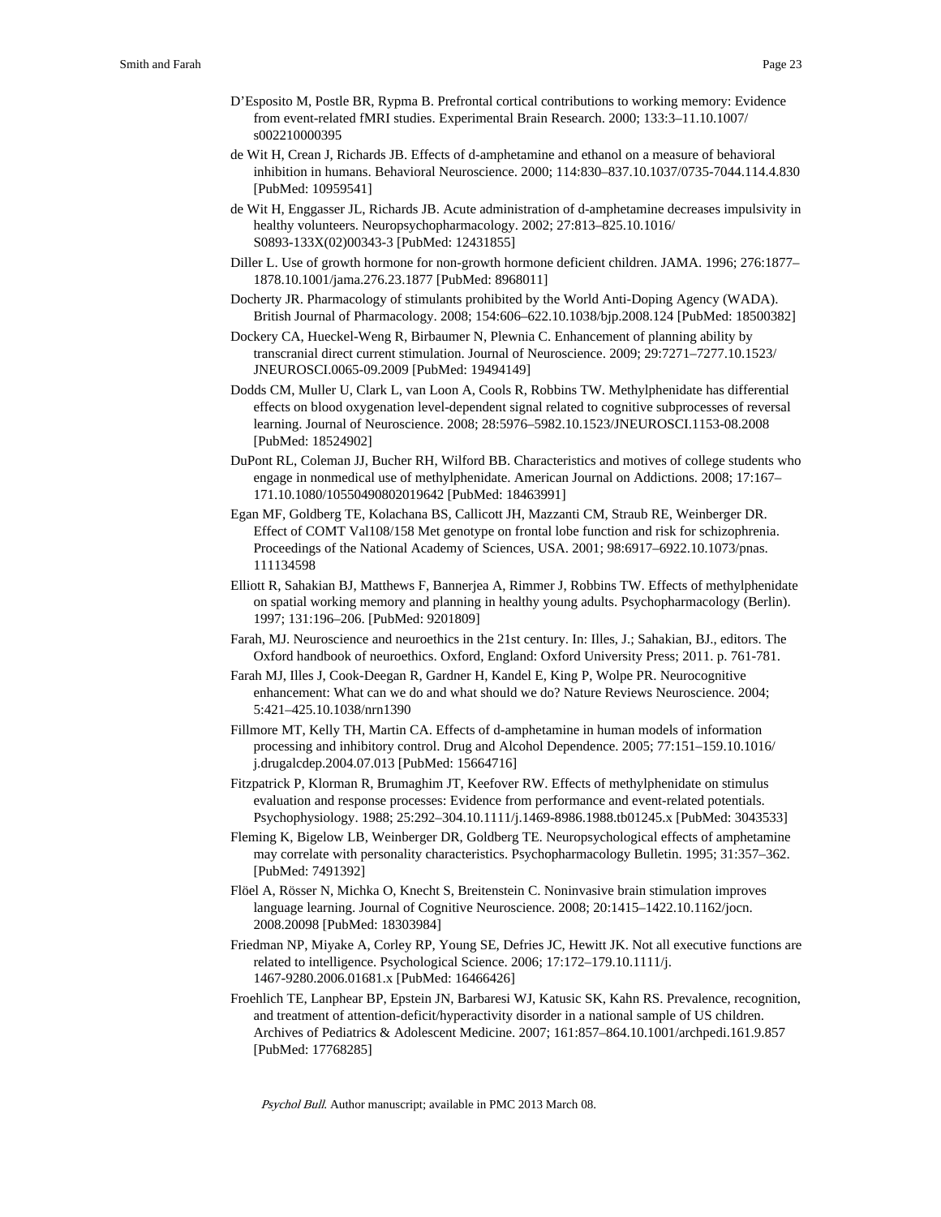D'Esposito M, Postle BR, Rypma B. Prefrontal cortical contributions to working memory: Evidence from event-related fMRI studies. Experimental Brain Research. 2000; 133:3–11.10.1007/s002210000395

de Wit H, Crean J, Richards JB. Effects of d-amphetamine and ethanol on a measure of behavioral inhibition in humans. Behavioral Neuroscience. 2000; 114:830–837.10.1037/0735-7044.114.4.830 [PubMed: 10959541]

de Wit H, Enggasser JL, Richards JB. Acute administration of d-amphetamine decreases impulsivity in healthy volunteers. Neuropsychopharmacology. 2002; 27:813–825.10.1016/S0893-133X(02)00343-3 [PubMed: 12431855]

Diller L. Use of growth hormone for non-growth hormone deficient children. JAMA. 1996; 276:1877–1878.10.1001/jama.276.23.1877 [PubMed: 8968011]

Docherty JR. Pharmacology of stimulants prohibited by the World Anti-Doping Agency (WADA). British Journal of Pharmacology. 2008; 154:606–622.10.1038/bjp.2008.124 [PubMed: 18500382]

Dockery CA, Hueckel-Weng R, Birbaumer N, Plewnia C. Enhancement of planning ability by transcranial direct current stimulation. Journal of Neuroscience. 2009; 29:7271–7277.10.1523/JNEUROSCI.0065-09.2009 [PubMed: 19494149]

Dodds CM, Muller U, Clark L, van Loon A, Cools R, Robbins TW. Methylphenidate has differential effects on blood oxygenation level-dependent signal related to cognitive subprocesses of reversal learning. Journal of Neuroscience. 2008; 28:5976–5982.10.1523/JNEUROSCI.1153-08.2008 [PubMed: 18524902]

DuPont RL, Coleman JJ, Bucher RH, Wilford BB. Characteristics and motives of college students who engage in nonmedical use of methylphenidate. American Journal on Addictions. 2008; 17:167–171.10.1080/10550490802019642 [PubMed: 18463991]

Egan MF, Goldberg TE, Kolachana BS, Callicott JH, Mazzanti CM, Straub RE, Weinberger DR. Effect of COMT Val108/158 Met genotype on frontal lobe function and risk for schizophrenia. Proceedings of the National Academy of Sciences, USA. 2001; 98:6917–6922.10.1073/pnas.111134598

Elliott R, Sahakian BJ, Matthews F, Bannerjea A, Rimmer J, Robbins TW. Effects of methylphenidate on spatial working memory and planning in healthy young adults. Psychopharmacology (Berlin). 1997; 131:196–206. [PubMed: 9201809]

Farah, MJ. Neuroscience and neuroethics in the 21st century. In: Illes, J.; Sahakian, BJ., editors. The Oxford handbook of neuroethics. Oxford, England: Oxford University Press; 2011. p. 761-781.

Farah MJ, Illes J, Cook-Deegan R, Gardner H, Kandel E, King P, Wolpe PR. Neurocognitive enhancement: What can we do and what should we do? Nature Reviews Neuroscience. 2004; 5:421–425.10.1038/nrn1390

Fillmore MT, Kelly TH, Martin CA. Effects of d-amphetamine in human models of information processing and inhibitory control. Drug and Alcohol Dependence. 2005; 77:151–159.10.1016/j.drugalcdep.2004.07.013 [PubMed: 15664716]

Fitzpatrick P, Klorman R, Brumaghim JT, Keefover RW. Effects of methylphenidate on stimulus evaluation and response processes: Evidence from performance and event-related potentials. Psychophysiology. 1988; 25:292–304.10.1111/j.1469-8986.1988.tb01245.x [PubMed: 3043533]

Fleming K, Bigelow LB, Weinberger DR, Goldberg TE. Neuropsychological effects of amphetamine may correlate with personality characteristics. Psychopharmacology Bulletin. 1995; 31:357–362. [PubMed: 7491392]

Flöel A, Rösser N, Michka O, Knecht S, Breitenstein C. Noninvasive brain stimulation improves language learning. Journal of Cognitive Neuroscience. 2008; 20:1415–1422.10.1162/jocn.2008.20098 [PubMed: 18303984]

Friedman NP, Miyake A, Corley RP, Young SE, Defries JC, Hewitt JK. Not all executive functions are related to intelligence. Psychological Science. 2006; 17:172–179.10.1111/j.1467-9280.2006.01681.x [PubMed: 16466426]

Froehlich TE, Lanphear BP, Epstein JN, Barbaresi WJ, Katusic SK, Kahn RS. Prevalence, recognition, and treatment of attention-deficit/hyperactivity disorder in a national sample of US children. Archives of Pediatrics & Adolescent Medicine. 2007; 161:857–864.10.1001/archpedi.161.9.857 [PubMed: 17768285]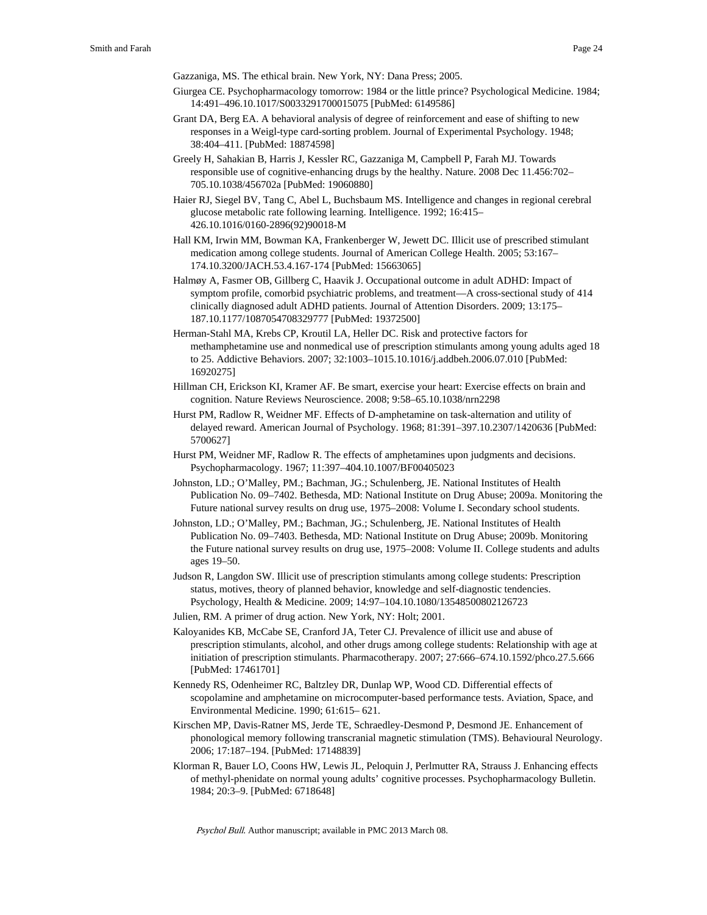Gazzaniga, MS. The ethical brain. New York, NY: Dana Press; 2005.

Giurgea CE. Psychopharmacology tomorrow: 1984 or the little prince? Psychological Medicine. 1984; 14:491–496.10.1017/S0033291700015075 [PubMed: 6149586]

Grant DA, Berg EA. A behavioral analysis of degree of reinforcement and ease of shifting to new responses in a Weigl-type card-sorting problem. Journal of Experimental Psychology. 1948; 38:404–411. [PubMed: 18874598]

Greely H, Sahakian B, Harris J, Kessler RC, Gazzaniga M, Campbell P, Farah MJ. Towards responsible use of cognitive-enhancing drugs by the healthy. Nature. 2008 Dec 11.456:702–705.10.1038/456702a [PubMed: 19060880]

Haier RJ, Siegel BV, Tang C, Abel L, Buchsbaum MS. Intelligence and changes in regional cerebral glucose metabolic rate following learning. Intelligence. 1992; 16:415–426.10.1016/0160-2896(92)90018-M

Hall KM, Irwin MM, Bowman KA, Frankenberger W, Jewett DC. Illicit use of prescribed stimulant medication among college students. Journal of American College Health. 2005; 53:167–174.10.3200/JACH.53.4.167-174 [PubMed: 15663065]

Halmøy A, Fasmer OB, Gillberg C, Haavik J. Occupational outcome in adult ADHD: Impact of symptom profile, comorbid psychiatric problems, and treatment—A cross-sectional study of 414 clinically diagnosed adult ADHD patients. Journal of Attention Disorders. 2009; 13:175–187.10.1177/1087054708329777 [PubMed: 19372500]

Herman-Stahl MA, Krebs CP, Kroutil LA, Heller DC. Risk and protective factors for methamphetamine use and nonmedical use of prescription stimulants among young adults aged 18 to 25. Addictive Behaviors. 2007; 32:1003–1015.10.1016/j.addbeh.2006.07.010 [PubMed: 16920275]

Hillman CH, Erickson KI, Kramer AF. Be smart, exercise your heart: Exercise effects on brain and cognition. Nature Reviews Neuroscience. 2008; 9:58–65.10.1038/nrn2298

Hurst PM, Radlow R, Weidner MF. Effects of D-amphetamine on task-alternation and utility of delayed reward. American Journal of Psychology. 1968; 81:391–397.10.2307/1420636 [PubMed: 5700627]

Hurst PM, Weidner MF, Radlow R. The effects of amphetamines upon judgments and decisions. Psychopharmacology. 1967; 11:397–404.10.1007/BF00405023

Johnston, LD.; O'Malley, PM.; Bachman, JG.; Schulenberg, JE. National Institutes of Health Publication No. 09–7402. Bethesda, MD: National Institute on Drug Abuse; 2009a. Monitoring the Future national survey results on drug use, 1975–2008: Volume I. Secondary school students.

Johnston, LD.; O'Malley, PM.; Bachman, JG.; Schulenberg, JE. National Institutes of Health Publication No. 09–7403. Bethesda, MD: National Institute on Drug Abuse; 2009b. Monitoring the Future national survey results on drug use, 1975–2008: Volume II. College students and adults ages 19–50.

Judson R, Langdon SW. Illicit use of prescription stimulants among college students: Prescription status, motives, theory of planned behavior, knowledge and self-diagnostic tendencies. Psychology, Health & Medicine. 2009; 14:97–104.10.1080/13548500802126723

Julien, RM. A primer of drug action. New York, NY: Holt; 2001.

Kaloyanides KB, McCabe SE, Cranford JA, Teter CJ. Prevalence of illicit use and abuse of prescription stimulants, alcohol, and other drugs among college students: Relationship with age at initiation of prescription stimulants. Pharmacotherapy. 2007; 27:666–674.10.1592/phco.27.5.666 [PubMed: 17461701]

Kennedy RS, Odenheimer RC, Baltzley DR, Dunlap WP, Wood CD. Differential effects of scopolamine and amphetamine on microcomputer-based performance tests. Aviation, Space, and Environmental Medicine. 1990; 61:615– 621.

Kirschen MP, Davis-Ratner MS, Jerde TE, Schraedley-Desmond P, Desmond JE. Enhancement of phonological memory following transcranial magnetic stimulation (TMS). Behavioural Neurology. 2006; 17:187–194. [PubMed: 17148839]

Klorman R, Bauer LO, Coons HW, Lewis JL, Peloquin J, Perlmutter RA, Strauss J. Enhancing effects of methyl-phenidate on normal young adults' cognitive processes. Psychopharmacology Bulletin. 1984; 20:3–9. [PubMed: 6718648]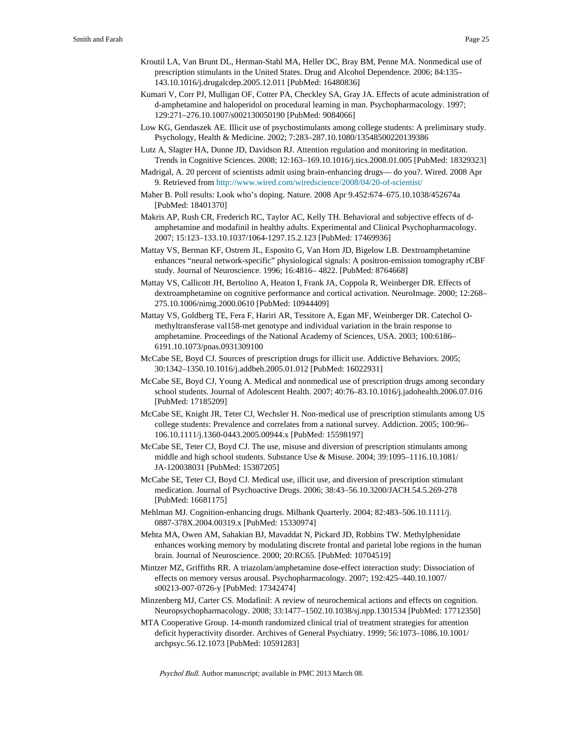Kroutil LA, Van Brunt DL, Herman-Stahl MA, Heller DC, Bray BM, Penne MA. Nonmedical use of prescription stimulants in the United States. Drug and Alcohol Dependence. 2006; 84:135–143.10.1016/j.drugalcdep.2005.12.011 [PubMed: 16480836]

Kumari V, Corr PJ, Mulligan OF, Cotter PA, Checkley SA, Gray JA. Effects of acute administration of d-amphetamine and haloperidol on procedural learning in man. Psychopharmacology. 1997; 129:271–276.10.1007/s002130050190 [PubMed: 9084066]

Low KG, Gendaszek AE. Illicit use of psychostimulants among college students: A preliminary study. Psychology, Health & Medicine. 2002; 7:283–287.10.1080/13548500220139386

Lutz A, Slagter HA, Dunne JD, Davidson RJ. Attention regulation and monitoring in meditation. Trends in Cognitive Sciences. 2008; 12:163–169.10.1016/j.tics.2008.01.005 [PubMed: 18329323]

Madrigal, A. 20 percent of scientists admit using brain-enhancing drugs— do you?. Wired. 2008 Apr 9. Retrieved from http://www.wired.com/wiredscience/2008/04/20-of-scientist/

Maher B. Poll results: Look who's doping. Nature. 2008 Apr 9.452:674–675.10.1038/452674a [PubMed: 18401370]

Makris AP, Rush CR, Frederich RC, Taylor AC, Kelly TH. Behavioral and subjective effects of d-amphetamine and modafinil in healthy adults. Experimental and Clinical Psychopharmacology. 2007; 15:123–133.10.1037/1064-1297.15.2.123 [PubMed: 17469936]

Mattay VS, Berman KF, Ostrem JL, Esposito G, Van Horn JD, Bigelow LB. Dextroamphetamine enhances "neural network-specific" physiological signals: A positron-emission tomography rCBF study. Journal of Neuroscience. 1996; 16:4816– 4822. [PubMed: 8764668]

Mattay VS, Callicott JH, Bertolino A, Heaton I, Frank JA, Coppola R, Weinberger DR. Effects of dextroamphetamine on cognitive performance and cortical activation. NeuroImage. 2000; 12:268–275.10.1006/nimg.2000.0610 [PubMed: 10944409]

Mattay VS, Goldberg TE, Fera F, Hariri AR, Tessitore A, Egan MF, Weinberger DR. Catechol O-methyltransferase val158-met genotype and individual variation in the brain response to amphetamine. Proceedings of the National Academy of Sciences, USA. 2003; 100:6186–6191.10.1073/pnas.0931309100

McCabe SE, Boyd CJ. Sources of prescription drugs for illicit use. Addictive Behaviors. 2005; 30:1342–1350.10.1016/j.addbeh.2005.01.012 [PubMed: 16022931]

McCabe SE, Boyd CJ, Young A. Medical and nonmedical use of prescription drugs among secondary school students. Journal of Adolescent Health. 2007; 40:76–83.10.1016/j.jadohealth.2006.07.016 [PubMed: 17185209]

McCabe SE, Knight JR, Teter CJ, Wechsler H. Non-medical use of prescription stimulants among US college students: Prevalence and correlates from a national survey. Addiction. 2005; 100:96–106.10.1111/j.1360-0443.2005.00944.x [PubMed: 15598197]

McCabe SE, Teter CJ, Boyd CJ. The use, misuse and diversion of prescription stimulants among middle and high school students. Substance Use & Misuse. 2004; 39:1095–1116.10.1081/JA-120038031 [PubMed: 15387205]

McCabe SE, Teter CJ, Boyd CJ. Medical use, illicit use, and diversion of prescription stimulant medication. Journal of Psychoactive Drugs. 2006; 38:43–56.10.3200/JACH.54.5.269-278 [PubMed: 16681175]

Mehlman MJ. Cognition-enhancing drugs. Milbank Quarterly. 2004; 82:483–506.10.1111/j.0887-378X.2004.00319.x [PubMed: 15330974]

Mehta MA, Owen AM, Sahakian BJ, Mavaddat N, Pickard JD, Robbins TW. Methylphenidate enhances working memory by modulating discrete frontal and parietal lobe regions in the human brain. Journal of Neuroscience. 2000; 20:RC65. [PubMed: 10704519]

Mintzer MZ, Griffiths RR. A triazolam/amphetamine dose-effect interaction study: Dissociation of effects on memory versus arousal. Psychopharmacology. 2007; 192:425–440.10.1007/s00213-007-0726-y [PubMed: 17342474]

Minzenberg MJ, Carter CS. Modafinil: A review of neurochemical actions and effects on cognition. Neuropsychopharmacology. 2008; 33:1477–1502.10.1038/sj.npp.1301534 [PubMed: 17712350]

MTA Cooperative Group. 14-month randomized clinical trial of treatment strategies for attention deficit hyperactivity disorder. Archives of General Psychiatry. 1999; 56:1073–1086.10.1001/archpsyc.56.12.1073 [PubMed: 10591283]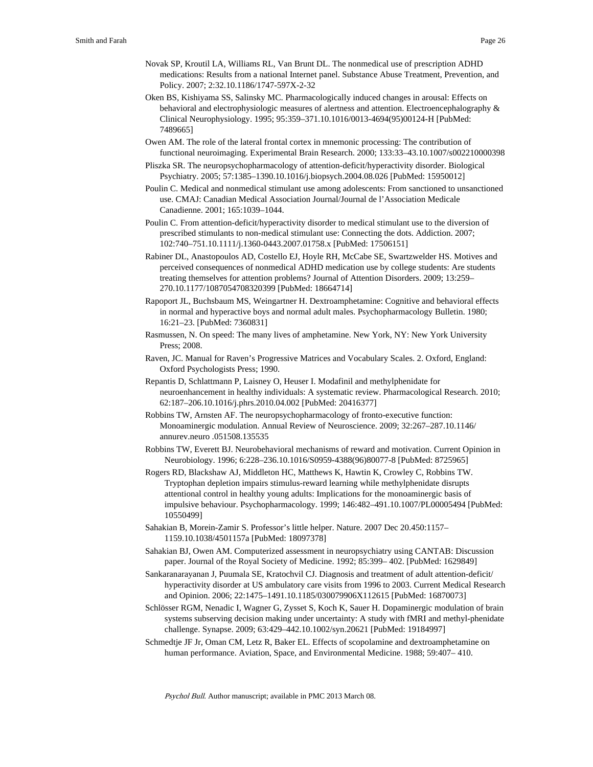Novak SP, Kroutil LA, Williams RL, Van Brunt DL. The nonmedical use of prescription ADHD medications: Results from a national Internet panel. Substance Abuse Treatment, Prevention, and Policy. 2007; 2:32.10.1186/1747-597X-2-32

Oken BS, Kishiyama SS, Salinsky MC. Pharmacologically induced changes in arousal: Effects on behavioral and electrophysiologic measures of alertness and attention. Electroencephalography & Clinical Neurophysiology. 1995; 95:359–371.10.1016/0013-4694(95)00124-H [PubMed: 7489665]

Owen AM. The role of the lateral frontal cortex in mnemonic processing: The contribution of functional neuroimaging. Experimental Brain Research. 2000; 133:33–43.10.1007/s002210000398

Pliszka SR. The neuropsychopharmacology of attention-deficit/hyperactivity disorder. Biological Psychiatry. 2005; 57:1385–1390.10.1016/j.biopsych.2004.08.026 [PubMed: 15950012]

Poulin C. Medical and nonmedical stimulant use among adolescents: From sanctioned to unsanctioned use. CMAJ: Canadian Medical Association Journal/Journal de l'Association Medicale Canadienne. 2001; 165:1039–1044.

Poulin C. From attention-deficit/hyperactivity disorder to medical stimulant use to the diversion of prescribed stimulants to non-medical stimulant use: Connecting the dots. Addiction. 2007; 102:740–751.10.1111/j.1360-0443.2007.01758.x [PubMed: 17506151]

Rabiner DL, Anastopoulos AD, Costello EJ, Hoyle RH, McCabe SE, Swartzwelder HS. Motives and perceived consequences of nonmedical ADHD medication use by college students: Are students treating themselves for attention problems? Journal of Attention Disorders. 2009; 13:259–270.10.1177/1087054708320399 [PubMed: 18664714]

Rapoport JL, Buchsbaum MS, Weingartner H. Dextroamphetamine: Cognitive and behavioral effects in normal and hyperactive boys and normal adult males. Psychopharmacology Bulletin. 1980; 16:21–23. [PubMed: 7360831]

Rasmussen, N. On speed: The many lives of amphetamine. New York, NY: New York University Press; 2008.

Raven, JC. Manual for Raven's Progressive Matrices and Vocabulary Scales. 2. Oxford, England: Oxford Psychologists Press; 1990.

Repantis D, Schlattmann P, Laisney O, Heuser I. Modafinil and methylphenidate for neuroenhancement in healthy individuals: A systematic review. Pharmacological Research. 2010; 62:187–206.10.1016/j.phrs.2010.04.002 [PubMed: 20416377]

Robbins TW, Arnsten AF. The neuropsychopharmacology of fronto-executive function: Monoaminergic modulation. Annual Review of Neuroscience. 2009; 32:267–287.10.1146/annurev.neuro .051508.135535

Robbins TW, Everett BJ. Neurobehavioral mechanisms of reward and motivation. Current Opinion in Neurobiology. 1996; 6:228–236.10.1016/S0959-4388(96)80077-8 [PubMed: 8725965]

Rogers RD, Blackshaw AJ, Middleton HC, Matthews K, Hawtin K, Crowley C, Robbins TW. Tryptophan depletion impairs stimulus-reward learning while methylphenidate disrupts attentional control in healthy young adults: Implications for the monoaminergic basis of impulsive behaviour. Psychopharmacology. 1999; 146:482–491.10.1007/PL00005494 [PubMed: 10550499]

Sahakian B, Morein-Zamir S. Professor's little helper. Nature. 2007 Dec 20.450:1157–1159.10.1038/4501157a [PubMed: 18097378]

Sahakian BJ, Owen AM. Computerized assessment in neuropsychiatry using CANTAB: Discussion paper. Journal of the Royal Society of Medicine. 1992; 85:399– 402. [PubMed: 1629849]

Sankaranarayanan J, Puumala SE, Kratochvil CJ. Diagnosis and treatment of adult attention-deficit/hyperactivity disorder at US ambulatory care visits from 1996 to 2003. Current Medical Research and Opinion. 2006; 22:1475–1491.10.1185/030079906X112615 [PubMed: 16870073]

Schlösser RGM, Nenadic I, Wagner G, Zysset S, Koch K, Sauer H. Dopaminergic modulation of brain systems subserving decision making under uncertainty: A study with fMRI and methyl-phenidate challenge. Synapse. 2009; 63:429–442.10.1002/syn.20621 [PubMed: 19184997]

Schmedtje JF Jr, Oman CM, Letz R, Baker EL. Effects of scopolamine and dextroamphetamine on human performance. Aviation, Space, and Environmental Medicine. 1988; 59:407– 410.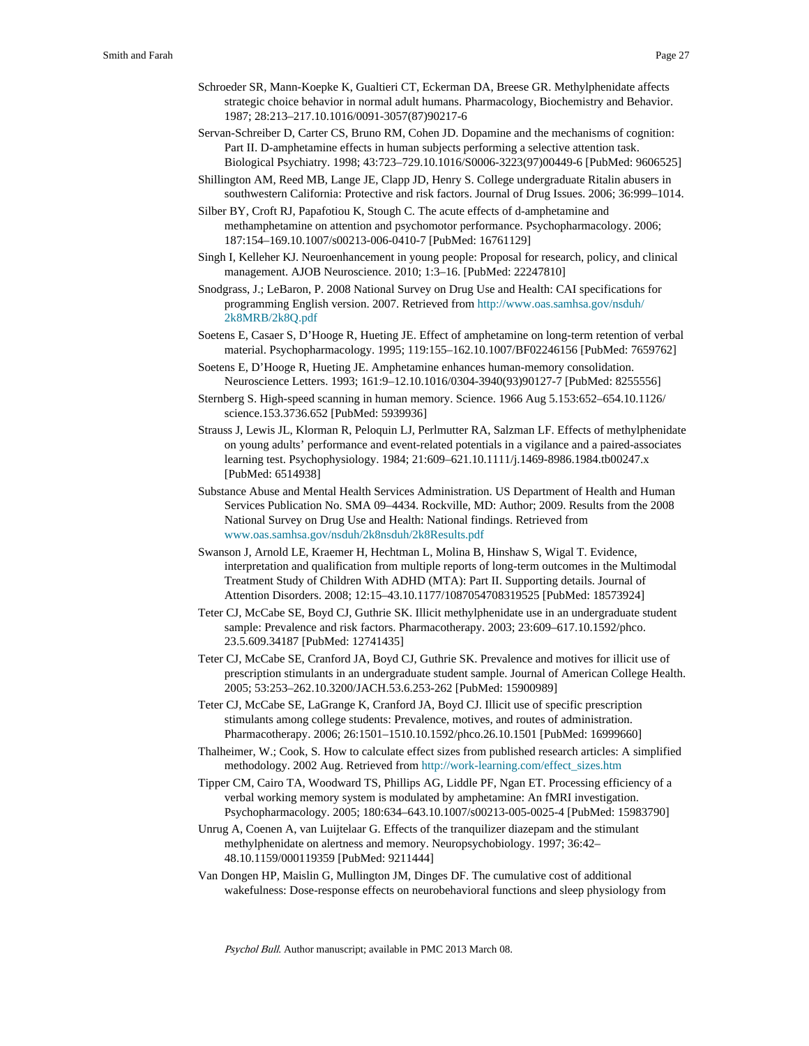Schroeder SR, Mann-Koepke K, Gualtieri CT, Eckerman DA, Breese GR. Methylphenidate affects strategic choice behavior in normal adult humans. Pharmacology, Biochemistry and Behavior. 1987; 28:213–217.10.1016/0091-3057(87)90217-6

Servan-Schreiber D, Carter CS, Bruno RM, Cohen JD. Dopamine and the mechanisms of cognition: Part II. D-amphetamine effects in human subjects performing a selective attention task. Biological Psychiatry. 1998; 43:723–729.10.1016/S0006-3223(97)00449-6 [PubMed: 9606525]

Shillington AM, Reed MB, Lange JE, Clapp JD, Henry S. College undergraduate Ritalin abusers in southwestern California: Protective and risk factors. Journal of Drug Issues. 2006; 36:999–1014.

Silber BY, Croft RJ, Papafotiou K, Stough C. The acute effects of d-amphetamine and methamphetamine on attention and psychomotor performance. Psychopharmacology. 2006; 187:154–169.10.1007/s00213-006-0410-7 [PubMed: 16761129]

Singh I, Kelleher KJ. Neuroenhancement in young people: Proposal for research, policy, and clinical management. AJOB Neuroscience. 2010; 1:3–16. [PubMed: 22247810]

Snodgrass, J.; LeBaron, P. 2008 National Survey on Drug Use and Health: CAI specifications for programming English version. 2007. Retrieved from http://www.oas.samhsa.gov/nsduh/2k8MRB/2k8Q.pdf

Soetens E, Casaer S, D'Hooge R, Hueting JE. Effect of amphetamine on long-term retention of verbal material. Psychopharmacology. 1995; 119:155–162.10.1007/BF02246156 [PubMed: 7659762]

Soetens E, D'Hooge R, Hueting JE. Amphetamine enhances human-memory consolidation. Neuroscience Letters. 1993; 161:9–12.10.1016/0304-3940(93)90127-7 [PubMed: 8255556]

Sternberg S. High-speed scanning in human memory. Science. 1966 Aug 5.153:652–654.10.1126/science.153.3736.652 [PubMed: 5939936]

Strauss J, Lewis JL, Klorman R, Peloquin LJ, Perlmutter RA, Salzman LF. Effects of methylphenidate on young adults' performance and event-related potentials in a vigilance and a paired-associates learning test. Psychophysiology. 1984; 21:609–621.10.1111/j.1469-8986.1984.tb00247.x [PubMed: 6514938]

Substance Abuse and Mental Health Services Administration. US Department of Health and Human Services Publication No. SMA 09–4434. Rockville, MD: Author; 2009. Results from the 2008 National Survey on Drug Use and Health: National findings. Retrieved from www.oas.samhsa.gov/nsduh/2k8nsduh/2k8Results.pdf

Swanson J, Arnold LE, Kraemer H, Hechtman L, Molina B, Hinshaw S, Wigal T. Evidence, interpretation and qualification from multiple reports of long-term outcomes in the Multimodal Treatment Study of Children With ADHD (MTA): Part II. Supporting details. Journal of Attention Disorders. 2008; 12:15–43.10.1177/1087054708319525 [PubMed: 18573924]

Teter CJ, McCabe SE, Boyd CJ, Guthrie SK. Illicit methylphenidate use in an undergraduate student sample: Prevalence and risk factors. Pharmacotherapy. 2003; 23:609–617.10.1592/phco.23.5.609.34187 [PubMed: 12741435]

Teter CJ, McCabe SE, Cranford JA, Boyd CJ, Guthrie SK. Prevalence and motives for illicit use of prescription stimulants in an undergraduate student sample. Journal of American College Health. 2005; 53:253–262.10.3200/JACH.53.6.253-262 [PubMed: 15900989]

Teter CJ, McCabe SE, LaGrange K, Cranford JA, Boyd CJ. Illicit use of specific prescription stimulants among college students: Prevalence, motives, and routes of administration. Pharmacotherapy. 2006; 26:1501–1510.10.1592/phco.26.10.1501 [PubMed: 16999660]

Thalheimer, W.; Cook, S. How to calculate effect sizes from published research articles: A simplified methodology. 2002 Aug. Retrieved from http://work-learning.com/effect_sizes.htm

Tipper CM, Cairo TA, Woodward TS, Phillips AG, Liddle PF, Ngan ET. Processing efficiency of a verbal working memory system is modulated by amphetamine: An fMRI investigation. Psychopharmacology. 2005; 180:634–643.10.1007/s00213-005-0025-4 [PubMed: 15983790]

Unrug A, Coenen A, van Luijtelaar G. Effects of the tranquilizer diazepam and the stimulant methylphenidate on alertness and memory. Neuropsychobiology. 1997; 36:42–48.10.1159/000119359 [PubMed: 9211444]

Van Dongen HP, Maislin G, Mullington JM, Dinges DF. The cumulative cost of additional wakefulness: Dose-response effects on neurobehavioral functions and sleep physiology from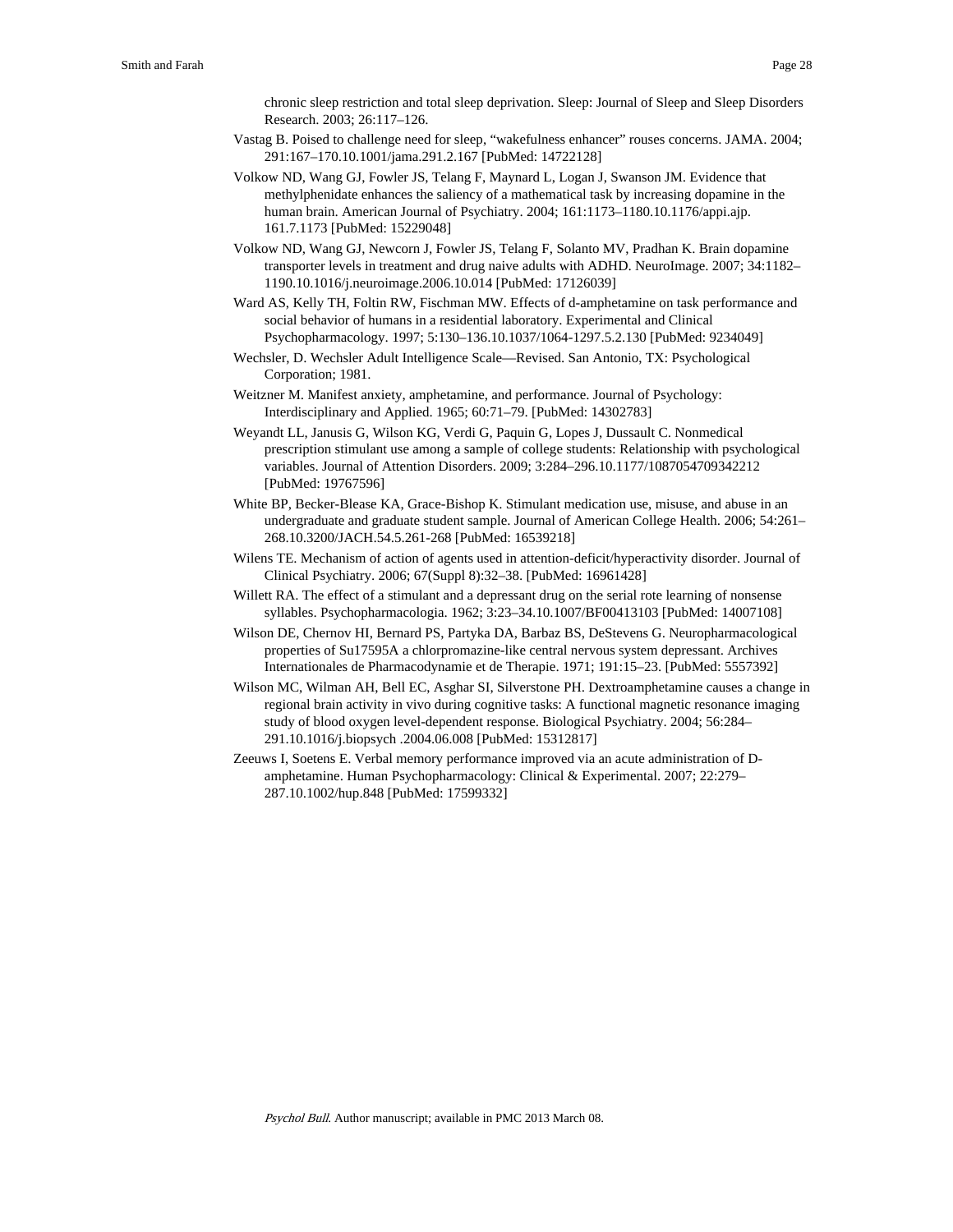chronic sleep restriction and total sleep deprivation. Sleep: Journal of Sleep and Sleep Disorders Research. 2003; 26:117–126.

Vastag B. Poised to challenge need for sleep, "wakefulness enhancer" rouses concerns. JAMA. 2004; 291:167–170.10.1001/jama.291.2.167 [PubMed: 14722128]

Volkow ND, Wang GJ, Fowler JS, Telang F, Maynard L, Logan J, Swanson JM. Evidence that methylphenidate enhances the saliency of a mathematical task by increasing dopamine in the human brain. American Journal of Psychiatry. 2004; 161:1173–1180.10.1176/appi.ajp. 161.7.1173 [PubMed: 15229048]

Volkow ND, Wang GJ, Newcorn J, Fowler JS, Telang F, Solanto MV, Pradhan K. Brain dopamine transporter levels in treatment and drug naive adults with ADHD. NeuroImage. 2007; 34:1182–1190.10.1016/j.neuroimage.2006.10.014 [PubMed: 17126039]

Ward AS, Kelly TH, Foltin RW, Fischman MW. Effects of d-amphetamine on task performance and social behavior of humans in a residential laboratory. Experimental and Clinical Psychopharmacology. 1997; 5:130–136.10.1037/1064-1297.5.2.130 [PubMed: 9234049]

Wechsler, D. Wechsler Adult Intelligence Scale—Revised. San Antonio, TX: Psychological Corporation; 1981.

Weitzner M. Manifest anxiety, amphetamine, and performance. Journal of Psychology: Interdisciplinary and Applied. 1965; 60:71–79. [PubMed: 14302783]

Weyandt LL, Janusis G, Wilson KG, Verdi G, Paquin G, Lopes J, Dussault C. Nonmedical prescription stimulant use among a sample of college students: Relationship with psychological variables. Journal of Attention Disorders. 2009; 3:284–296.10.1177/1087054709342212 [PubMed: 19767596]

White BP, Becker-Blease KA, Grace-Bishop K. Stimulant medication use, misuse, and abuse in an undergraduate and graduate student sample. Journal of American College Health. 2006; 54:261–268.10.3200/JACH.54.5.261-268 [PubMed: 16539218]

Wilens TE. Mechanism of action of agents used in attention-deficit/hyperactivity disorder. Journal of Clinical Psychiatry. 2006; 67(Suppl 8):32–38. [PubMed: 16961428]

Willett RA. The effect of a stimulant and a depressant drug on the serial rote learning of nonsense syllables. Psychopharmacologia. 1962; 3:23–34.10.1007/BF00413103 [PubMed: 14007108]

Wilson DE, Chernov HI, Bernard PS, Partyka DA, Barbaz BS, DeStevens G. Neuropharmacological properties of Su17595A a chlorpromazine-like central nervous system depressant. Archives Internationales de Pharmacodynamie et de Therapie. 1971; 191:15–23. [PubMed: 5557392]

Wilson MC, Wilman AH, Bell EC, Asghar SI, Silverstone PH. Dextroamphetamine causes a change in regional brain activity in vivo during cognitive tasks: A functional magnetic resonance imaging study of blood oxygen level-dependent response. Biological Psychiatry. 2004; 56:284–291.10.1016/j.biopsych .2004.06.008 [PubMed: 15312817]

Zeeuws I, Soetens E. Verbal memory performance improved via an acute administration of D-amphetamine. Human Psychopharmacology: Clinical & Experimental. 2007; 22:279–287.10.1002/hup.848 [PubMed: 17599332]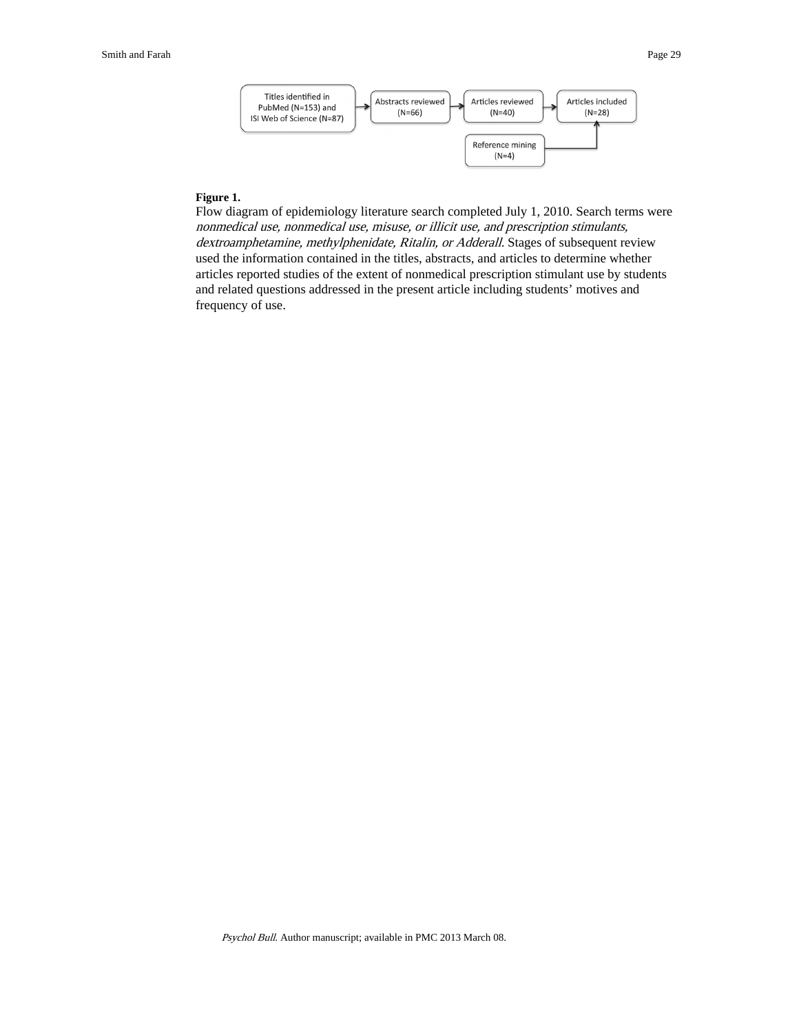**Figure 1.**

Flow diagram of epidemiology literature search completed July 1, 2010. Search terms were *nonmedical use, nonmedical use, misuse, or illicit use, and prescription stimulants, dextroamphetamine, methylphenidate, Ritalin, or Adderall.* Stages of subsequent review used the information contained in the titles, abstracts, and articles to determine whether articles reported studies of the extent of nonmedical prescription stimulant use by students and related questions addressed in the present article including students' motives and frequency of use.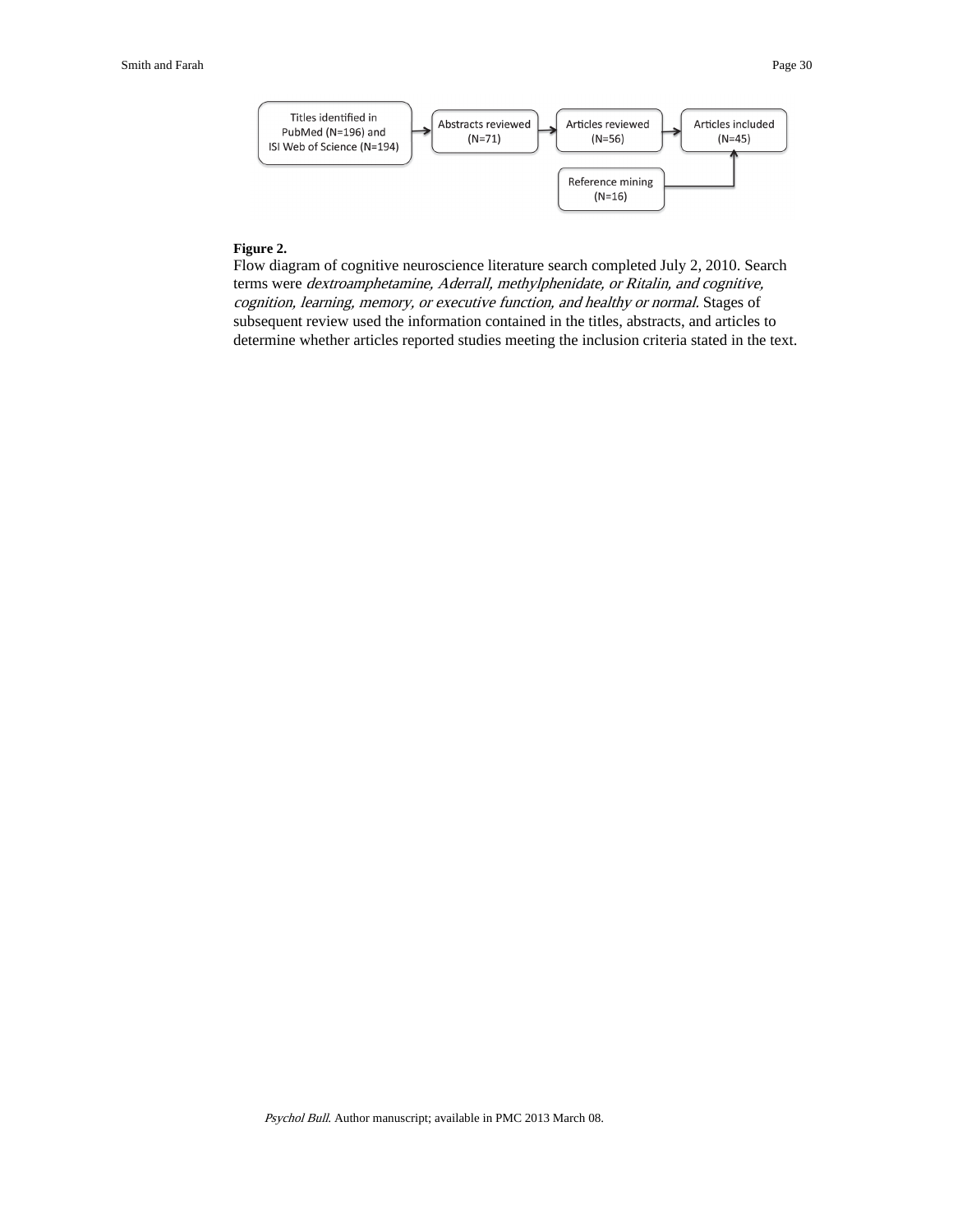Titles identified in PubMed (N=196) and ISI Web of Science (N=194) → Abstracts reviewed (N=71) → Articles reviewed (N=56) → Articles included (N=45)

Reference mining (N=16) → Articles included (N=45)

**Figure 2.**

Flow diagram of cognitive neuroscience literature search completed July 2, 2010. Search terms were *dextroamphetamine, Aderrall, methylphenidate, or Ritalin, and cognitive, cognition, learning, memory, or executive function, and healthy or normal*. Stages of subsequent review used the information contained in the titles, abstracts, and articles to determine whether articles reported studies meeting the inclusion criteria stated in the text.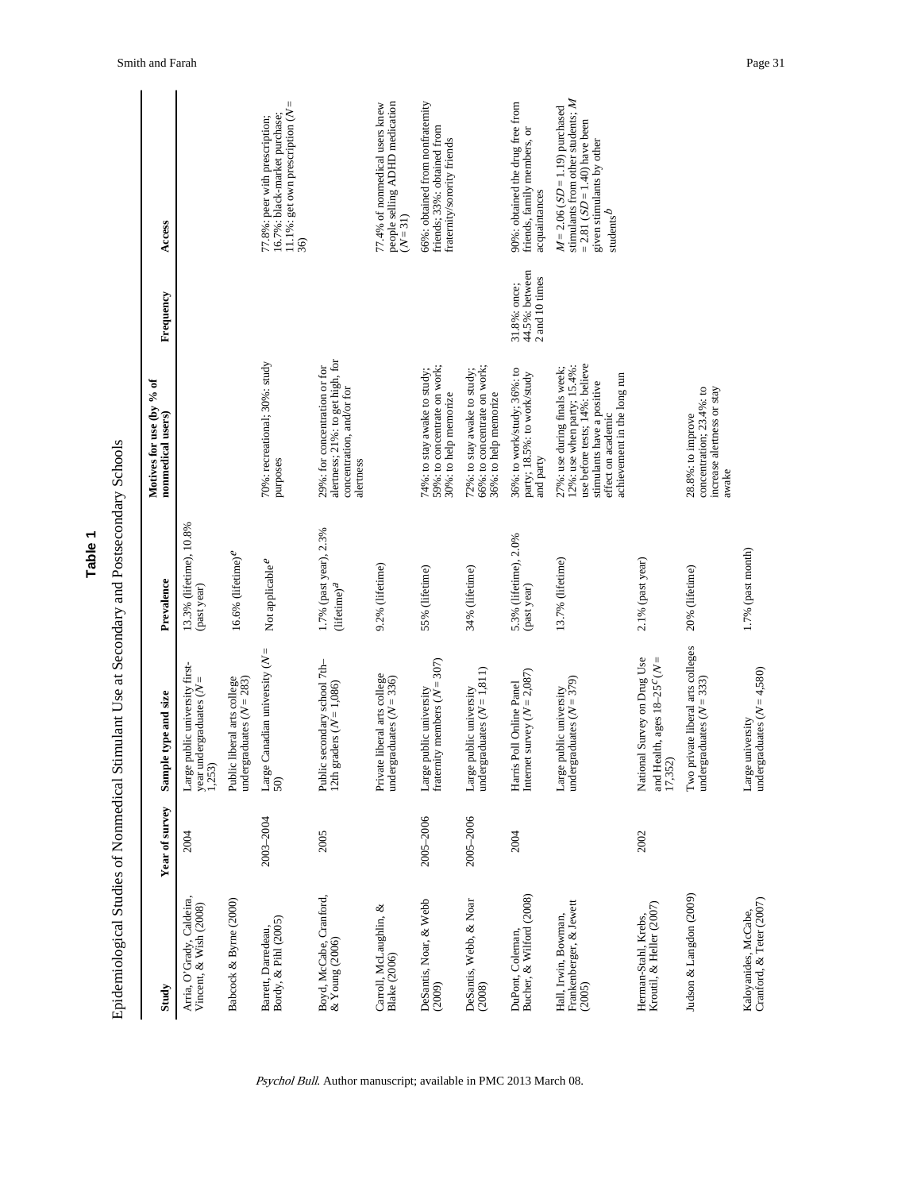**Table 1**

Epidemiological Studies of Nonmedical Stimulant Use at Secondary and Postsecondary Schools

| Study | Year of survey | Sample type and size | Prevalence | Motives for use (by % of nonmedical users) | Frequency | Access |
|---|---|---|---|---|---|---|
| Arria, O'Grady, Caldeira, Vincent, & Wish (2008) | 2004 | Large public university first-year undergraduates ($N$ = 1,253) | 13.3% (lifetime), 10.8% (past year) | | | |
| Babcock & Byrne (2000) | | Public liberal arts college undergraduates ($N$ = 283) | 16.6% (lifetime)[e] | | | |
| Barrett, Darredeau, Bordy, & Pihl (2005) | 2003–2004 | Large Canadian university ($N$ = 50) | Not applicable[e] | 70%: recreational; 30%: study purposes | | 77.8%: peer with prescription; 16.7%: black-market purchase; 11.1%: get own prescription ($N$ = 36) |
| Boyd, McCabe, Cranford, & Young (2006) | 2005 | Public secondary school 7th–12th graders ($N$ = 1,086) | 1.7% (past year), 2.3% (lifetime)[a] | 29%: for concentration or for alertness; 21%: to get high, for concentration, and/or for alertness | | |
| Carroll, McLaughlin, & Blake (2006) | | Private liberal arts college undergraduates ($N$ = 336) | 9.2% (lifetime) | | | 77.4% of nonmedical users knew people selling ADHD medication ($N$ = 31) |
| DeSantis, Noar, & Webb (2009) | 2005–2006 | Large public university fraternity members ($N$ = 307) | 55% (lifetime) | 74%: to stay awake to study; 59%: to concentrate on work; 30%: to help memorize | | 66%: obtained from nonfraternity friends; 33%: obtained from fraternity/sorority friends |
| DeSantis, Webb, & Noar (2008) | 2005–2006 | Large public university undergraduates ($N$ = 1,811) | 34% (lifetime) | 72%: to stay awake to study; 66%: to concentrate on work; 36%: to help memorize | | |
| DuPont, Coleman, Bucher, & Wilford (2008) | 2004 | Harris Poll Online Panel Internet survey ($N$ = 2,087) | 5.3% (lifetime), 2.0% (past year) | 36%: to work/study; 36%: to party; 18.5%: to work/study and party | 31.8%: once; 44.5%: between 2 and 10 times | 90%: obtained the drug free from friends, family members, or acquaintances |
| Hall, Irwin, Bowman, Frankenberger, & Jewett (2005) | | Large public university undergraduates ($N$ = 379) | 13.7% (lifetime) | 27%: use during finals week; 12%: use when party; 15.4%: use before tests; 14%: believe stimulants have a positive effect on academic achievement in the long run | | $M$ = 2.06 ($SD$ = 1.19) purchased stimulants from other students; $M$ = 2.81 ($SD$ = 1.40) have been given stimulants by other students[b] |
| Herman-Stahl, Krebs, Kroutil, & Heller (2007) | 2002 | National Survey on Drug Use and Health, ages 18–25[c] ($N$ = 17,352) | 2.1% (past year) | | | |
| Judson & Langdon (2009) | | Two private liberal arts colleges undergraduates ($N$ = 333) | 20% (lifetime) | 28.8%: to improve concentration; 23.4%: to increase alertness or stay awake | | |
| Kaloyanides, McCabe, Cranford, & Teter (2007) | | Large university undergraduates ($N$ = 4,580) | 1.7% (past month) | | | |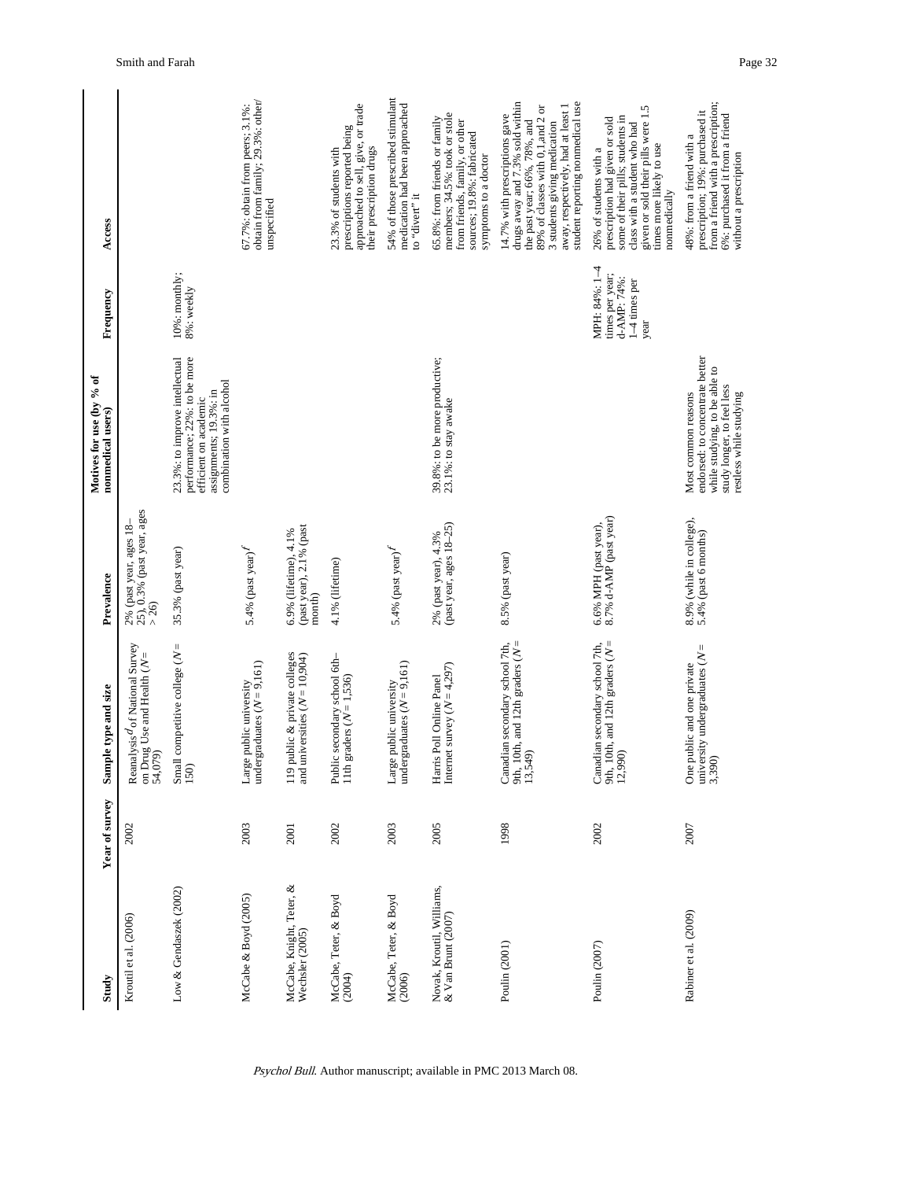| Study | Year of survey | Sample type and size | Prevalence | Motives for use (by % of nonmedical users) | Frequency | Access |
|---|---|---|---|---|---|---|
| Kroutil et al. (2006) | 2002 | Reanalysis[d] of National Survey on Drug Use and Health ($N$ = 54,079) | 2% (past year, ages 18–25), 0.3% (past year, ages > 26) | | | |
| Low & Gendaszek (2002) | | Small competitive college ($N$ = 150) | 35.3% (past year) | 23.3%: to improve intellectual performance; 22%: to be more efficient on academic assignments; 19.3%: in combination with alcohol | 10%: monthly; 8%: weekly | |
| McCabe & Boyd (2005) | 2003 | Large public university undergraduates ($N$ = 9,161) | 5.4% (past year)[f] | | | 67.7%: obtain from peers; 3.1%: obtain from family; 29.3%: other/unspecified |
| McCabe, Knight, Teter, & Wechsler (2005) | 2001 | 119 public & private colleges and universities ($N$ = 10,904) | 6.9% (lifetime), 4.1% (past year), 2.1% (past month) | | | |
| McCabe, Teter, & Boyd (2004) | 2002 | Public secondary school 6th–11th graders ($N$ = 1,536) | 4.1% (lifetime) | | | 23.3% of students with prescriptions reported being approached to sell, give, or trade their prescription drugs |
| McCabe, Teter, & Boyd (2006) | 2003 | Large public university undergraduates ($N$ = 9,161) | 5.4% (past year)[f] | | | 54% of those prescribed stimulant medication had been approached to "divert" it |
| Novak, Kroutil, Williams, & Van Brunt (2007) | 2005 | Harris Poll Online Panel Internet survey ($N$ = 4,297) | 2% (past year), 4.3% (past year, ages 18–25) | 39.8%: to be more productive; 23.1%: to stay awake | | 65.8%: from friends or family members; 34.5%: took or stole from friends, family, or other sources; 19.8%: fabricated symptoms to a doctor |
| Poulin (2001) | 1998 | Canadian secondary school 7th, 9th, 10th, and 12th graders ($N$ = 13,549) | 8.5% (past year) | | | 14.7% with prescriptions gave drugs away and 7.3% sold within the past year; 66%, 78%, and 89% of classes with 0,1,and 2 or 3 students giving medication away, respectively, had at least 1 student reporting nonmedical use |
| Poulin (2007) | 2002 | Canadian secondary school 7th, 9th, 10th, and 12th graders ($N$ = 12,990) | 6.6% MPH (past year), 8.7% d-AMP (past year) | | MPH: 84%: 1–4 times per year; d-AMP: 74%: 1–4 times per year | 26% of students with a prescription had given or sold some of their pills; students in class with a student who had given or sold their pills were 1.5 times more likely to use nonmedically |
| Rabiner et al. (2009) | 2007 | One public and one private university undergraduates ($N$ = 3,390) | 8.9% (while in college), 5.4% (past 6 months) | Most common reasons endorsed: to concentrate better while studying, to be able to study longer, to feel less restless while studying | | 48%: from a friend with a prescription; 19%: purchased it from a friend with a prescription; 6%: purchased it from a friend without a prescription |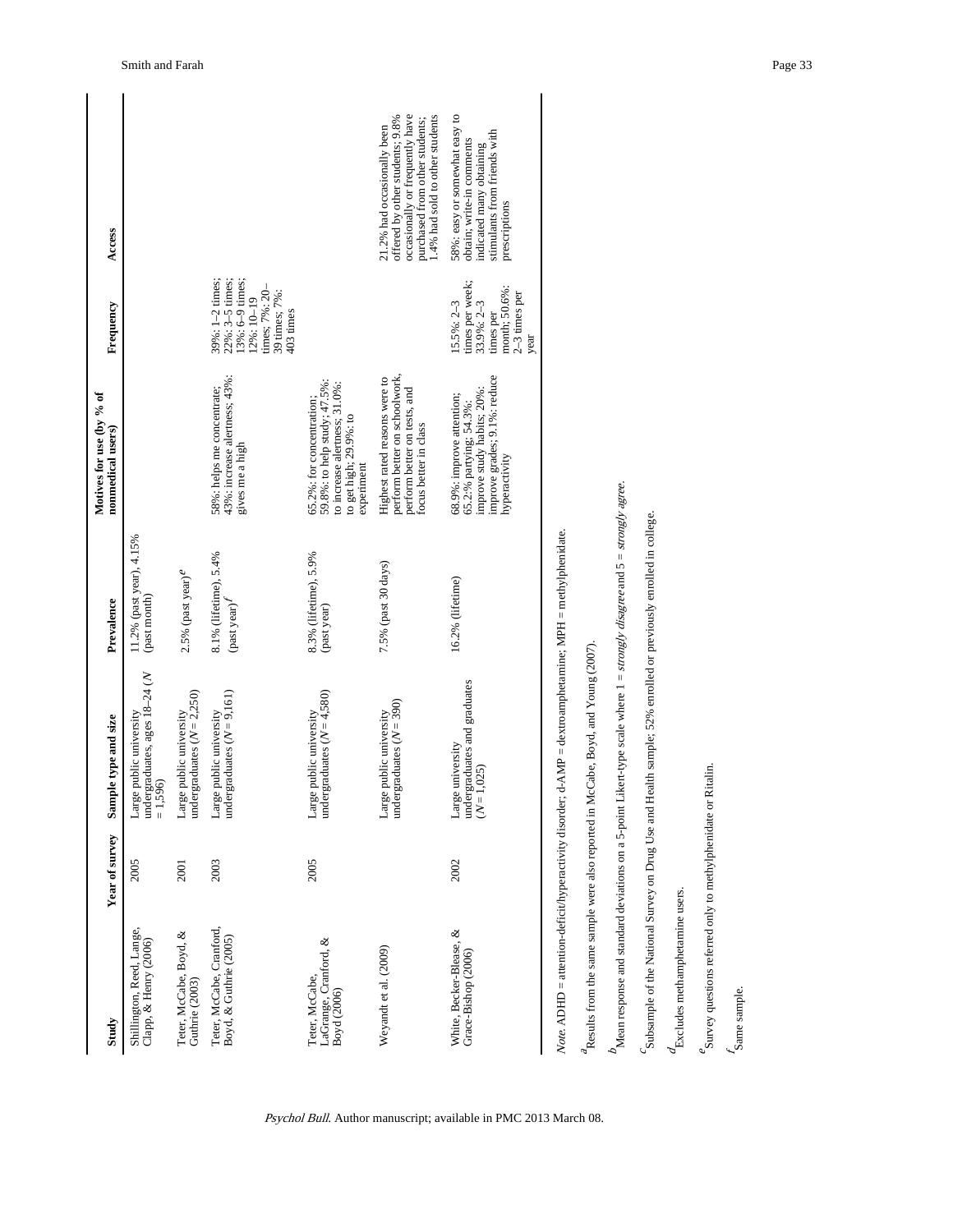| Study | Year of survey | Sample type and size | Prevalence | Motives for use (by % of nonmedical users) | Frequency | Access |
|---|---|---|---|---|---|---|
| Shillington, Reed, Lange, Clapp, & Henry (2006) | 2005 | Large public university undergraduates, ages 18–24 ($N$ = 1,596) | 11.2% (past year), 4.15% (past month) | | | |
| Teter, McCabe, Boyd, & Guthrie (2003) | 2001 | Large public university undergraduates ($N$ = 2,250) | 2.5% (past year)[e] | | | |
| Teter, McCabe, Cranford, Boyd, & Guthrie (2005) | 2003 | Large public university undergraduates ($N$ = 9,161) | 8.1% (lifetime), 5.4% (past year)[f] | 58%: helps me concentrate; 43%: increase alertness; 43%: gives me a high | 39%: 1–2 times; 22%: 3–5 times; 13%: 6–9 times; 12%: 10–19 times; 7%: 20–39 times; 7%: 403 times | |
| Teter, McCabe, LaGrange, Cranford, & Boyd (2006) | 2005 | Large public university undergraduates ($N$ = 4,580) | 8.3% (lifetime), 5.9% (past year) | 65.2%: for concentration; 59.8%: to help study; 47.5%: to increase alertness; 31.0%: to get high; 29.9%: to experiment | | |
| Weyandt et al. (2009) | | Large public university undergraduates ($N$ = 390) | 7.5% (past 30 days) | Highest rated reasons were to perform better on schoolwork, perform better on tests, and focus better in class | | 21.2% had occasionally been offered by other students; 9.8% occasionally or frequently have purchased from other students; 1.4% had sold to other students |
| White, Becker-Blease, & Grace-Bishop (2006) | 2002 | Large university undergraduates and graduates ($N$ = 1,025) | 16.2% (lifetime) | 68.9%: improve attention; 65.2%: partying; 54.3%: improve study habits; 20%: improve grades; 9.1%: reduce hyperactivity | 15.5%: 2–3 times per week; 33.9%: 2–3 times per month; 50.6%: 2–3 times per year | 58%: easy or somewhat easy to obtain; write-in comments indicated many obtaining stimulants from friends with prescriptions |

*Note.* ADHD = attention-deficit/hyperactivity disorder; d-AMP = dextroamphetamine; MPH = methylphenidate.

[a]Results from the same sample were also reported in McCabe, Boyd, and Young (2007).

[b]Mean response and standard deviations on a 5-point Likert-type scale where 1 = *strongly disagree* and 5 = *strongly agree*.

[c]Subsample of the National Survey on Drug Use and Health sample; 52% enrolled or previously enrolled in college.

[d]Excludes methamphetamine users.

[e]Survey questions referred only to methylphenidate or Ritalin.

[f]Same sample.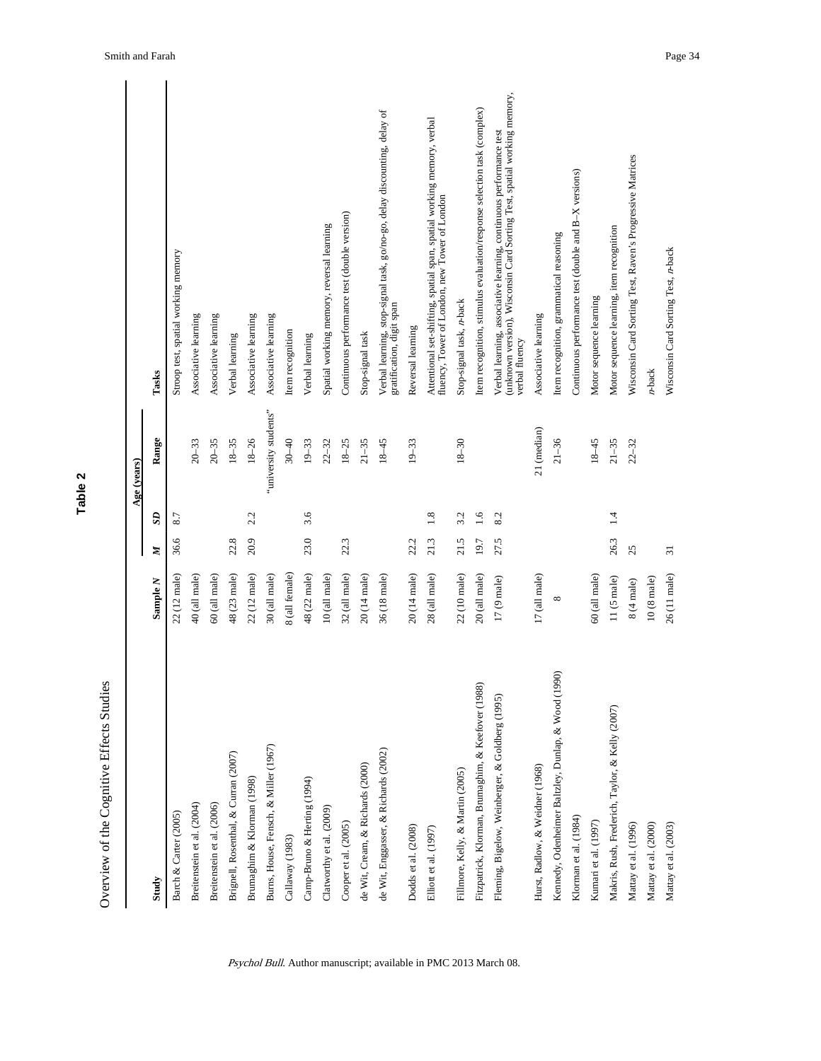## Table 2

Overview of the Cognitive Effects Studies

| Study | Sample *N* | Age (years) | | | Tasks |
|---|---|---|---|---|---|
| | | *M* | *SD* | Range | |
| Barch & Carter (2005) | 22 (12 male) | 36.6 | 8.7 | | Stroop test, spatial working memory |
| Breitenstein et al. (2004) | 40 (all male) | | | 20–33 | Associative learning |
| Breitenstein et al. (2006) | 60 (all male) | | | 20–35 | Associative learning |
| Brignell, Rosenthal, & Curran (2007) | 48 (23 male) | 22.8 | | 18–35 | Verbal learning |
| Brumaghim & Klorman (1998) | 22 (12 male) | 20.9 | 2.2 | 18–26 | Associative learning |
| Burns, House, Fensch, & Miller (1967) | 30 (all male) | | | "university students" | Associative learning |
| Callaway (1983) | 8 (all female) | | | 30–40 | Item recognition |
| Camp-Bruno & Herting (1994) | 48 (22 male) | 23.0 | 3.6 | 19–33 | Verbal learning |
| Clatworthy et al. (2009) | 10 (all male) | | | 22–32 | Spatial working memory, reversal learning |
| Cooper et al. (2005) | 32 (all male) | 22.3 | | 18–25 | Continuous performance test (double version) |
| de Wit, Cream, & Richards (2000) | 20 (14 male) | | | 21–35 | Stop-signal task |
| de Wit, Enggasser, & Richards (2002) | 36 (18 male) | | | 18–45 | Verbal learning, stop-signal task, go/no-go, delay discounting, delay of gratification, digit span |
| Dodds et al. (2008) | 20 (14 male) | 22.2 | | 19–33 | Reversal learning |
| Elliott et al. (1997) | 28 (all male) | 21.3 | 1.8 | | Attentional set-shifting, spatial span, spatial working memory, verbal fluency, Tower of London, new Tower of London |
| Fillmore, Kelly, & Martin (2005) | 22 (10 male) | 21.5 | 3.2 | 18–30 | Stop-signal task, *n*-back |
| Fitzpatrick, Klorman, Brumaghim, & Keefover (1988) | 20 (all male) | 19.7 | 1.6 | | Item recognition, stimulus evaluation/response selection task (complex) |
| Fleming, Bigelow, Weinberger, & Goldberg (1995) | 17 (9 male) | 27.5 | 8.2 | | Verbal learning, associative learning, continuous performance test (unknown version), Wisconsin Card Sorting Test, spatial working memory, verbal fluency |
| Hurst, Radlow, & Weidner (1968) | 17 (all male) | | | 21 (median) | Associative learning |
| Kennedy, Odenheimer Baltzley, Dunlap, & Wood (1990) | 8 | | | 21–36 | Item recognition, grammatical reasoning |
| Klorman et al. (1984) | | | | | Continuous performance test (double and B–X versions) |
| Kumari et al. (1997) | 60 (all male) | | | 18–45 | Motor sequence learning |
| Makris, Rush, Frederich, Taylor, & Kelly (2007) | 11 (5 male) | 26.3 | 1.4 | 21–35 | Motor sequence learning, item recognition |
| Mattay et al. (1996) | 8 (4 male) | 25 | | 22–32 | Wisconsin Card Sorting Test, Raven's Progressive Matrices |
| Mattay et al. (2000) | 10 (8 male) | | | | *n*-back |
| Mattay et al. (2003) | 26 (11 male) | 31 | | | Wisconsin Card Sorting Test, *n*-back |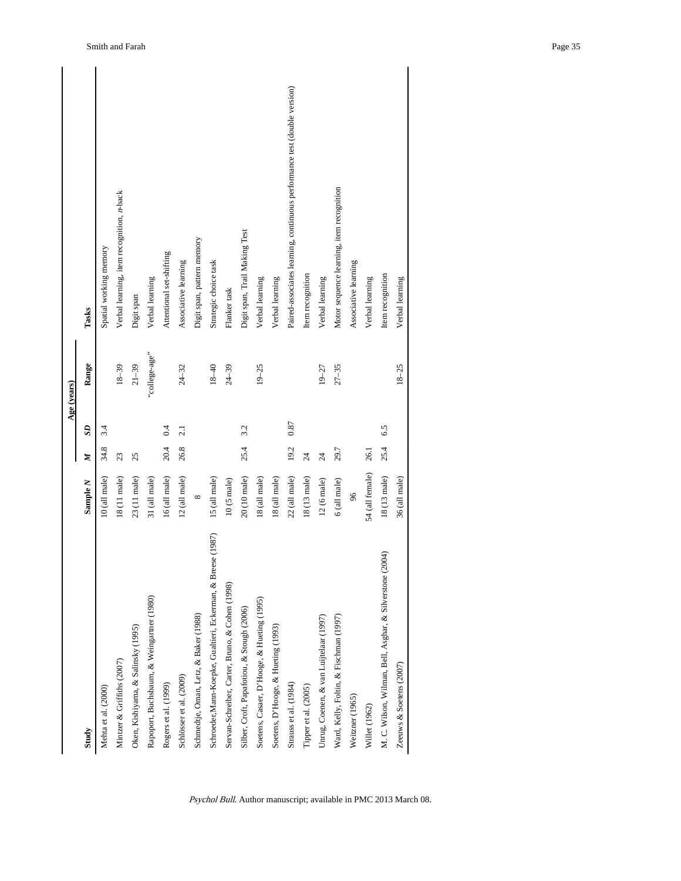| Study | Sample *N* | Age (years) | | | Tasks |
|---|---|---|---|---|---|
| | | *M* | *SD* | Range | |
| Mehta et al. (2000) | 10 (all male) | 34.8 | 3.4 | | Spatial working memory |
| Mintzer & Griffiths (2007) | 18 (11 male) | 23 | | 18–39 | Verbal learning, item recognition, *n*-back |
| Oken, Kishiyama, & Salinsky (1995) | 23 (11 male) | 25 | | 21–39 | Digit span |
| Rapoport, Buchsbaum, & Weingartner (1980) | 31 (all male) | | | "college-age" | Verbal learning |
| Rogers et al. (1999) | 16 (all male) | 20.4 | 0.4 | | Attentional set-shifting |
| Schlösser et al. (2009) | 12 (all male) | 26.8 | 2.1 | 24–32 | Associative learning |
| Schmedtje, Oman, Letz, & Baker (1988) | 8 | | | | Digit span, pattern memory |
| Schroeder, Mann-Koepke, Gualtieri, Eckerman, & Breese (1987) | 15 (all male) | | | 18–40 | Strategic choice task |
| Servan-Schreiber, Carter, Bruno, & Cohen (1998) | 10 (5 male) | | | 24–39 | Flanker task |
| Silber, Croft, Papafotiou, & Stough (2006) | 20 (10 male) | 25.4 | 3.2 | | Digit span, Trail Making Test |
| Soetens, Casaer, D'Hooge, & Hueting (1995) | 18 (all male) | | | 19–25 | Verbal learning |
| Soetens, D'Hooge, & Hueting (1993) | 18 (all male) | | | | Verbal learning |
| Strauss et al. (1984) | 22 (all male) | 19.2 | 0.87 | | Paired-associates learning, continuous performance test (double version) |
| Tipper et al. (2005) | 18 (13 male) | 24 | | | Item recognition |
| Unrug, Coenen, & van Luijtelaar (1997) | 12 (6 male) | 24 | | 19–27 | Verbal learning |
| Ward, Kelly, Foltin, & Fischman (1997) | 6 (all male) | 29.7 | | 27–35 | Motor sequence learning, item recognition |
| Weitzner (1965) | 96 | | | | Associative learning |
| Willet (1962) | 54 (all female) | 26.1 | | | Verbal learning |
| M. C. Wilson, Wilman, Bell, Asghar, & Silverstone (2004) | 18 (13 male) | 25.4 | 6.5 | | Item recognition |
| Zeeuws & Soetens (2007) | 36 (all male) | | | 18–25 | Verbal learning |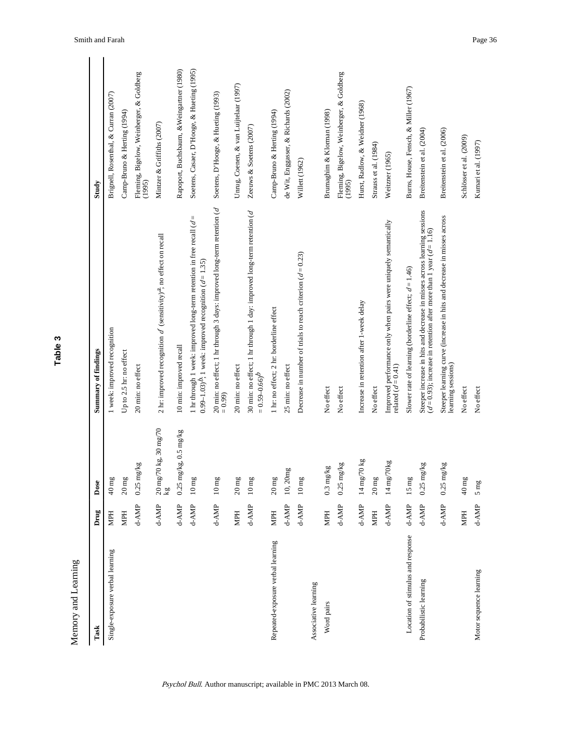# Table 3

Memory and Learning

| Task | Drug | Dose | Summary of findings | Study |
|---|---|---|---|---|
| Single-exposure verbal learning | MPH | 40 mg | 1 week: improved recognition | Brignell, Rosenthal, & Curran (2007) |
| | MPH | 20 mg | Up to 2.5 hr: no effect | Camp-Bruno & Herting (1994) |
| | d-AMP | 0.25 mg/kg | 20 min: no effect | Fleming, Bigelow, Weinberger, & Goldberg (1995) |
| | d-AMP | 20 mg/70 kg, 30 mg/70 kg | 2 hr: improved recognition $d'$ (sensitivity)[a], no effect on recall | Mintzer & Griffiths (2007) |
| | d-AMP | 0.25 mg/kg, 0.5 mg/kg | 10 min: improved recall | Rapoport, Buchsbaum, &Weingartner (1980) |
| | d-AMP | 10 mg | 1 hr through 1 week: improved long-term retention in free recall ($d$ = 0.99–1.03)[b], 1 week: improved recognition ($d$ = 1.35) | Soetens, Casaer, D'Hooge, & Hueting (1995) |
| | d-AMP | 10 mg | 20 min: no effect; 1 hr through 3 days: improved long-term retention ($d$ = 0.99) | Soetens, D'Hooge, & Hueting (1993) |
| | MPH | 20 mg | 20 min: no effect | Unrug, Coenen, & van Luijtelaar (1997) |
| | d-AMP | 10 mg | 30 min: no effect; 1 hr through 1 day: improved long-term retention ($d$ = 0.59–0.66)[b] | Zeeuws & Soetens (2007) |
| Repeated-exposure verbal learning | MPH | 20 mg | 1 hr: no effect; 2 hr: borderline effect | Camp-Bruno & Herting (1994) |
| | d-AMP | 10, 20mg | 25 min: no effect | de Wit, Enggasser, & Richards (2002) |
| | d-AMP | 10 mg | Decrease in number of trials to reach criterion ($d$ = 0.23) | Willett (1962) |
| Associative learning | | | | |
| Word pairs | MPH | 0.3 mg/kg | No effect | Brumaghim & Klorman (1998) |
| | d-AMP | 0.25 mg/kg | No effect | Fleming, Bigelow, Weinberger, & Goldberg (1995) |
| | d-AMP | 14 mg/70 kg | Increase in retention after 1-week delay | Hurst, Radlow, & Weidner (1968) |
| | MPH | 20 mg | No effect | Strauss et al. (1984) |
| | d-AMP | 14 mg/70kg | Improved performance only when pairs were uniquely semantically related ($d$ = 0.41) | Weitzner (1965) |
| Location of stimulus and response | d-AMP | 15 mg | Slower rate of learning (borderline effect; $d$ = 1.46) | Burns, House, Fensch, & Miller (1967) |
| Probabilistic learning | d-AMP | 0.25 mg/kg | Steeper increase in hits and decrease in misses across learning sessions ($d$ = 0.93); increase in retention after more than 1 year ($d$ = 1.16) | Breitenstein et al. (2004) |
| | d-AMP | 0.25 mg/kg | Steeper learning curve (increase in hits and decrease in misses across learning sessions) | Breitenstein et al. (2006) |
| | MPH | 40 mg | No effect | Schlösser et al. (2009) |
| Motor sequence learning | d-AMP | 5 mg | No effect | Kumari et al. (1997) |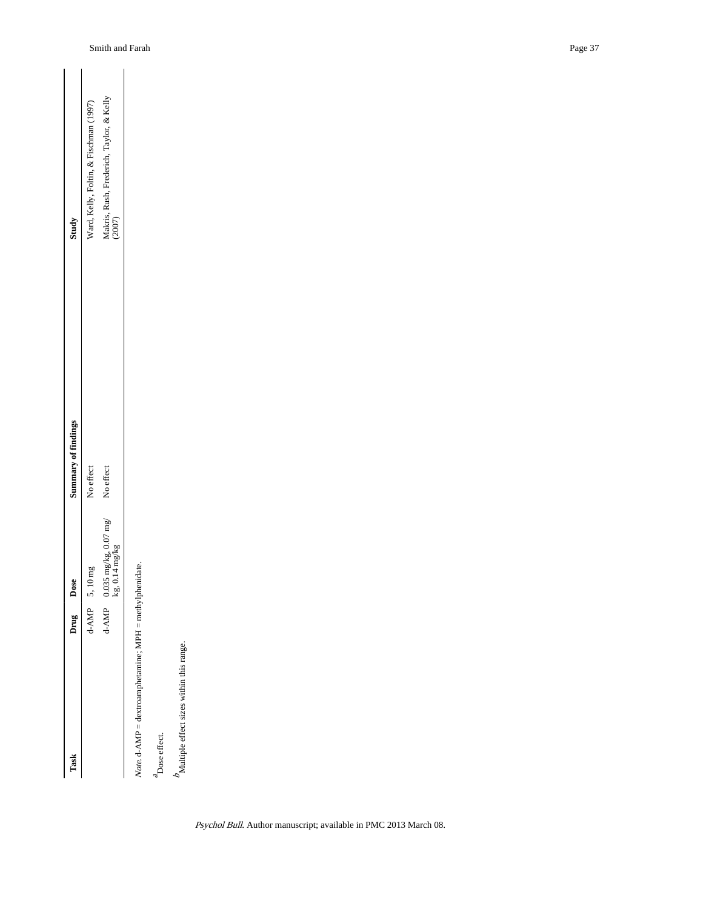| Task | Drug | Dose | Summary of findings | Study |
|---|---|---|---|---|
| | d-AMP | 5, 10 mg | No effect | Ward, Kelly, Foltin, & Fischman (1997) |
| | d-AMP | 0.035 mg/kg, 0.07 mg/kg, 0.14 mg/kg | No effect | Makris, Rush, Frederich, Taylor, & Kelly (2007) |

*Note*. d-AMP = dextroamphetamine; MPH = methylphenidate.

[a]Dose effect.

[b]Multiple effect sizes within this range.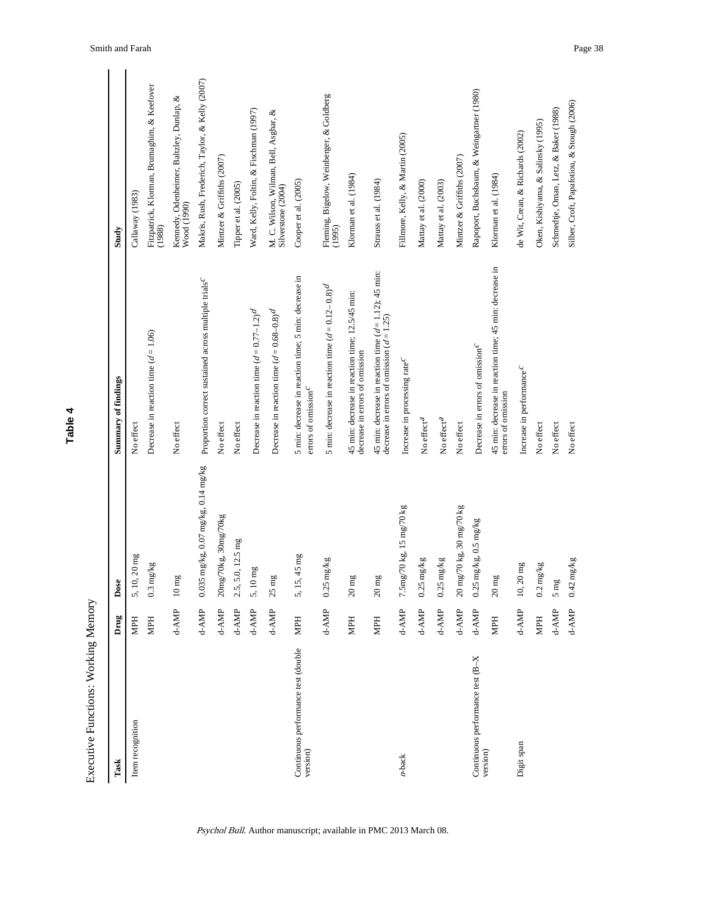**Table 4**

Executive Functions: Working Memory

| Task | Drug | Dose | Summary of findings | Study |
|---|---|---|---|---|
| Item recognition | MPH | 5, 10, 20 mg | No effect | Callaway (1983) |
| | MPH | 0.3 mg/kg | Decrease in reaction time ($d = 1.06$) | Fitzpatrick, Klorman, Brumaghim, & Keefover (1988) |
| | d-AMP | 10 mg | No effect | Kennedy, Odenheimer, Baltzley, Dunlap, & Wood (1990) |
| | d-AMP | 0.035 mg/kg, 0.07 mg/kg, 0.14 mg/kg | Proportion correct sustained across multiple trials[c] | Makris, Rush, Frederich, Taylor, & Kelly (2007) |
| | d-AMP | 20mg/70kg, 30mg/70kg | No effect | Mintzer & Griffiths (2007) |
| | d-AMP | 2.5, 5.0, 12.5 mg | No effect | Tipper et al. (2005) |
| | d-AMP | 5, 10 mg | Decrease in reaction time ($d = 0.77–1.2$)[d] | Ward, Kelly, Foltin, & Fischman (1997) |
| | d-AMP | 25 mg | Decrease in reaction time ($d = 0.68–0.8$)[d] | M. C. Wilson, Wilman, Bell, Asghar, & Silverstone (2004) |
| Continuous performance test (double version) | MPH | 5, 15, 45 mg | 5 min: decrease in reaction time; 5 min: decrease in errors of omission[c] | Cooper et al. (2005) |
| | d-AMP | 0.25 mg/kg | 5 min: decrease in reaction time ($d = 0.12–0.8$)[d] | Fleming, Bigelow, Weinberger, & Goldberg (1995) |
| | MPH | 20 mg | 45 min: decrease in reaction time; 12.5/45 min: decrease in errors of omission | Klorman et al. (1984) |
| | MPH | 20 mg | 45 min: decrease in reaction time ($d = 1.12$); 45 min: decrease in errors of omission ($d = 1.25$) | Strauss et al. (1984) |
| *n*-back | d-AMP | 7.5mg/70 kg, 15 mg/70 kg | Increase in processing rate[c] | Fillmore, Kelly, & Martin (2005) |
| | d-AMP | 0.25 mg/kg | No effect[a] | Mattay et al. (2000) |
| | d-AMP | 0.25 mg/kg | No effect[a] | Mattay et al. (2003) |
| | d-AMP | 20 mg/70 kg, 30 mg/70 kg | No effect | Mintzer & Griffiths (2007) |
| Continuous performance test (B–X version) | d-AMP | 0.25 mg/kg, 0.5 mg/kg | Decrease in errors of omission[c] | Rapoport, Buchsbaum, & Weingartner (1980) |
| | MPH | 20 mg | 45 min: decrease in reaction time; 45 min: decrease in errors of omission | Klorman et al. (1984) |
| Digit span | d-AMP | 10, 20 mg | Increase in performance[c] | de Wit, Crean, & Richards (2002) |
| | MPH | 0.2 mg/kg | No effect | Oken, Kishiyama, & Salinsky (1995) |
| | d-AMP | 5 mg | No effect | Schmedtje, Oman, Letz, & Baker (1988) |
| | d-AMP | 0.42 mg/kg | No effect | Silber, Croft, Papafotiou, & Stough (2006) |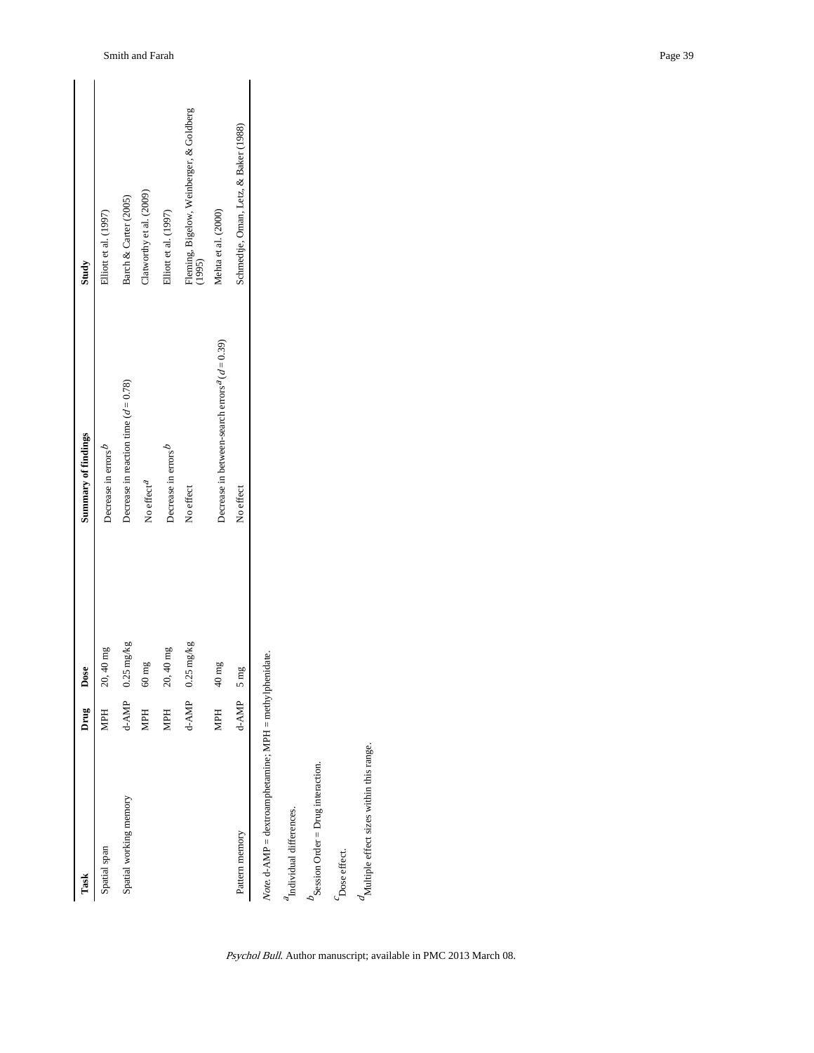| Task | Drug | Dose | Summary of findings | Study |
|---|---|---|---|---|
| Spatial span | MPH | 20, 40 mg | Decrease in errors[b] | Elliott et al. (1997) |
| Spatial working memory | d-AMP | 0.25 mg/kg | Decrease in reaction time ($d = 0.78$) | Barch & Carter (2005) |
| | MPH | 60 mg | No effect[a] | Clatworthy et al. (2009) |
| | MPH | 20, 40 mg | Decrease in errors[b] | Elliott et al. (1997) |
| | d-AMP | 0.25 mg/kg | No effect | Fleming, Bigelow, Weinberger, & Goldberg (1995) |
| | MPH | 40 mg | Decrease in between-search errors[a] ($d = 0.39$) | Mehta et al. (2000) |
| Pattern memory | d-AMP | 5 mg | No effect | Schmedtje, Oman, Letz, & Baker (1988) |

*Note.* d-AMP = dextroamphetamine; MPH = methylphenidate.

[a]Individual differences.

[b]Session Order = Drug interaction.

[c]Dose effect.

[d]Multiple effect sizes within this range.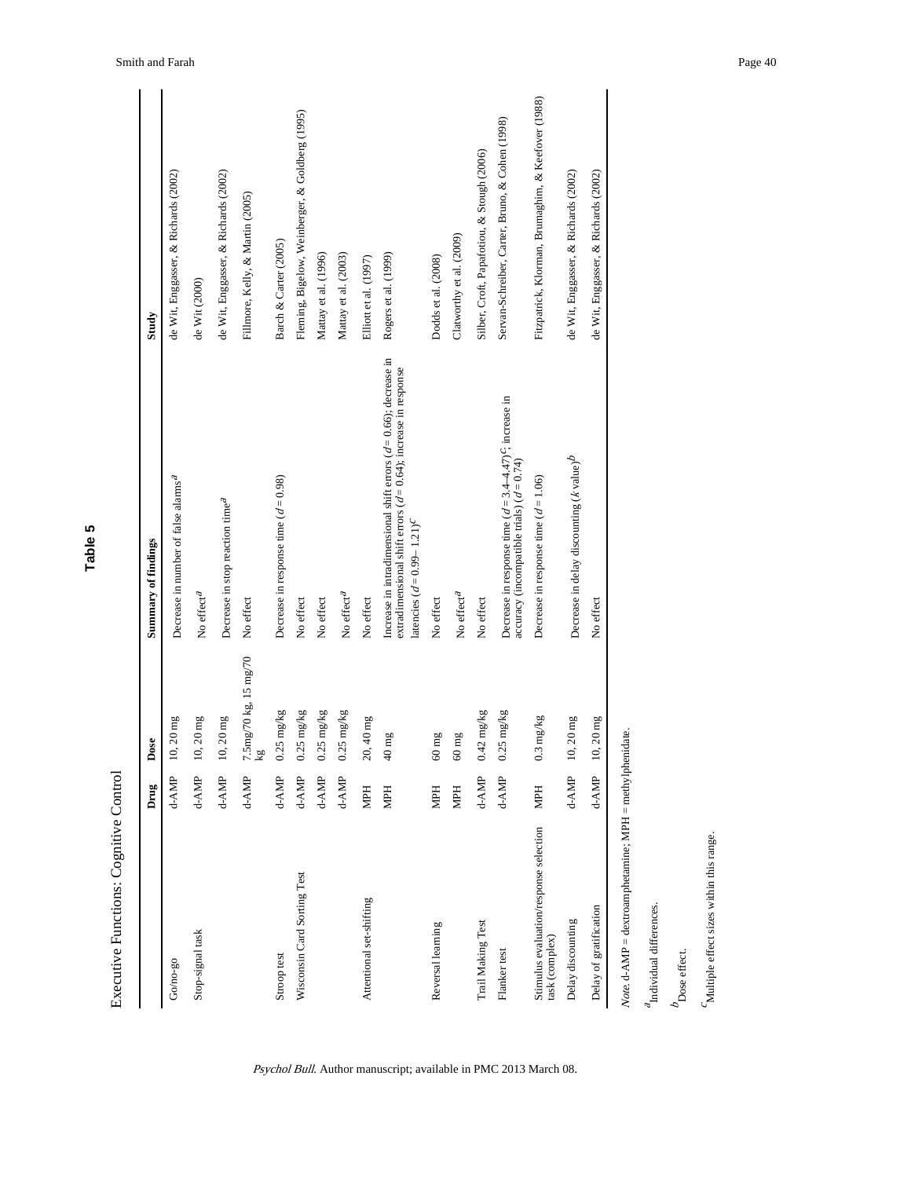## Table 5

Executive Functions: Cognitive Control

| | Drug | Dose | Summary of findings | Study |
|---|---|---|---|---|
| Go/no-go | d-AMP | 10, 20 mg | Decrease in number of false alarms[a] | de Wit, Enggasser, & Richards (2002) |
| Stop-signal task | d-AMP | 10, 20 mg | No effect[a] | de Wit (2000) |
| | d-AMP | 10, 20 mg | Decrease in stop reaction time[a] | de Wit, Enggasser, & Richards (2002) |
| | d-AMP | 7.5mg/70 kg, 15 mg/70 kg | No effect | Fillmore, Kelly, & Martin (2005) |
| Stroop test | d-AMP | 0.25 mg/kg | Decrease in response time ($d$ = 0.98) | Barch & Carter (2005) |
| Wisconsin Card Sorting Test | d-AMP | 0.25 mg/kg | No effect | Fleming, Bigelow, Weinberger, & Goldberg (1995) |
| | d-AMP | 0.25 mg/kg | No effect | Mattay et al. (1996) |
| | d-AMP | 0.25 mg/kg | No effect[a] | Mattay et al. (2003) |
| Attentional set-shifting | MPH | 20, 40 mg | No effect | Elliott et al. (1997) |
| | MPH | 40 mg | Increase in intradimensional shift errors ($d$ = 0.66); decrease in extradimensional shift errors ($d$ = 0.64); increase in response latencies ($d$ = 0.99– 1.21)[c] | Rogers et al. (1999) |
| Reversal learning | MPH | 60 mg | No effect | Dodds et al. (2008) |
| | MPH | 60 mg | No effect[a] | Clatworthy et al. (2009) |
| Trail Making Test | d-AMP | 0.42 mg/kg | No effect | Silber, Croft, Papafotiou, & Stough (2006) |
| Flanker test | d-AMP | 0.25 mg/kg | Decrease in response time ($d$ = 3.4–4.47)[c]; increase in accuracy (incompatible trials) ($d$ = 0.74) | Servan-Schreiber, Carter, Bruno, & Cohen (1998) |
| Stimulus evaluation/response selection task (complex) | MPH | 0.3 mg/kg | Decrease in response time ($d$ = 1.06) | Fitzpatrick, Klorman, Brumaghim, & Keefover (1988) |
| Delay discounting | d-AMP | 10, 20 mg | Decrease in delay discounting ($k$ value)[b] | de Wit, Enggasser, & Richards (2002) |
| Delay of gratification | d-AMP | 10, 20 mg | No effect | de Wit, Enggasser, & Richards (2002) |

*Note.* d-AMP = dextroamphetamine; MPH = methylphenidate.

[a] Individual differences.

[b] Dose effect.

[c] Multiple effect sizes within this range.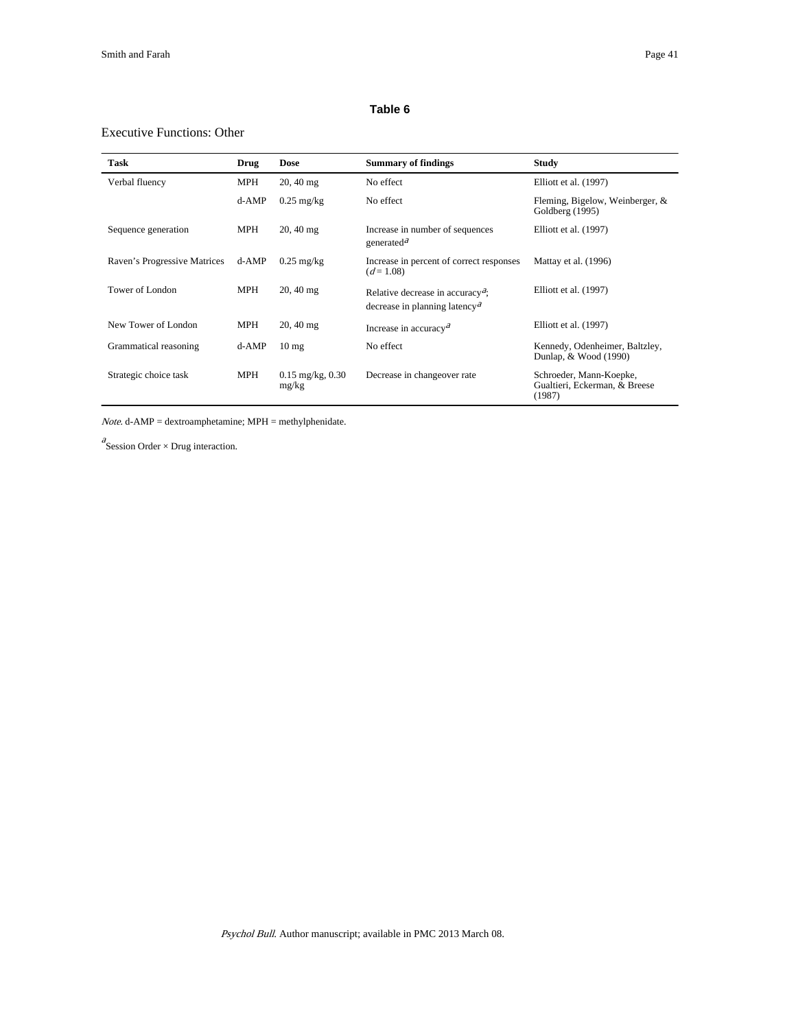**Table 6**

Executive Functions: Other

| Task | Drug | Dose | Summary of findings | Study |
|---|---|---|---|---|
| Verbal fluency | MPH | 20, 40 mg | No effect | Elliott et al. (1997) |
| | d-AMP | 0.25 mg/kg | No effect | Fleming, Bigelow, Weinberger, & Goldberg (1995) |
| Sequence generation | MPH | 20, 40 mg | Increase in number of sequences generated[a] | Elliott et al. (1997) |
| Raven's Progressive Matrices | d-AMP | 0.25 mg/kg | Increase in percent of correct responses ($d$ = 1.08) | Mattay et al. (1996) |
| Tower of London | MPH | 20, 40 mg | Relative decrease in accuracy[a]; decrease in planning latency[a] | Elliott et al. (1997) |
| New Tower of London | MPH | 20, 40 mg | Increase in accuracy[a] | Elliott et al. (1997) |
| Grammatical reasoning | d-AMP | 10 mg | No effect | Kennedy, Odenheimer, Baltzley, Dunlap, & Wood (1990) |
| Strategic choice task | MPH | 0.15 mg/kg, 0.30 mg/kg | Decrease in changeover rate | Schroeder, Mann-Koepke, Gualtieri, Eckerman, & Breese (1987) |

*Note*. d-AMP = dextroamphetamine; MPH = methylphenidate.

[a]Session Order × Drug interaction.